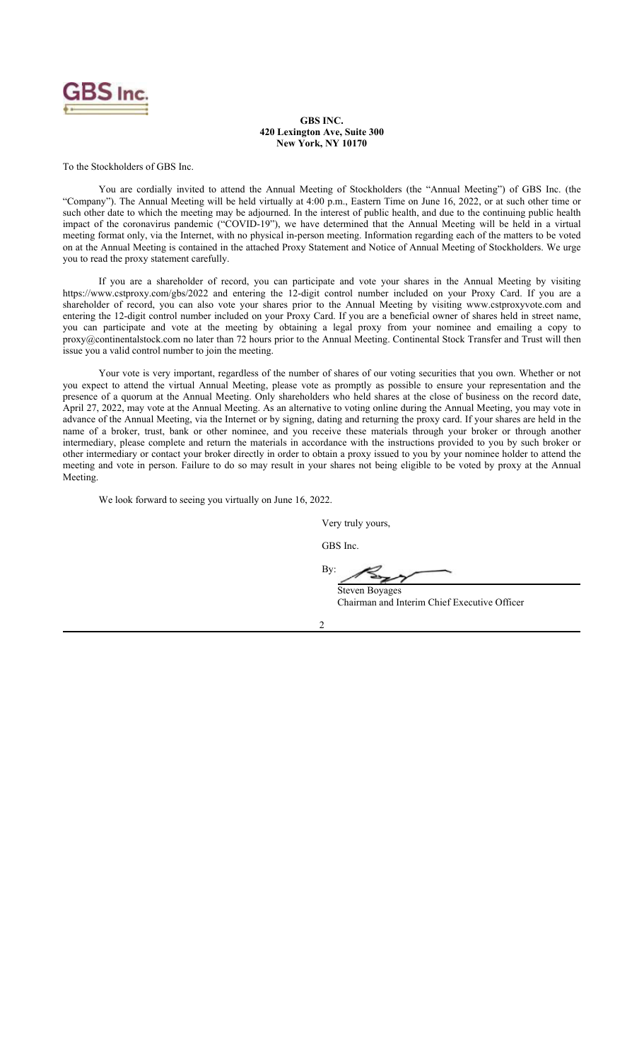**GBS INC.**
**420 Lexington Ave, Suite 300**
**New York, NY 10170**

To the Stockholders of GBS Inc.

You are cordially invited to attend the Annual Meeting of Stockholders (the "Annual Meeting") of GBS Inc. (the "Company"). The Annual Meeting will be held virtually at 4:00 p.m., Eastern Time on June 16, 2022, or at such other time or such other date to which the meeting may be adjourned. In the interest of public health, and due to the continuing public health impact of the coronavirus pandemic ("COVID-19"), we have determined that the Annual Meeting will be held in a virtual meeting format only, via the Internet, with no physical in-person meeting. Information regarding each of the matters to be voted on at the Annual Meeting is contained in the attached Proxy Statement and Notice of Annual Meeting of Stockholders. We urge you to read the proxy statement carefully.

If you are a shareholder of record, you can participate and vote your shares in the Annual Meeting by visiting https://www.cstproxy.com/gbs/2022 and entering the 12-digit control number included on your Proxy Card. If you are a shareholder of record, you can also vote your shares prior to the Annual Meeting by visiting www.cstproxyvote.com and entering the 12-digit control number included on your Proxy Card. If you are a beneficial owner of shares held in street name, you can participate and vote at the meeting by obtaining a legal proxy from your nominee and emailing a copy to proxy@continentalstock.com no later than 72 hours prior to the Annual Meeting. Continental Stock Transfer and Trust will then issue you a valid control number to join the meeting.

Your vote is very important, regardless of the number of shares of our voting securities that you own. Whether or not you expect to attend the virtual Annual Meeting, please vote as promptly as possible to ensure your representation and the presence of a quorum at the Annual Meeting. Only shareholders who held shares at the close of business on the record date, April 27, 2022, may vote at the Annual Meeting. As an alternative to voting online during the Annual Meeting, you may vote in advance of the Annual Meeting, via the Internet or by signing, dating and returning the proxy card. If your shares are held in the name of a broker, trust, bank or other nominee, and you receive these materials through your broker or through another intermediary, please complete and return the materials in accordance with the instructions provided to you by such broker or other intermediary or contact your broker directly in order to obtain a proxy issued to you by your nominee holder to attend the meeting and vote in person. Failure to do so may result in your shares not being eligible to be voted by proxy at the Annual Meeting.

We look forward to seeing you virtually on June 16, 2022.

Very truly yours,

GBS Inc.

By: 

Steven Boyages
Chairman and Interim Chief Executive Officer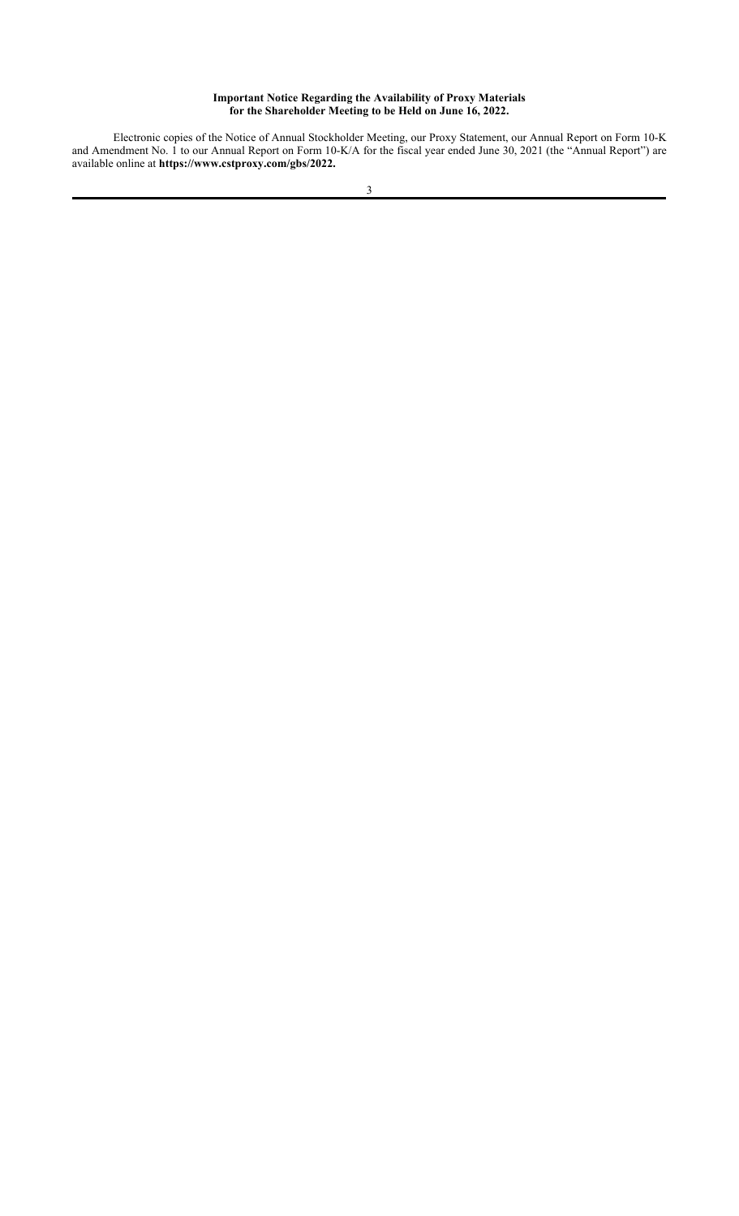**Important Notice Regarding the Availability of Proxy Materials for the Shareholder Meeting to be Held on June 16, 2022.**

Electronic copies of the Notice of Annual Stockholder Meeting, our Proxy Statement, our Annual Report on Form 10-K and Amendment No. 1 to our Annual Report on Form 10-K/A for the fiscal year ended June 30, 2021 (the "Annual Report") are available online at **https://www.cstproxy.com/gbs/2022.**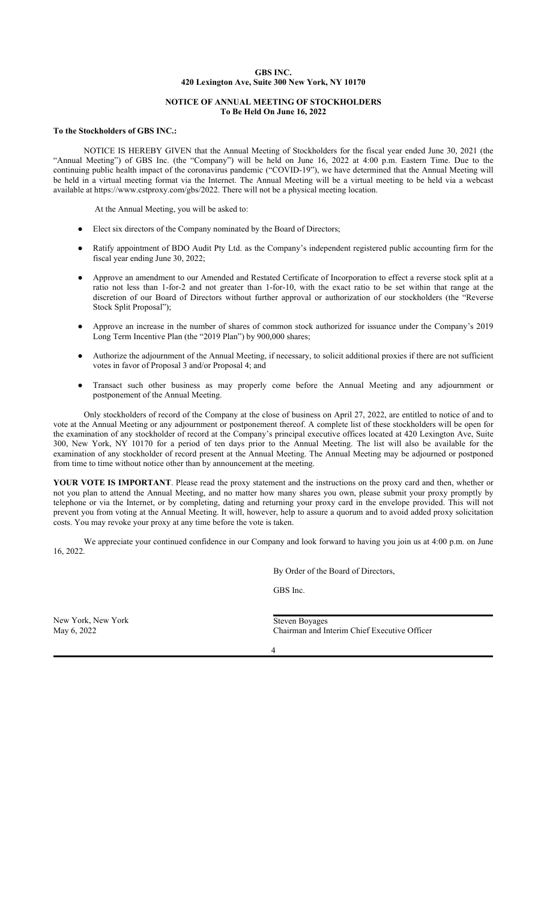**GBS INC.**
**420 Lexington Ave, Suite 300 New York, NY 10170**

**NOTICE OF ANNUAL MEETING OF STOCKHOLDERS**
**To Be Held On June 16, 2022**

**To the Stockholders of GBS INC.:**

NOTICE IS HEREBY GIVEN that the Annual Meeting of Stockholders for the fiscal year ended June 30, 2021 (the "Annual Meeting") of GBS Inc. (the "Company") will be held on June 16, 2022 at 4:00 p.m. Eastern Time. Due to the continuing public health impact of the coronavirus pandemic ("COVID-19"), we have determined that the Annual Meeting will be held in a virtual meeting format via the Internet. The Annual Meeting will be a virtual meeting to be held via a webcast available at https://www.cstproxy.com/gbs/2022. There will not be a physical meeting location.

At the Annual Meeting, you will be asked to:

- Elect six directors of the Company nominated by the Board of Directors;
- Ratify appointment of BDO Audit Pty Ltd. as the Company's independent registered public accounting firm for the fiscal year ending June 30, 2022;
- Approve an amendment to our Amended and Restated Certificate of Incorporation to effect a reverse stock split at a ratio not less than 1-for-2 and not greater than 1-for-10, with the exact ratio to be set within that range at the discretion of our Board of Directors without further approval or authorization of our stockholders (the "Reverse Stock Split Proposal");
- Approve an increase in the number of shares of common stock authorized for issuance under the Company's 2019 Long Term Incentive Plan (the "2019 Plan") by 900,000 shares;
- Authorize the adjournment of the Annual Meeting, if necessary, to solicit additional proxies if there are not sufficient votes in favor of Proposal 3 and/or Proposal 4; and
- Transact such other business as may properly come before the Annual Meeting and any adjournment or postponement of the Annual Meeting.

Only stockholders of record of the Company at the close of business on April 27, 2022, are entitled to notice of and to vote at the Annual Meeting or any adjournment or postponement thereof. A complete list of these stockholders will be open for the examination of any stockholder of record at the Company's principal executive offices located at 420 Lexington Ave, Suite 300, New York, NY 10170 for a period of ten days prior to the Annual Meeting. The list will also be available for the examination of any stockholder of record present at the Annual Meeting. The Annual Meeting may be adjourned or postponed from time to time without notice other than by announcement at the meeting.

**YOUR VOTE IS IMPORTANT**. Please read the proxy statement and the instructions on the proxy card and then, whether or not you plan to attend the Annual Meeting, and no matter how many shares you own, please submit your proxy promptly by telephone or via the Internet, or by completing, dating and returning your proxy card in the envelope provided. This will not prevent you from voting at the Annual Meeting. It will, however, help to assure a quorum and to avoid added proxy solicitation costs. You may revoke your proxy at any time before the vote is taken.

We appreciate your continued confidence in our Company and look forward to having you join us at 4:00 p.m. on June 16, 2022.

By Order of the Board of Directors,

GBS Inc.

New York, New York
May 6, 2022

Steven Boyages
Chairman and Interim Chief Executive Officer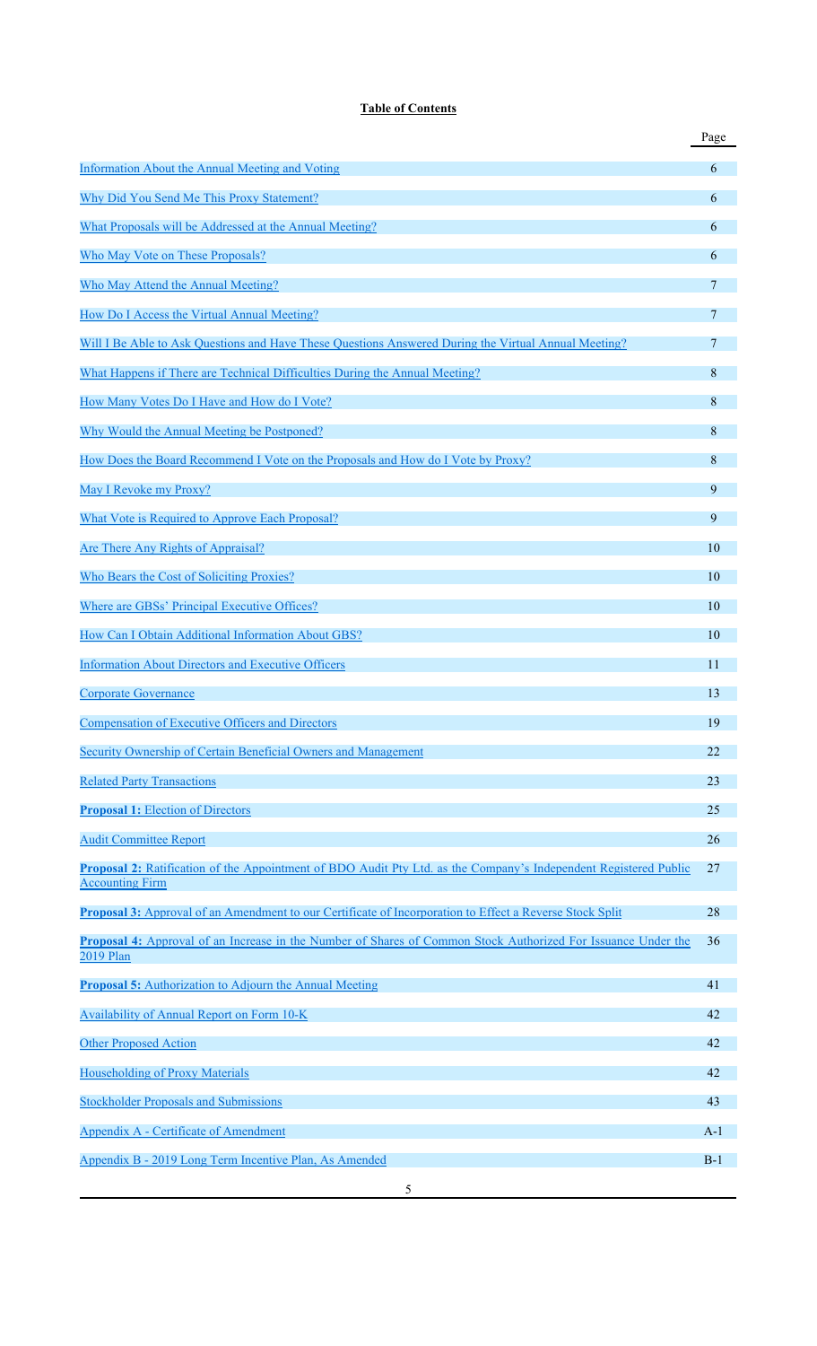**Table of Contents**

| | Page |
|---|---|
| Information About the Annual Meeting and Voting | 6 |
| Why Did You Send Me This Proxy Statement? | 6 |
| What Proposals will be Addressed at the Annual Meeting? | 6 |
| Who May Vote on These Proposals? | 6 |
| Who May Attend the Annual Meeting? | 7 |
| How Do I Access the Virtual Annual Meeting? | 7 |
| Will I Be Able to Ask Questions and Have These Questions Answered During the Virtual Annual Meeting? | 7 |
| What Happens if There are Technical Difficulties During the Annual Meeting? | 8 |
| How Many Votes Do I Have and How do I Vote? | 8 |
| Why Would the Annual Meeting be Postponed? | 8 |
| How Does the Board Recommend I Vote on the Proposals and How do I Vote by Proxy? | 8 |
| May I Revoke my Proxy? | 9 |
| What Vote is Required to Approve Each Proposal? | 9 |
| Are There Any Rights of Appraisal? | 10 |
| Who Bears the Cost of Soliciting Proxies? | 10 |
| Where are GBSs' Principal Executive Offices? | 10 |
| How Can I Obtain Additional Information About GBS? | 10 |
| Information About Directors and Executive Officers | 11 |
| Corporate Governance | 13 |
| Compensation of Executive Officers and Directors | 19 |
| Security Ownership of Certain Beneficial Owners and Management | 22 |
| Related Party Transactions | 23 |
| **Proposal 1:** Election of Directors | 25 |
| Audit Committee Report | 26 |
| **Proposal 2:** Ratification of the Appointment of BDO Audit Pty Ltd. as the Company's Independent Registered Public Accounting Firm | 27 |
| **Proposal 3:** Approval of an Amendment to our Certificate of Incorporation to Effect a Reverse Stock Split | 28 |
| **Proposal 4:** Approval of an Increase in the Number of Shares of Common Stock Authorized For Issuance Under the 2019 Plan | 36 |
| **Proposal 5:** Authorization to Adjourn the Annual Meeting | 41 |
| Availability of Annual Report on Form 10-K | 42 |
| Other Proposed Action | 42 |
| Householding of Proxy Materials | 42 |
| Stockholder Proposals and Submissions | 43 |
| Appendix A - Certificate of Amendment | A-1 |
| Appendix B - 2019 Long Term Incentive Plan, As Amended | B-1 |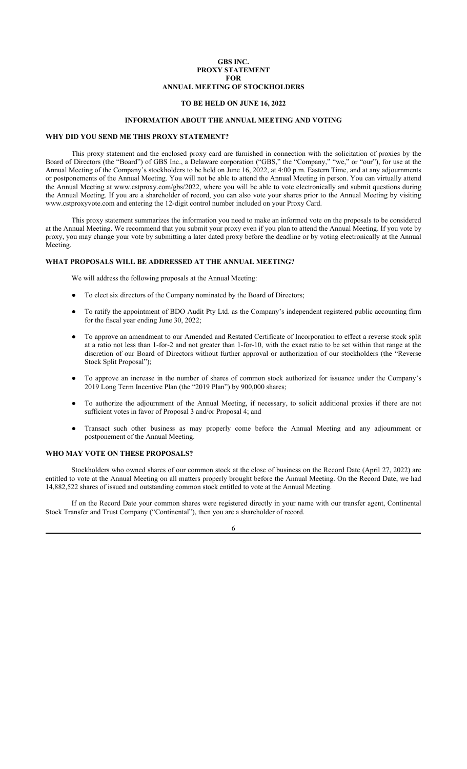# GBS INC.
# PROXY STATEMENT
# FOR
# ANNUAL MEETING OF STOCKHOLDERS

## TO BE HELD ON JUNE 16, 2022

## INFORMATION ABOUT THE ANNUAL MEETING AND VOTING

### WHY DID YOU SEND ME THIS PROXY STATEMENT?

This proxy statement and the enclosed proxy card are furnished in connection with the solicitation of proxies by the Board of Directors (the "Board") of GBS Inc., a Delaware corporation ("GBS," the "Company," "we," or "our"), for use at the Annual Meeting of the Company's stockholders to be held on June 16, 2022, at 4:00 p.m. Eastern Time, and at any adjournments or postponements of the Annual Meeting. You will not be able to attend the Annual Meeting in person. You can virtually attend the Annual Meeting at www.cstproxy.com/gbs/2022, where you will be able to vote electronically and submit questions during the Annual Meeting. If you are a shareholder of record, you can also vote your shares prior to the Annual Meeting by visiting www.cstproxyvote.com and entering the 12-digit control number included on your Proxy Card.

This proxy statement summarizes the information you need to make an informed vote on the proposals to be considered at the Annual Meeting. We recommend that you submit your proxy even if you plan to attend the Annual Meeting. If you vote by proxy, you may change your vote by submitting a later dated proxy before the deadline or by voting electronically at the Annual Meeting.

### WHAT PROPOSALS WILL BE ADDRESSED AT THE ANNUAL MEETING?

We will address the following proposals at the Annual Meeting:

- To elect six directors of the Company nominated by the Board of Directors;
- To ratify the appointment of BDO Audit Pty Ltd. as the Company's independent registered public accounting firm for the fiscal year ending June 30, 2022;
- To approve an amendment to our Amended and Restated Certificate of Incorporation to effect a reverse stock split at a ratio not less than 1-for-2 and not greater than 1-for-10, with the exact ratio to be set within that range at the discretion of our Board of Directors without further approval or authorization of our stockholders (the "Reverse Stock Split Proposal");
- To approve an increase in the number of shares of common stock authorized for issuance under the Company's 2019 Long Term Incentive Plan (the "2019 Plan") by 900,000 shares;
- To authorize the adjournment of the Annual Meeting, if necessary, to solicit additional proxies if there are not sufficient votes in favor of Proposal 3 and/or Proposal 4; and
- Transact such other business as may properly come before the Annual Meeting and any adjournment or postponement of the Annual Meeting.

### WHO MAY VOTE ON THESE PROPOSALS?

Stockholders who owned shares of our common stock at the close of business on the Record Date (April 27, 2022) are entitled to vote at the Annual Meeting on all matters properly brought before the Annual Meeting. On the Record Date, we had 14,882,522 shares of issued and outstanding common stock entitled to vote at the Annual Meeting.

If on the Record Date your common shares were registered directly in your name with our transfer agent, Continental Stock Transfer and Trust Company ("Continental"), then you are a shareholder of record.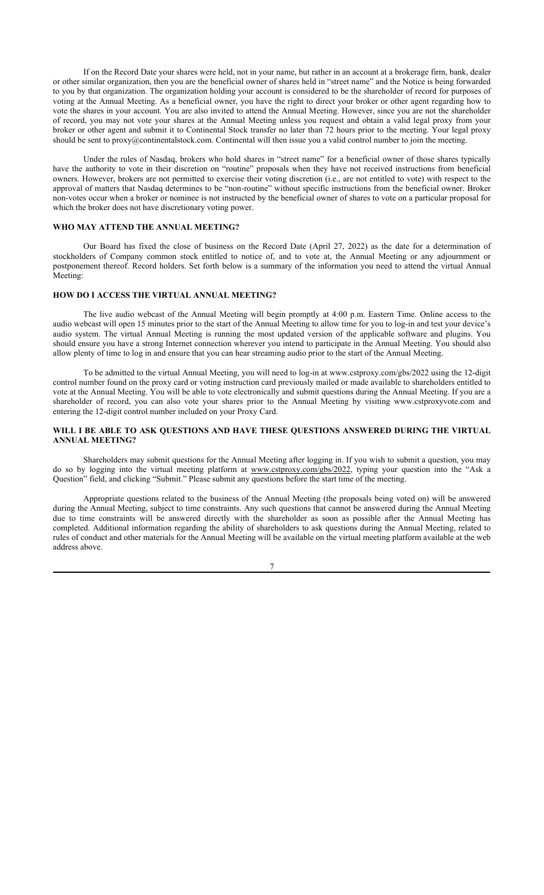If on the Record Date your shares were held, not in your name, but rather in an account at a brokerage firm, bank, dealer or other similar organization, then you are the beneficial owner of shares held in "street name" and the Notice is being forwarded to you by that organization. The organization holding your account is considered to be the shareholder of record for purposes of voting at the Annual Meeting. As a beneficial owner, you have the right to direct your broker or other agent regarding how to vote the shares in your account. You are also invited to attend the Annual Meeting. However, since you are not the shareholder of record, you may not vote your shares at the Annual Meeting unless you request and obtain a valid legal proxy from your broker or other agent and submit it to Continental Stock transfer no later than 72 hours prior to the meeting. Your legal proxy should be sent to proxy@continentalstock.com. Continental will then issue you a valid control number to join the meeting.

Under the rules of Nasdaq, brokers who hold shares in "street name" for a beneficial owner of those shares typically have the authority to vote in their discretion on "routine" proposals when they have not received instructions from beneficial owners. However, brokers are not permitted to exercise their voting discretion (i.e., are not entitled to vote) with respect to the approval of matters that Nasdaq determines to be "non-routine" without specific instructions from the beneficial owner. Broker non-votes occur when a broker or nominee is not instructed by the beneficial owner of shares to vote on a particular proposal for which the broker does not have discretionary voting power.

## WHO MAY ATTEND THE ANNUAL MEETING?

Our Board has fixed the close of business on the Record Date (April 27, 2022) as the date for a determination of stockholders of Company common stock entitled to notice of, and to vote at, the Annual Meeting or any adjournment or postponement thereof. Record holders. Set forth below is a summary of the information you need to attend the virtual Annual Meeting:

## HOW DO I ACCESS THE VIRTUAL ANNUAL MEETING?

The live audio webcast of the Annual Meeting will begin promptly at 4:00 p.m. Eastern Time. Online access to the audio webcast will open 15 minutes prior to the start of the Annual Meeting to allow time for you to log-in and test your device's audio system. The virtual Annual Meeting is running the most updated version of the applicable software and plugins. You should ensure you have a strong Internet connection wherever you intend to participate in the Annual Meeting. You should also allow plenty of time to log in and ensure that you can hear streaming audio prior to the start of the Annual Meeting.

To be admitted to the virtual Annual Meeting, you will need to log-in at www.cstproxy.com/gbs/2022 using the 12-digit control number found on the proxy card or voting instruction card previously mailed or made available to shareholders entitled to vote at the Annual Meeting. You will be able to vote electronically and submit questions during the Annual Meeting. If you are a shareholder of record, you can also vote your shares prior to the Annual Meeting by visiting www.cstproxyvote.com and entering the 12-digit control number included on your Proxy Card.

## WILL I BE ABLE TO ASK QUESTIONS AND HAVE THESE QUESTIONS ANSWERED DURING THE VIRTUAL ANNUAL MEETING?

Shareholders may submit questions for the Annual Meeting after logging in. If you wish to submit a question, you may do so by logging into the virtual meeting platform at www.cstproxy.com/gbs/2022, typing your question into the "Ask a Question" field, and clicking "Submit." Please submit any questions before the start time of the meeting.

Appropriate questions related to the business of the Annual Meeting (the proposals being voted on) will be answered during the Annual Meeting, subject to time constraints. Any such questions that cannot be answered during the Annual Meeting due to time constraints will be answered directly with the shareholder as soon as possible after the Annual Meeting has completed. Additional information regarding the ability of shareholders to ask questions during the Annual Meeting, related to rules of conduct and other materials for the Annual Meeting will be available on the virtual meeting platform available at the web address above.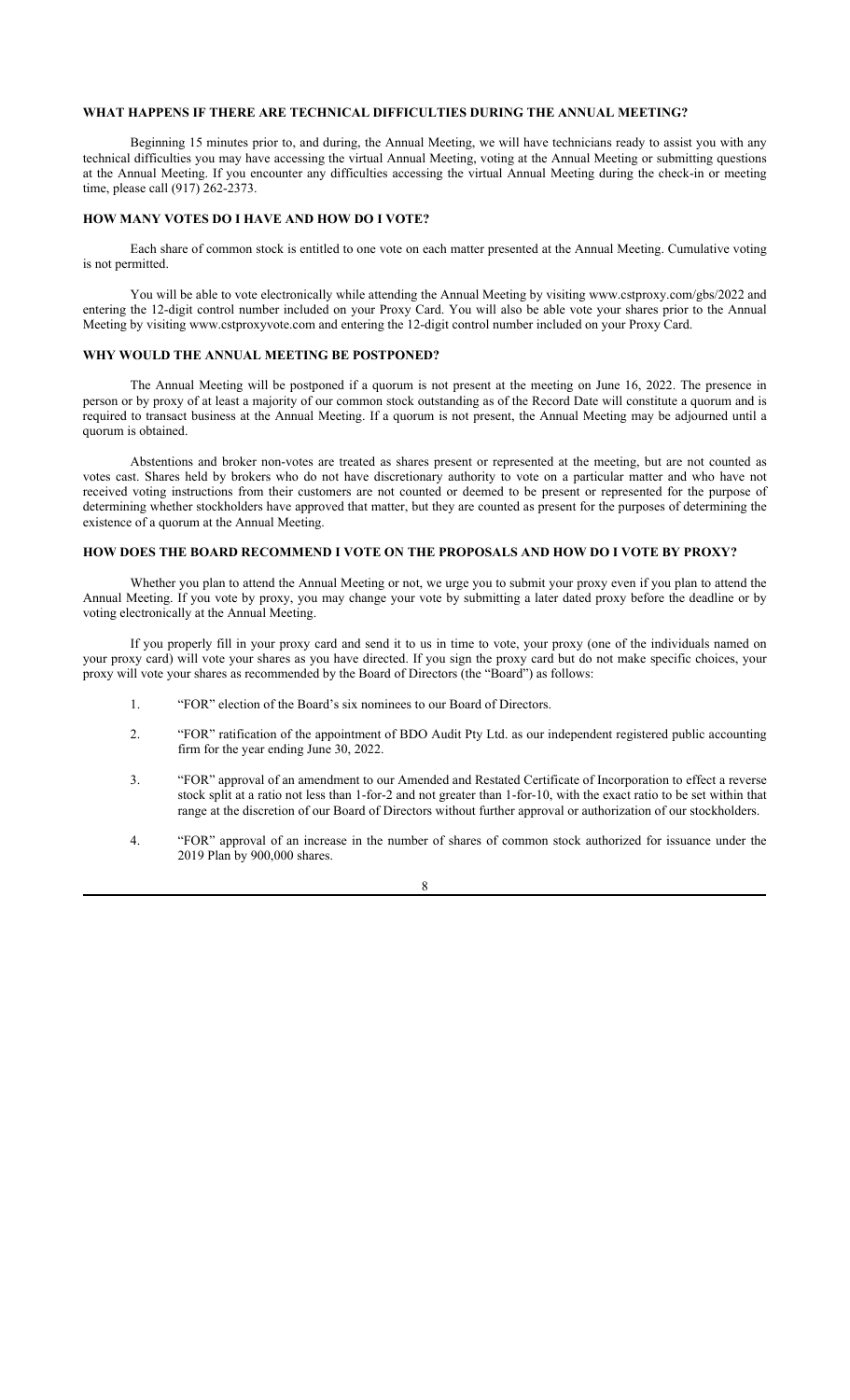### WHAT HAPPENS IF THERE ARE TECHNICAL DIFFICULTIES DURING THE ANNUAL MEETING?

Beginning 15 minutes prior to, and during, the Annual Meeting, we will have technicians ready to assist you with any technical difficulties you may have accessing the virtual Annual Meeting, voting at the Annual Meeting or submitting questions at the Annual Meeting. If you encounter any difficulties accessing the virtual Annual Meeting during the check-in or meeting time, please call (917) 262-2373.

### HOW MANY VOTES DO I HAVE AND HOW DO I VOTE?

Each share of common stock is entitled to one vote on each matter presented at the Annual Meeting. Cumulative voting is not permitted.

You will be able to vote electronically while attending the Annual Meeting by visiting www.cstproxy.com/gbs/2022 and entering the 12-digit control number included on your Proxy Card. You will also be able vote your shares prior to the Annual Meeting by visiting www.cstproxyvote.com and entering the 12-digit control number included on your Proxy Card.

### WHY WOULD THE ANNUAL MEETING BE POSTPONED?

The Annual Meeting will be postponed if a quorum is not present at the meeting on June 16, 2022. The presence in person or by proxy of at least a majority of our common stock outstanding as of the Record Date will constitute a quorum and is required to transact business at the Annual Meeting. If a quorum is not present, the Annual Meeting may be adjourned until a quorum is obtained.

Abstentions and broker non-votes are treated as shares present or represented at the meeting, but are not counted as votes cast. Shares held by brokers who do not have discretionary authority to vote on a particular matter and who have not received voting instructions from their customers are not counted or deemed to be present or represented for the purpose of determining whether stockholders have approved that matter, but they are counted as present for the purposes of determining the existence of a quorum at the Annual Meeting.

### HOW DOES THE BOARD RECOMMEND I VOTE ON THE PROPOSALS AND HOW DO I VOTE BY PROXY?

Whether you plan to attend the Annual Meeting or not, we urge you to submit your proxy even if you plan to attend the Annual Meeting. If you vote by proxy, you may change your vote by submitting a later dated proxy before the deadline or by voting electronically at the Annual Meeting.

If you properly fill in your proxy card and send it to us in time to vote, your proxy (one of the individuals named on your proxy card) will vote your shares as you have directed. If you sign the proxy card but do not make specific choices, your proxy will vote your shares as recommended by the Board of Directors (the "Board") as follows:

1. "FOR" election of the Board's six nominees to our Board of Directors.
2. "FOR" ratification of the appointment of BDO Audit Pty Ltd. as our independent registered public accounting firm for the year ending June 30, 2022.
3. "FOR" approval of an amendment to our Amended and Restated Certificate of Incorporation to effect a reverse stock split at a ratio not less than 1-for-2 and not greater than 1-for-10, with the exact ratio to be set within that range at the discretion of our Board of Directors without further approval or authorization of our stockholders.
4. "FOR" approval of an increase in the number of shares of common stock authorized for issuance under the 2019 Plan by 900,000 shares.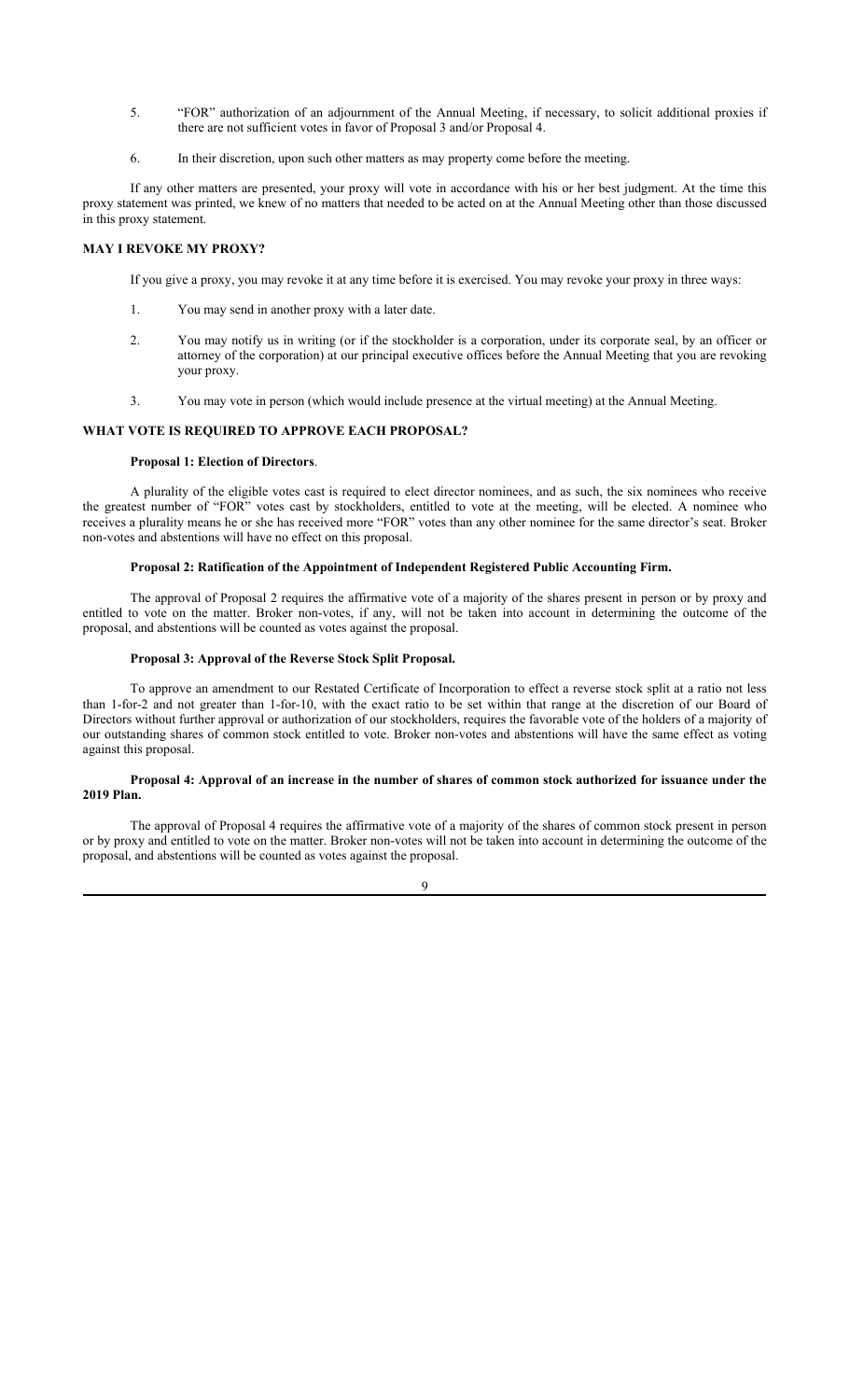5. "FOR" authorization of an adjournment of the Annual Meeting, if necessary, to solicit additional proxies if there are not sufficient votes in favor of Proposal 3 and/or Proposal 4.

6. In their discretion, upon such other matters as may property come before the meeting.

If any other matters are presented, your proxy will vote in accordance with his or her best judgment. At the time this proxy statement was printed, we knew of no matters that needed to be acted on at the Annual Meeting other than those discussed in this proxy statement.

### MAY I REVOKE MY PROXY?

If you give a proxy, you may revoke it at any time before it is exercised. You may revoke your proxy in three ways:

1. You may send in another proxy with a later date.

2. You may notify us in writing (or if the stockholder is a corporation, under its corporate seal, by an officer or attorney of the corporation) at our principal executive offices before the Annual Meeting that you are revoking your proxy.

3. You may vote in person (which would include presence at the virtual meeting) at the Annual Meeting.

### WHAT VOTE IS REQUIRED TO APPROVE EACH PROPOSAL?

**Proposal 1: Election of Directors**.

A plurality of the eligible votes cast is required to elect director nominees, and as such, the six nominees who receive the greatest number of "FOR" votes cast by stockholders, entitled to vote at the meeting, will be elected. A nominee who receives a plurality means he or she has received more "FOR" votes than any other nominee for the same director's seat. Broker non-votes and abstentions will have no effect on this proposal.

**Proposal 2: Ratification of the Appointment of Independent Registered Public Accounting Firm.**

The approval of Proposal 2 requires the affirmative vote of a majority of the shares present in person or by proxy and entitled to vote on the matter. Broker non-votes, if any, will not be taken into account in determining the outcome of the proposal, and abstentions will be counted as votes against the proposal.

**Proposal 3: Approval of the Reverse Stock Split Proposal.**

To approve an amendment to our Restated Certificate of Incorporation to effect a reverse stock split at a ratio not less than 1-for-2 and not greater than 1-for-10, with the exact ratio to be set within that range at the discretion of our Board of Directors without further approval or authorization of our stockholders, requires the favorable vote of the holders of a majority of our outstanding shares of common stock entitled to vote. Broker non-votes and abstentions will have the same effect as voting against this proposal.

**Proposal 4: Approval of an increase in the number of shares of common stock authorized for issuance under the 2019 Plan.**

The approval of Proposal 4 requires the affirmative vote of a majority of the shares of common stock present in person or by proxy and entitled to vote on the matter. Broker non-votes will not be taken into account in determining the outcome of the proposal, and abstentions will be counted as votes against the proposal.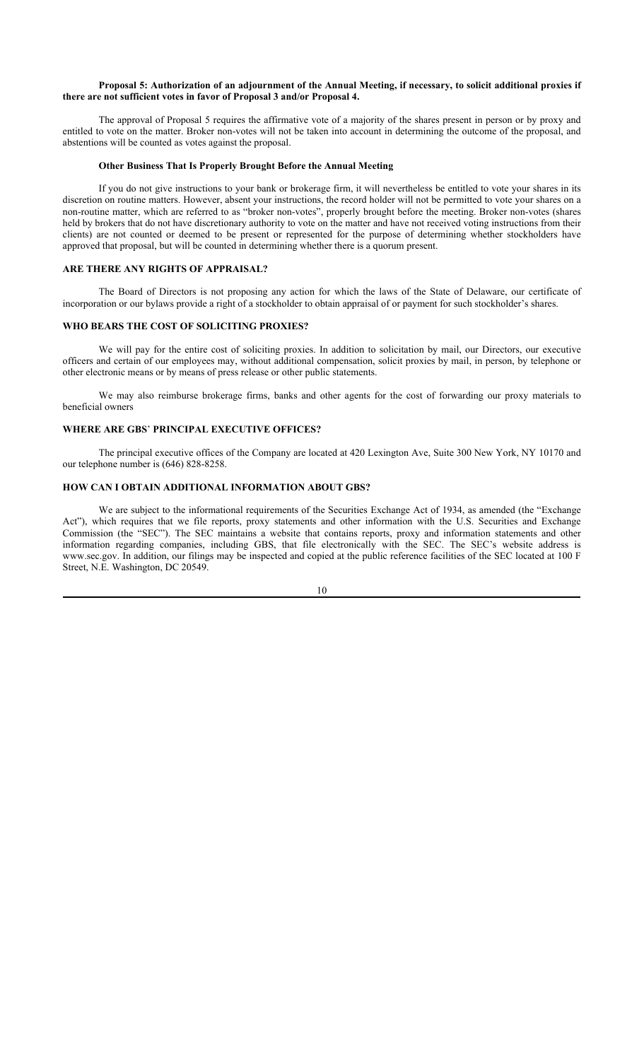**Proposal 5: Authorization of an adjournment of the Annual Meeting, if necessary, to solicit additional proxies if there are not sufficient votes in favor of Proposal 3 and/or Proposal 4.**

The approval of Proposal 5 requires the affirmative vote of a majority of the shares present in person or by proxy and entitled to vote on the matter. Broker non-votes will not be taken into account in determining the outcome of the proposal, and abstentions will be counted as votes against the proposal.

**Other Business That Is Properly Brought Before the Annual Meeting**

If you do not give instructions to your bank or brokerage firm, it will nevertheless be entitled to vote your shares in its discretion on routine matters. However, absent your instructions, the record holder will not be permitted to vote your shares on a non-routine matter, which are referred to as "broker non-votes", properly brought before the meeting. Broker non-votes (shares held by brokers that do not have discretionary authority to vote on the matter and have not received voting instructions from their clients) are not counted or deemed to be present or represented for the purpose of determining whether stockholders have approved that proposal, but will be counted in determining whether there is a quorum present.

## ARE THERE ANY RIGHTS OF APPRAISAL?

The Board of Directors is not proposing any action for which the laws of the State of Delaware, our certificate of incorporation or our bylaws provide a right of a stockholder to obtain appraisal of or payment for such stockholder's shares.

## WHO BEARS THE COST OF SOLICITING PROXIES?

We will pay for the entire cost of soliciting proxies. In addition to solicitation by mail, our Directors, our executive officers and certain of our employees may, without additional compensation, solicit proxies by mail, in person, by telephone or other electronic means or by means of press release or other public statements.

We may also reimburse brokerage firms, banks and other agents for the cost of forwarding our proxy materials to beneficial owners

## WHERE ARE GBS' PRINCIPAL EXECUTIVE OFFICES?

The principal executive offices of the Company are located at 420 Lexington Ave, Suite 300 New York, NY 10170 and our telephone number is (646) 828-8258.

## HOW CAN I OBTAIN ADDITIONAL INFORMATION ABOUT GBS?

We are subject to the informational requirements of the Securities Exchange Act of 1934, as amended (the "Exchange Act"), which requires that we file reports, proxy statements and other information with the U.S. Securities and Exchange Commission (the "SEC"). The SEC maintains a website that contains reports, proxy and information statements and other information regarding companies, including GBS, that file electronically with the SEC. The SEC's website address is www.sec.gov. In addition, our filings may be inspected and copied at the public reference facilities of the SEC located at 100 F Street, N.E. Washington, DC 20549.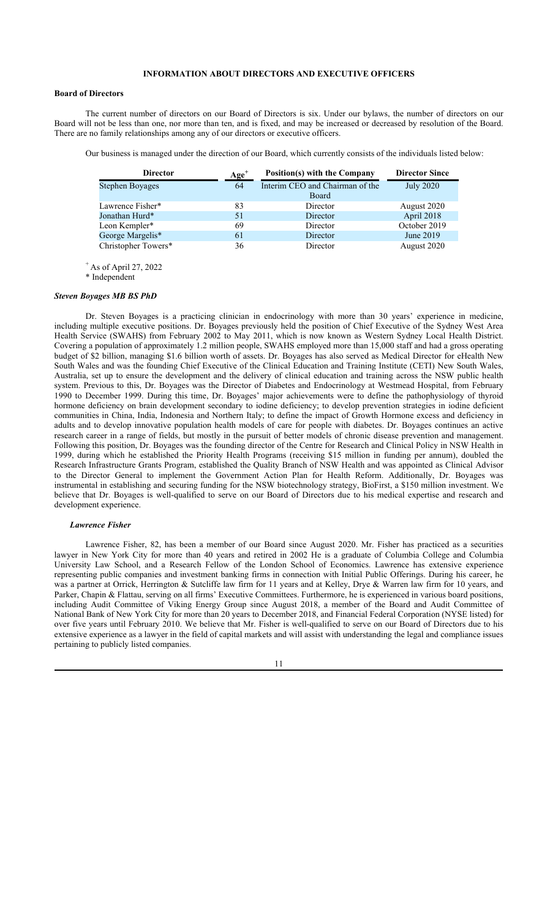## INFORMATION ABOUT DIRECTORS AND EXECUTIVE OFFICERS

### Board of Directors

The current number of directors on our Board of Directors is six. Under our bylaws, the number of directors on our Board will not be less than one, nor more than ten, and is fixed, and may be increased or decreased by resolution of the Board. There are no family relationships among any of our directors or executive officers.

Our business is managed under the direction of our Board, which currently consists of the individuals listed below:

| Director | Age+ | Position(s) with the Company | Director Since |
|---|---|---|---|
| Stephen Boyages | 64 | Interim CEO and Chairman of the Board | July 2020 |
| Lawrence Fisher* | 83 | Director | August 2020 |
| Jonathan Hurd* | 51 | Director | April 2018 |
| Leon Kempler* | 69 | Director | October 2019 |
| George Margelis* | 61 | Director | June 2019 |
| Christopher Towers* | 36 | Director | August 2020 |

+ As of April 27, 2022
* Independent

***Steven Boyages MB BS PhD***

Dr. Steven Boyages is a practicing clinician in endocrinology with more than 30 years' experience in medicine, including multiple executive positions. Dr. Boyages previously held the position of Chief Executive of the Sydney West Area Health Service (SWAHS) from February 2002 to May 2011, which is now known as Western Sydney Local Health District. Covering a population of approximately 1.2 million people, SWAHS employed more than 15,000 staff and had a gross operating budget of $2 billion, managing $1.6 billion worth of assets. Dr. Boyages has also served as Medical Director for eHealth New South Wales and was the founding Chief Executive of the Clinical Education and Training Institute (CETI) New South Wales, Australia, set up to ensure the development and the delivery of clinical education and training across the NSW public health system. Previous to this, Dr. Boyages was the Director of Diabetes and Endocrinology at Westmead Hospital, from February 1990 to December 1999. During this time, Dr. Boyages' major achievements were to define the pathophysiology of thyroid hormone deficiency on brain development secondary to iodine deficiency; to develop prevention strategies in iodine deficient communities in China, India, Indonesia and Northern Italy; to define the impact of Growth Hormone excess and deficiency in adults and to develop innovative population health models of care for people with diabetes. Dr. Boyages continues an active research career in a range of fields, but mostly in the pursuit of better models of chronic disease prevention and management. Following this position, Dr. Boyages was the founding director of the Centre for Research and Clinical Policy in NSW Health in 1999, during which he established the Priority Health Programs (receiving $15 million in funding per annum), doubled the Research Infrastructure Grants Program, established the Quality Branch of NSW Health and was appointed as Clinical Advisor to the Director General to implement the Government Action Plan for Health Reform. Additionally, Dr. Boyages was instrumental in establishing and securing funding for the NSW biotechnology strategy, BioFirst, a $150 million investment. We believe that Dr. Boyages is well-qualified to serve on our Board of Directors due to his medical expertise and research and development experience.

***Lawrence Fisher***

Lawrence Fisher, 82, has been a member of our Board since August 2020. Mr. Fisher has practiced as a securities lawyer in New York City for more than 40 years and retired in 2002 He is a graduate of Columbia College and Columbia University Law School, and a Research Fellow of the London School of Economics. Lawrence has extensive experience representing public companies and investment banking firms in connection with Initial Public Offerings. During his career, he was a partner at Orrick, Herrington & Sutcliffe law firm for 11 years and at Kelley, Drye & Warren law firm for 10 years, and Parker, Chapin & Flattau, serving on all firms' Executive Committees. Furthermore, he is experienced in various board positions, including Audit Committee of Viking Energy Group since August 2018, a member of the Board and Audit Committee of National Bank of New York City for more than 20 years to December 2018, and Financial Federal Corporation (NYSE listed) for over five years until February 2010. We believe that Mr. Fisher is well-qualified to serve on our Board of Directors due to his extensive experience as a lawyer in the field of capital markets and will assist with understanding the legal and compliance issues pertaining to publicly listed companies.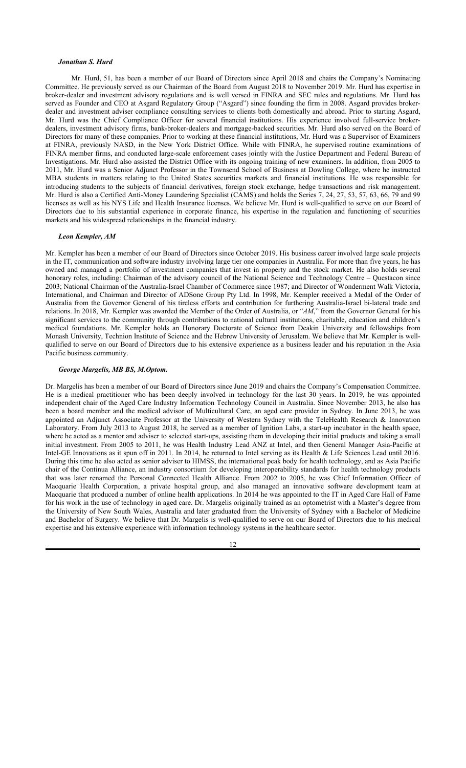***Jonathan S. Hurd***

Mr. Hurd, 51, has been a member of our Board of Directors since April 2018 and chairs the Company's Nominating Committee. He previously served as our Chairman of the Board from August 2018 to November 2019. Mr. Hurd has expertise in broker-dealer and investment advisory regulations and is well versed in FINRA and SEC rules and regulations. Mr. Hurd has served as Founder and CEO at Asgard Regulatory Group ("Asgard") since founding the firm in 2008. Asgard provides broker-dealer and investment adviser compliance consulting services to clients both domestically and abroad. Prior to starting Asgard, Mr. Hurd was the Chief Compliance Officer for several financial institutions. His experience involved full-service broker-dealers, investment advisory firms, bank-broker-dealers and mortgage-backed securities. Mr. Hurd also served on the Board of Directors for many of these companies. Prior to working at these financial institutions, Mr. Hurd was a Supervisor of Examiners at FINRA, previously NASD, in the New York District Office. While with FINRA, he supervised routine examinations of FINRA member firms, and conducted large-scale enforcement cases jointly with the Justice Department and Federal Bureau of Investigations. Mr. Hurd also assisted the District Office with its ongoing training of new examiners. In addition, from 2005 to 2011, Mr. Hurd was a Senior Adjunct Professor in the Townsend School of Business at Dowling College, where he instructed MBA students in matters relating to the United States securities markets and financial institutions. He was responsible for introducing students to the subjects of financial derivatives, foreign stock exchange, hedge transactions and risk management. Mr. Hurd is also a Certified Anti-Money Laundering Specialist (CAMS) and holds the Series 7, 24, 27, 53, 57, 63, 66, 79 and 99 licenses as well as his NYS Life and Health Insurance licenses. We believe Mr. Hurd is well-qualified to serve on our Board of Directors due to his substantial experience in corporate finance, his expertise in the regulation and functioning of securities markets and his widespread relationships in the financial industry.

***Leon Kempler, AM***

Mr. Kempler has been a member of our Board of Directors since October 2019. His business career involved large scale projects in the IT, communication and software industry involving large tier one companies in Australia. For more than five years, he has owned and managed a portfolio of investment companies that invest in property and the stock market. He also holds several honorary roles, including: Chairman of the advisory council of the National Science and Technology Centre – Questacon since 2003; National Chairman of the Australia-Israel Chamber of Commerce since 1987; and Director of Wonderment Walk Victoria, International, and Chairman and Director of ADSone Group Pty Ltd. In 1998, Mr. Kempler received a Medal of the Order of Australia from the Governor General of his tireless efforts and contribution for furthering Australia-Israel bi-lateral trade and relations. In 2018, Mr. Kempler was awarded the Member of the Order of Australia, or "*AM*," from the Governor General for his significant services to the community through contributions to national cultural institutions, charitable, education and children's medical foundations. Mr. Kempler holds an Honorary Doctorate of Science from Deakin University and fellowships from Monash University, Technion Institute of Science and the Hebrew University of Jerusalem. We believe that Mr. Kempler is well-qualified to serve on our Board of Directors due to his extensive experience as a business leader and his reputation in the Asia Pacific business community.

***George Margelis, MB BS, M.Optom.***

Dr. Margelis has been a member of our Board of Directors since June 2019 and chairs the Company's Compensation Committee. He is a medical practitioner who has been deeply involved in technology for the last 30 years. In 2019, he was appointed independent chair of the Aged Care Industry Information Technology Council in Australia. Since November 2013, he also has been a board member and the medical advisor of Multicultural Care, an aged care provider in Sydney. In June 2013, he was appointed an Adjunct Associate Professor at the University of Western Sydney with the TeleHealth Research & Innovation Laboratory. From July 2013 to August 2018, he served as a member of Ignition Labs, a start-up incubator in the health space, where he acted as a mentor and adviser to selected start-ups, assisting them in developing their initial products and taking a small initial investment. From 2005 to 2011, he was Health Industry Lead ANZ at Intel, and then General Manager Asia-Pacific at Intel-GE Innovations as it spun off in 2011. In 2014, he returned to Intel serving as its Health & Life Sciences Lead until 2016. During this time he also acted as senior adviser to HIMSS, the international peak body for health technology, and as Asia Pacific chair of the Continua Alliance, an industry consortium for developing interoperability standards for health technology products that was later renamed the Personal Connected Health Alliance. From 2002 to 2005, he was Chief Information Officer of Macquarie Health Corporation, a private hospital group, and also managed an innovative software development team at Macquarie that produced a number of online health applications. In 2014 he was appointed to the IT in Aged Care Hall of Fame for his work in the use of technology in aged care. Dr. Margelis originally trained as an optometrist with a Master's degree from the University of New South Wales, Australia and later graduated from the University of Sydney with a Bachelor of Medicine and Bachelor of Surgery. We believe that Dr. Margelis is well-qualified to serve on our Board of Directors due to his medical expertise and his extensive experience with information technology systems in the healthcare sector.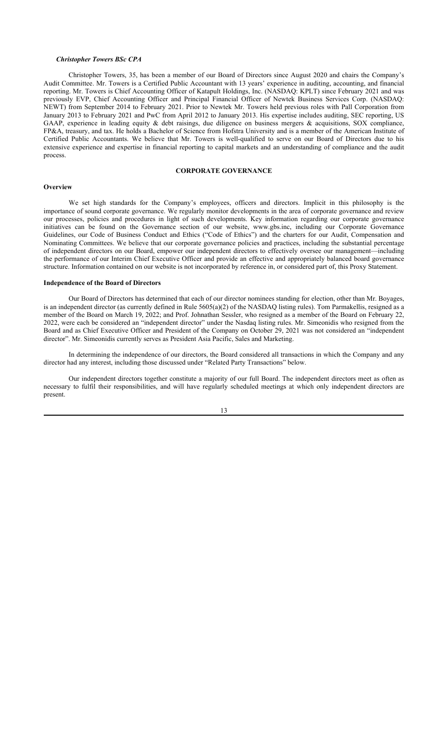### *Christopher Towers BSc CPA*

Christopher Towers, 35, has been a member of our Board of Directors since August 2020 and chairs the Company's Audit Committee. Mr. Towers is a Certified Public Accountant with 13 years' experience in auditing, accounting, and financial reporting. Mr. Towers is Chief Accounting Officer of Katapult Holdings, Inc. (NASDAQ: KPLT) since February 2021 and was previously EVP, Chief Accounting Officer and Principal Financial Officer of Newtek Business Services Corp. (NASDAQ: NEWT) from September 2014 to February 2021. Prior to Newtek Mr. Towers held previous roles with Pall Corporation from January 2013 to February 2021 and PwC from April 2012 to January 2013. His expertise includes auditing, SEC reporting, US GAAP, experience in leading equity & debt raisings, due diligence on business mergers & acquisitions, SOX compliance, FP&A, treasury, and tax. He holds a Bachelor of Science from Hofstra University and is a member of the American Institute of Certified Public Accountants. We believe that Mr. Towers is well-qualified to serve on our Board of Directors due to his extensive experience and expertise in financial reporting to capital markets and an understanding of compliance and the audit process.

## CORPORATE GOVERNANCE

### Overview

We set high standards for the Company's employees, officers and directors. Implicit in this philosophy is the importance of sound corporate governance. We regularly monitor developments in the area of corporate governance and review our processes, policies and procedures in light of such developments. Key information regarding our corporate governance initiatives can be found on the Governance section of our website, www.gbs.inc, including our Corporate Governance Guidelines, our Code of Business Conduct and Ethics ("Code of Ethics") and the charters for our Audit, Compensation and Nominating Committees. We believe that our corporate governance policies and practices, including the substantial percentage of independent directors on our Board, empower our independent directors to effectively oversee our management—including the performance of our Interim Chief Executive Officer and provide an effective and appropriately balanced board governance structure. Information contained on our website is not incorporated by reference in, or considered part of, this Proxy Statement.

### Independence of the Board of Directors

Our Board of Directors has determined that each of our director nominees standing for election, other than Mr. Boyages, is an independent director (as currently defined in Rule 5605(a)(2) of the NASDAQ listing rules). Tom Parmakellis, resigned as a member of the Board on March 19, 2022; and Prof. Johnathan Sessler, who resigned as a member of the Board on February 22, 2022, were each be considered an "independent director" under the Nasdaq listing rules. Mr. Simeonidis who resigned from the Board and as Chief Executive Officer and President of the Company on October 29, 2021 was not considered an "independent director". Mr. Simeonidis currently serves as President Asia Pacific, Sales and Marketing.

In determining the independence of our directors, the Board considered all transactions in which the Company and any director had any interest, including those discussed under "Related Party Transactions" below.

Our independent directors together constitute a majority of our full Board. The independent directors meet as often as necessary to fulfil their responsibilities, and will have regularly scheduled meetings at which only independent directors are present.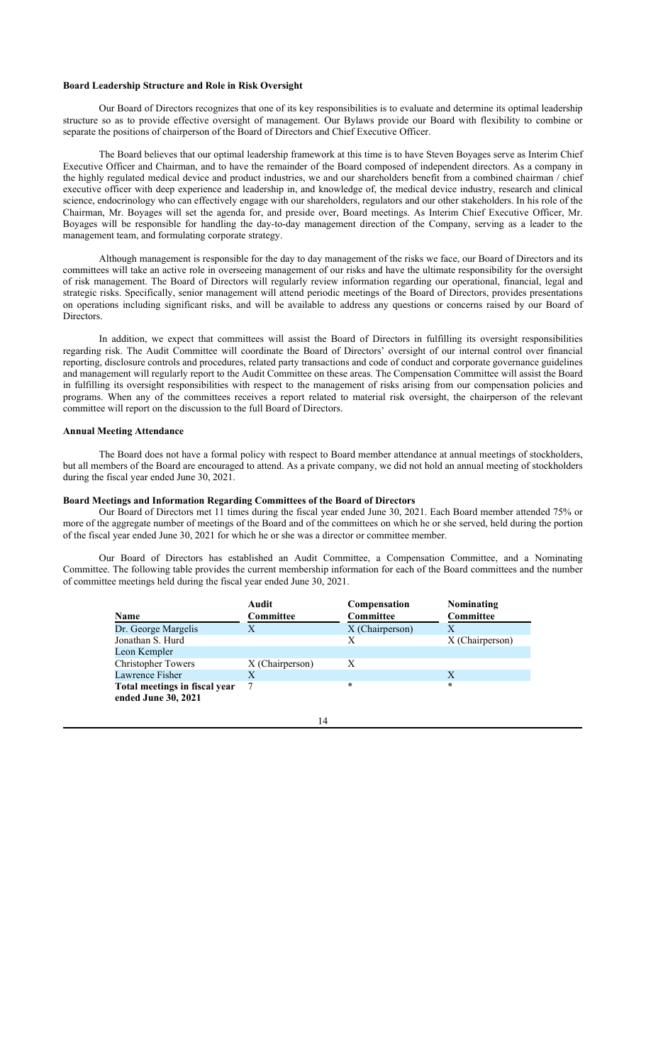### Board Leadership Structure and Role in Risk Oversight

Our Board of Directors recognizes that one of its key responsibilities is to evaluate and determine its optimal leadership structure so as to provide effective oversight of management. Our Bylaws provide our Board with flexibility to combine or separate the positions of chairperson of the Board of Directors and Chief Executive Officer.

The Board believes that our optimal leadership framework at this time is to have Steven Boyages serve as Interim Chief Executive Officer and Chairman, and to have the remainder of the Board composed of independent directors. As a company in the highly regulated medical device and product industries, we and our shareholders benefit from a combined chairman / chief executive officer with deep experience and leadership in, and knowledge of, the medical device industry, research and clinical science, endocrinology who can effectively engage with our shareholders, regulators and our other stakeholders. In his role of the Chairman, Mr. Boyages will set the agenda for, and preside over, Board meetings. As Interim Chief Executive Officer, Mr. Boyages will be responsible for handling the day-to-day management direction of the Company, serving as a leader to the management team, and formulating corporate strategy.

Although management is responsible for the day to day management of the risks we face, our Board of Directors and its committees will take an active role in overseeing management of our risks and have the ultimate responsibility for the oversight of risk management. The Board of Directors will regularly review information regarding our operational, financial, legal and strategic risks. Specifically, senior management will attend periodic meetings of the Board of Directors, provides presentations on operations including significant risks, and will be available to address any questions or concerns raised by our Board of Directors.

In addition, we expect that committees will assist the Board of Directors in fulfilling its oversight responsibilities regarding risk. The Audit Committee will coordinate the Board of Directors' oversight of our internal control over financial reporting, disclosure controls and procedures, related party transactions and code of conduct and corporate governance guidelines and management will regularly report to the Audit Committee on these areas. The Compensation Committee will assist the Board in fulfilling its oversight responsibilities with respect to the management of risks arising from our compensation policies and programs. When any of the committees receives a report related to material risk oversight, the chairperson of the relevant committee will report on the discussion to the full Board of Directors.

### Annual Meeting Attendance

The Board does not have a formal policy with respect to Board member attendance at annual meetings of stockholders, but all members of the Board are encouraged to attend. As a private company, we did not hold an annual meeting of stockholders during the fiscal year ended June 30, 2021.

### Board Meetings and Information Regarding Committees of the Board of Directors

Our Board of Directors met 11 times during the fiscal year ended June 30, 2021. Each Board member attended 75% or more of the aggregate number of meetings of the Board and of the committees on which he or she served, held during the portion of the fiscal year ended June 30, 2021 for which he or she was a director or committee member.

Our Board of Directors has established an Audit Committee, a Compensation Committee, and a Nominating Committee. The following table provides the current membership information for each of the Board committees and the number of committee meetings held during the fiscal year ended June 30, 2021.

| Name | Audit Committee | Compensation Committee | Nominating Committee |
|---|---|---|---|
| Dr. George Margelis | X | X (Chairperson) | X |
| Jonathan S. Hurd | | X | X (Chairperson) |
| Leon Kempler | | | |
| Christopher Towers | X (Chairperson) | X | |
| Lawrence Fisher | X | | X |
| **Total meetings in fiscal year ended June 30, 2021** | 7 | * | * |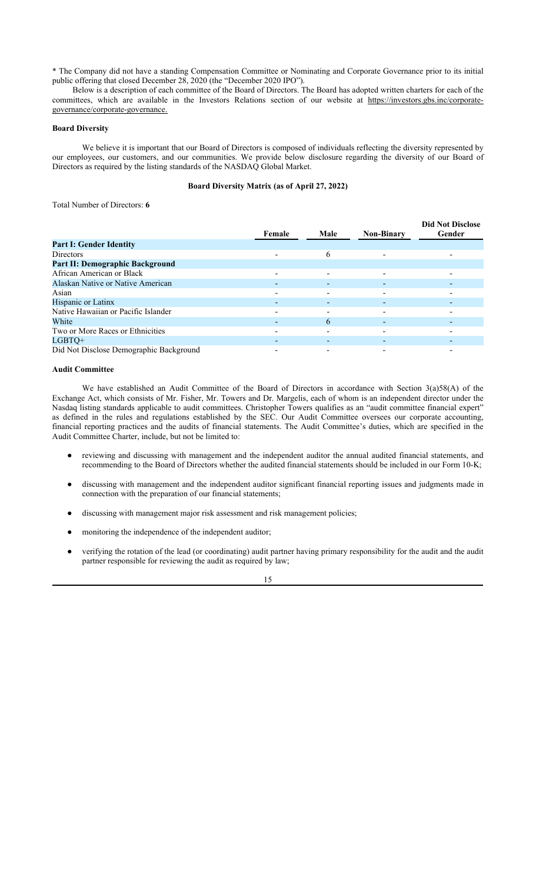* The Company did not have a standing Compensation Committee or Nominating and Corporate Governance prior to its initial public offering that closed December 28, 2020 (the "December 2020 IPO").

Below is a description of each committee of the Board of Directors. The Board has adopted written charters for each of the committees, which are available in the Investors Relations section of our website at https://investors.gbs.inc/corporate-governance/corporate-governance.

### Board Diversity

We believe it is important that our Board of Directors is composed of individuals reflecting the diversity represented by our employees, our customers, and our communities. We provide below disclosure regarding the diversity of our Board of Directors as required by the listing standards of the NASDAQ Global Market.

**Board Diversity Matrix (as of April 27, 2022)**

Total Number of Directors: **6**

| | Female | Male | Non-Binary | Did Not Disclose Gender |
|---|---|---|---|---|
| **Part I: Gender Identity** | | | | |
| Directors | - | 6 | - | - |
| **Part II: Demographic Background** | | | | |
| African American or Black | - | - | - | - |
| Alaskan Native or Native American | - | - | - | - |
| Asian | - | - | - | - |
| Hispanic or Latinx | - | - | - | - |
| Native Hawaiian or Pacific Islander | - | - | - | - |
| White | - | 6 | - | - |
| Two or More Races or Ethnicities | - | - | - | - |
| LGBTQ+ | - | - | - | - |
| Did Not Disclose Demographic Background | - | - | - | - |

### Audit Committee

We have established an Audit Committee of the Board of Directors in accordance with Section 3(a)58(A) of the Exchange Act, which consists of Mr. Fisher, Mr. Towers and Dr. Margelis, each of whom is an independent director under the Nasdaq listing standards applicable to audit committees. Christopher Towers qualifies as an "audit committee financial expert" as defined in the rules and regulations established by the SEC. Our Audit Committee oversees our corporate accounting, financial reporting practices and the audits of financial statements. The Audit Committee's duties, which are specified in the Audit Committee Charter, include, but not be limited to:

- reviewing and discussing with management and the independent auditor the annual audited financial statements, and recommending to the Board of Directors whether the audited financial statements should be included in our Form 10-K;
- discussing with management and the independent auditor significant financial reporting issues and judgments made in connection with the preparation of our financial statements;
- discussing with management major risk assessment and risk management policies;
- monitoring the independence of the independent auditor;
- verifying the rotation of the lead (or coordinating) audit partner having primary responsibility for the audit and the audit partner responsible for reviewing the audit as required by law;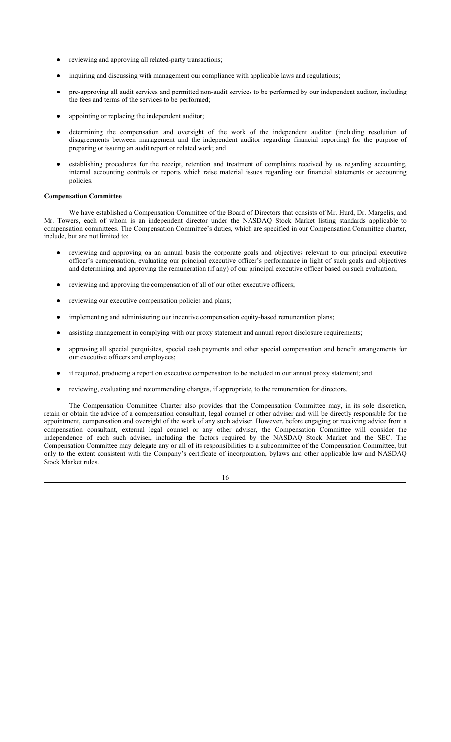- reviewing and approving all related-party transactions;
- inquiring and discussing with management our compliance with applicable laws and regulations;
- pre-approving all audit services and permitted non-audit services to be performed by our independent auditor, including the fees and terms of the services to be performed;
- appointing or replacing the independent auditor;
- determining the compensation and oversight of the work of the independent auditor (including resolution of disagreements between management and the independent auditor regarding financial reporting) for the purpose of preparing or issuing an audit report or related work; and
- establishing procedures for the receipt, retention and treatment of complaints received by us regarding accounting, internal accounting controls or reports which raise material issues regarding our financial statements or accounting policies.

**Compensation Committee**

We have established a Compensation Committee of the Board of Directors that consists of Mr. Hurd, Dr. Margelis, and Mr. Towers, each of whom is an independent director under the NASDAQ Stock Market listing standards applicable to compensation committees. The Compensation Committee's duties, which are specified in our Compensation Committee charter, include, but are not limited to:

- reviewing and approving on an annual basis the corporate goals and objectives relevant to our principal executive officer's compensation, evaluating our principal executive officer's performance in light of such goals and objectives and determining and approving the remuneration (if any) of our principal executive officer based on such evaluation;
- reviewing and approving the compensation of all of our other executive officers;
- reviewing our executive compensation policies and plans;
- implementing and administering our incentive compensation equity-based remuneration plans;
- assisting management in complying with our proxy statement and annual report disclosure requirements;
- approving all special perquisites, special cash payments and other special compensation and benefit arrangements for our executive officers and employees;
- if required, producing a report on executive compensation to be included in our annual proxy statement; and
- reviewing, evaluating and recommending changes, if appropriate, to the remuneration for directors.

The Compensation Committee Charter also provides that the Compensation Committee may, in its sole discretion, retain or obtain the advice of a compensation consultant, legal counsel or other adviser and will be directly responsible for the appointment, compensation and oversight of the work of any such adviser. However, before engaging or receiving advice from a compensation consultant, external legal counsel or any other adviser, the Compensation Committee will consider the independence of each such adviser, including the factors required by the NASDAQ Stock Market and the SEC. The Compensation Committee may delegate any or all of its responsibilities to a subcommittee of the Compensation Committee, but only to the extent consistent with the Company's certificate of incorporation, bylaws and other applicable law and NASDAQ Stock Market rules.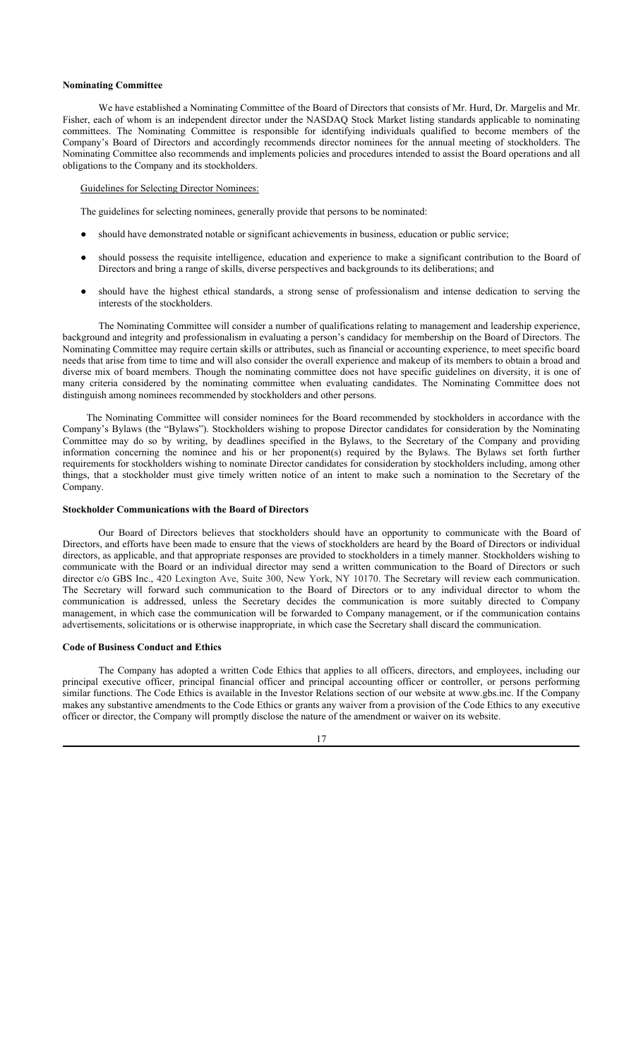**Nominating Committee**

We have established a Nominating Committee of the Board of Directors that consists of Mr. Hurd, Dr. Margelis and Mr. Fisher, each of whom is an independent director under the NASDAQ Stock Market listing standards applicable to nominating committees. The Nominating Committee is responsible for identifying individuals qualified to become members of the Company's Board of Directors and accordingly recommends director nominees for the annual meeting of stockholders. The Nominating Committee also recommends and implements policies and procedures intended to assist the Board operations and all obligations to the Company and its stockholders.

Guidelines for Selecting Director Nominees:

The guidelines for selecting nominees, generally provide that persons to be nominated:

- should have demonstrated notable or significant achievements in business, education or public service;
- should possess the requisite intelligence, education and experience to make a significant contribution to the Board of Directors and bring a range of skills, diverse perspectives and backgrounds to its deliberations; and
- should have the highest ethical standards, a strong sense of professionalism and intense dedication to serving the interests of the stockholders.

The Nominating Committee will consider a number of qualifications relating to management and leadership experience, background and integrity and professionalism in evaluating a person's candidacy for membership on the Board of Directors. The Nominating Committee may require certain skills or attributes, such as financial or accounting experience, to meet specific board needs that arise from time to time and will also consider the overall experience and makeup of its members to obtain a broad and diverse mix of board members. Though the nominating committee does not have specific guidelines on diversity, it is one of many criteria considered by the nominating committee when evaluating candidates. The Nominating Committee does not distinguish among nominees recommended by stockholders and other persons.

The Nominating Committee will consider nominees for the Board recommended by stockholders in accordance with the Company's Bylaws (the "Bylaws"). Stockholders wishing to propose Director candidates for consideration by the Nominating Committee may do so by writing, by deadlines specified in the Bylaws, to the Secretary of the Company and providing information concerning the nominee and his or her proponent(s) required by the Bylaws. The Bylaws set forth further requirements for stockholders wishing to nominate Director candidates for consideration by stockholders including, among other things, that a stockholder must give timely written notice of an intent to make such a nomination to the Secretary of the Company.

**Stockholder Communications with the Board of Directors**

Our Board of Directors believes that stockholders should have an opportunity to communicate with the Board of Directors, and efforts have been made to ensure that the views of stockholders are heard by the Board of Directors or individual directors, as applicable, and that appropriate responses are provided to stockholders in a timely manner. Stockholders wishing to communicate with the Board or an individual director may send a written communication to the Board of Directors or such director c/o GBS Inc., 420 Lexington Ave, Suite 300, New York, NY 10170. The Secretary will review each communication. The Secretary will forward such communication to the Board of Directors or to any individual director to whom the communication is addressed, unless the Secretary decides the communication is more suitably directed to Company management, in which case the communication will be forwarded to Company management, or if the communication contains advertisements, solicitations or is otherwise inappropriate, in which case the Secretary shall discard the communication.

**Code of Business Conduct and Ethics**

The Company has adopted a written Code Ethics that applies to all officers, directors, and employees, including our principal executive officer, principal financial officer and principal accounting officer or controller, or persons performing similar functions. The Code Ethics is available in the Investor Relations section of our website at www.gbs.inc. If the Company makes any substantive amendments to the Code Ethics or grants any waiver from a provision of the Code Ethics to any executive officer or director, the Company will promptly disclose the nature of the amendment or waiver on its website.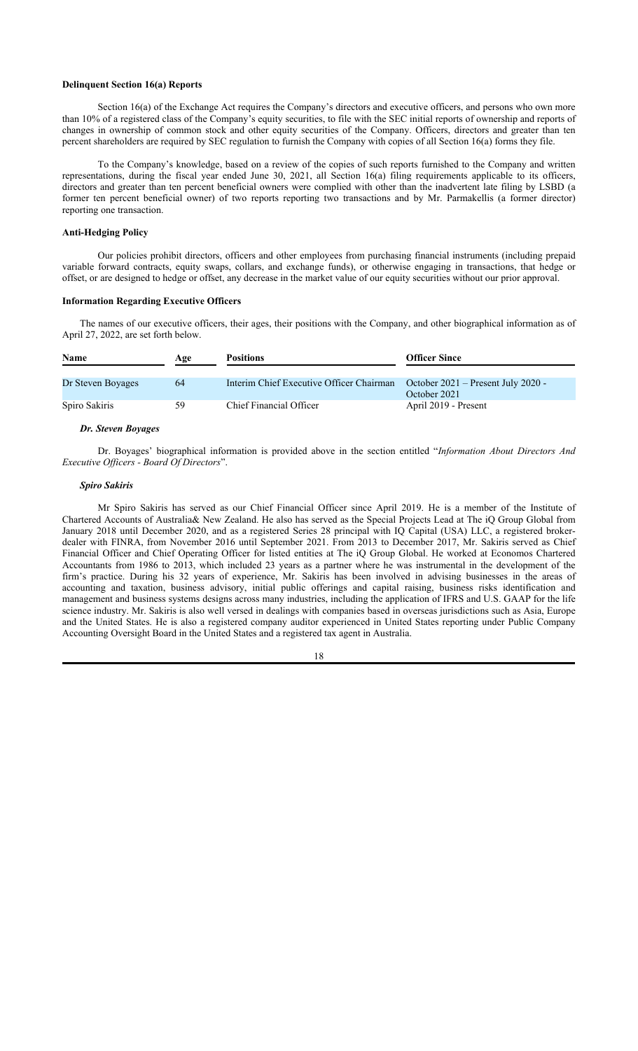**Delinquent Section 16(a) Reports**

Section 16(a) of the Exchange Act requires the Company's directors and executive officers, and persons who own more than 10% of a registered class of the Company's equity securities, to file with the SEC initial reports of ownership and reports of changes in ownership of common stock and other equity securities of the Company. Officers, directors and greater than ten percent shareholders are required by SEC regulation to furnish the Company with copies of all Section 16(a) forms they file.

To the Company's knowledge, based on a review of the copies of such reports furnished to the Company and written representations, during the fiscal year ended June 30, 2021, all Section 16(a) filing requirements applicable to its officers, directors and greater than ten percent beneficial owners were complied with other than the inadvertent late filing by LSBD (a former ten percent beneficial owner) of two reports reporting two transactions and by Mr. Parmakellis (a former director) reporting one transaction.

**Anti-Hedging Policy**

Our policies prohibit directors, officers and other employees from purchasing financial instruments (including prepaid variable forward contracts, equity swaps, collars, and exchange funds), or otherwise engaging in transactions, that hedge or offset, or are designed to hedge or offset, any decrease in the market value of our equity securities without our prior approval.

**Information Regarding Executive Officers**

The names of our executive officers, their ages, their positions with the Company, and other biographical information as of April 27, 2022, are set forth below.

| Name | Age | Positions | Officer Since |
|---|---|---|---|
| Dr Steven Boyages | 64 | Interim Chief Executive Officer Chairman | October 2021 – Present July 2020 - October 2021 |
| Spiro Sakiris | 59 | Chief Financial Officer | April 2019 - Present |

***Dr. Steven Boyages***

Dr. Boyages' biographical information is provided above in the section entitled "*Information About Directors And Executive Officers - Board Of Directors*".

***Spiro Sakiris***

Mr Spiro Sakiris has served as our Chief Financial Officer since April 2019. He is a member of the Institute of Chartered Accounts of Australia& New Zealand. He also has served as the Special Projects Lead at The iQ Group Global from January 2018 until December 2020, and as a registered Series 28 principal with IQ Capital (USA) LLC, a registered broker-dealer with FINRA, from November 2016 until September 2021. From 2013 to December 2017, Mr. Sakiris served as Chief Financial Officer and Chief Operating Officer for listed entities at The iQ Group Global. He worked at Economos Chartered Accountants from 1986 to 2013, which included 23 years as a partner where he was instrumental in the development of the firm's practice. During his 32 years of experience, Mr. Sakiris has been involved in advising businesses in the areas of accounting and taxation, business advisory, initial public offerings and capital raising, business risks identification and management and business systems designs across many industries, including the application of IFRS and U.S. GAAP for the life science industry. Mr. Sakiris is also well versed in dealings with companies based in overseas jurisdictions such as Asia, Europe and the United States. He is also a registered company auditor experienced in United States reporting under Public Company Accounting Oversight Board in the United States and a registered tax agent in Australia.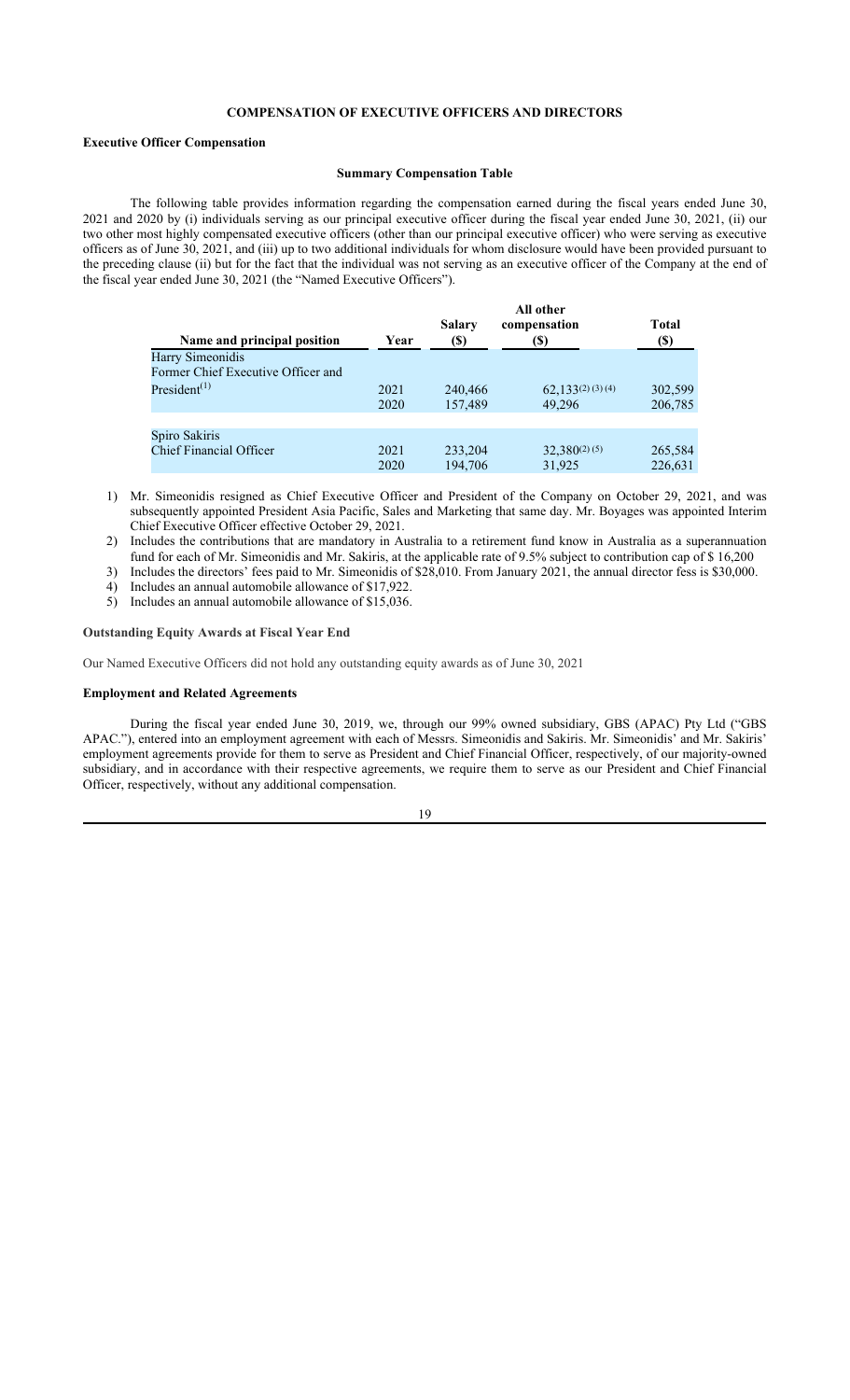## COMPENSATION OF EXECUTIVE OFFICERS AND DIRECTORS

### Executive Officer Compensation

#### Summary Compensation Table

The following table provides information regarding the compensation earned during the fiscal years ended June 30, 2021 and 2020 by (i) individuals serving as our principal executive officer during the fiscal year ended June 30, 2021, (ii) our two other most highly compensated executive officers (other than our principal executive officer) who were serving as executive officers as of June 30, 2021, and (iii) up to two additional individuals for whom disclosure would have been provided pursuant to the preceding clause (ii) but for the fact that the individual was not serving as an executive officer of the Company at the end of the fiscal year ended June 30, 2021 (the "Named Executive Officers").

| Name and principal position | Year | Salary ($) | All other compensation ($) | Total ($) |
|---|---|---|---|---|
| Harry Simeonidis<br>Former Chief Executive Officer and President(1) | 2021 | 240,466 | 62,133(2) (3) (4) | 302,599 |
| | 2020 | 157,489 | 49,296 | 206,785 |
| Spiro Sakiris<br>Chief Financial Officer | 2021 | 233,204 | 32,380(2) (5) | 265,584 |
| | 2020 | 194,706 | 31,925 | 226,631 |

1) Mr. Simeonidis resigned as Chief Executive Officer and President of the Company on October 29, 2021, and was subsequently appointed President Asia Pacific, Sales and Marketing that same day. Mr. Boyages was appointed Interim Chief Executive Officer effective October 29, 2021.
2) Includes the contributions that are mandatory in Australia to a retirement fund know in Australia as a superannuation fund for each of Mr. Simeonidis and Mr. Sakiris, at the applicable rate of 9.5% subject to contribution cap of $ 16,200
3) Includes the directors' fees paid to Mr. Simeonidis of $28,010. From January 2021, the annual director fess is $30,000.
4) Includes an annual automobile allowance of $17,922.
5) Includes an annual automobile allowance of $15,036.

### Outstanding Equity Awards at Fiscal Year End

Our Named Executive Officers did not hold any outstanding equity awards as of June 30, 2021

### Employment and Related Agreements

During the fiscal year ended June 30, 2019, we, through our 99% owned subsidiary, GBS (APAC) Pty Ltd ("GBS APAC."), entered into an employment agreement with each of Messrs. Simeonidis and Sakiris. Mr. Simeonidis' and Mr. Sakiris' employment agreements provide for them to serve as President and Chief Financial Officer, respectively, of our majority-owned subsidiary, and in accordance with their respective agreements, we require them to serve as our President and Chief Financial Officer, respectively, without any additional compensation.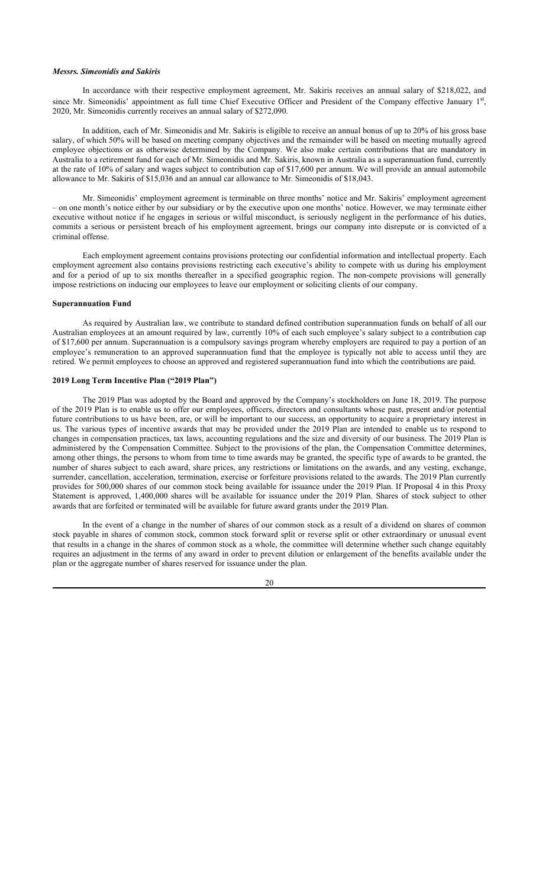***Messrs. Simeonidis and Sakiris***

In accordance with their respective employment agreement, Mr. Sakiris receives an annual salary of $218,022, and since Mr. Simeonidis' appointment as full time Chief Executive Officer and President of the Company effective January 1st, 2020, Mr. Simeonidis currently receives an annual salary of $272,090.

In addition, each of Mr. Simeonidis and Mr. Sakiris is eligible to receive an annual bonus of up to 20% of his gross base salary, of which 50% will be based on meeting company objectives and the remainder will be based on meeting mutually agreed employee objections or as otherwise determined by the Company. We also make certain contributions that are mandatory in Australia to a retirement fund for each of Mr. Simeonidis and Mr. Sakiris, known in Australia as a superannuation fund, currently at the rate of 10% of salary and wages subject to contribution cap of $17,600 per annum. We will provide an annual automobile allowance to Mr. Sakiris of $15,036 and an annual car allowance to Mr. Simeonidis of $18,043.

Mr. Simeonidis' employment agreement is terminable on three months' notice and Mr. Sakiris' employment agreement – on one month's notice either by our subsidiary or by the executive upon one months' notice. However, we may terminate either executive without notice if he engages in serious or wilful misconduct, is seriously negligent in the performance of his duties, commits a serious or persistent breach of his employment agreement, brings our company into disrepute or is convicted of a criminal offense.

Each employment agreement contains provisions protecting our confidential information and intellectual property. Each employment agreement also contains provisions restricting each executive's ability to compete with us during his employment and for a period of up to six months thereafter in a specified geographic region. The non-compete provisions will generally impose restrictions on inducing our employees to leave our employment or soliciting clients of our company.

**Superannuation Fund**

As required by Australian law, we contribute to standard defined contribution superannuation funds on behalf of all our Australian employees at an amount required by law, currently 10% of each such employee's salary subject to a contribution cap of $17,600 per annum. Superannuation is a compulsory savings program whereby employers are required to pay a portion of an employee's remuneration to an approved superannuation fund that the employee is typically not able to access until they are retired. We permit employees to choose an approved and registered superannuation fund into which the contributions are paid.

**2019 Long Term Incentive Plan ("2019 Plan")**

The 2019 Plan was adopted by the Board and approved by the Company's stockholders on June 18, 2019. The purpose of the 2019 Plan is to enable us to offer our employees, officers, directors and consultants whose past, present and/or potential future contributions to us have been, are, or will be important to our success, an opportunity to acquire a proprietary interest in us. The various types of incentive awards that may be provided under the 2019 Plan are intended to enable us to respond to changes in compensation practices, tax laws, accounting regulations and the size and diversity of our business. The 2019 Plan is administered by the Compensation Committee. Subject to the provisions of the plan, the Compensation Committee determines, among other things, the persons to whom from time to time awards may be granted, the specific type of awards to be granted, the number of shares subject to each award, share prices, any restrictions or limitations on the awards, and any vesting, exchange, surrender, cancellation, acceleration, termination, exercise or forfeiture provisions related to the awards. The 2019 Plan currently provides for 500,000 shares of our common stock being available for issuance under the 2019 Plan. If Proposal 4 in this Proxy Statement is approved, 1,400,000 shares will be available for issuance under the 2019 Plan. Shares of stock subject to other awards that are forfeited or terminated will be available for future award grants under the 2019 Plan.

In the event of a change in the number of shares of our common stock as a result of a dividend on shares of common stock payable in shares of common stock, common stock forward split or reverse split or other extraordinary or unusual event that results in a change in the shares of common stock as a whole, the committee will determine whether such change equitably requires an adjustment in the terms of any award in order to prevent dilution or enlargement of the benefits available under the plan or the aggregate number of shares reserved for issuance under the plan.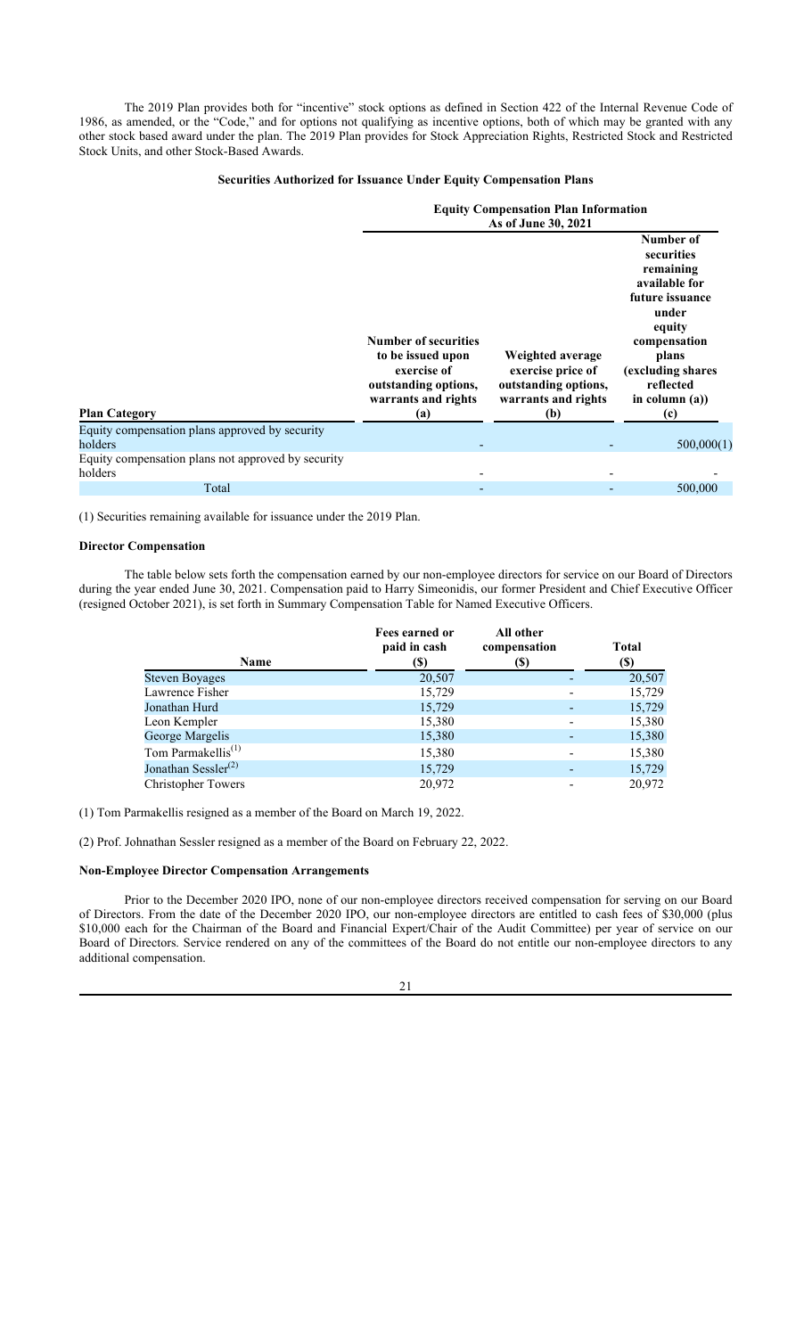The 2019 Plan provides both for "incentive" stock options as defined in Section 422 of the Internal Revenue Code of 1986, as amended, or the "Code," and for options not qualifying as incentive options, both of which may be granted with any other stock based award under the plan. The 2019 Plan provides for Stock Appreciation Rights, Restricted Stock and Restricted Stock Units, and other Stock-Based Awards.

**Securities Authorized for Issuance Under Equity Compensation Plans**

| | Equity Compensation Plan Information As of June 30, 2021 | | |
|---|---|---|---|
| **Plan Category** | **Number of securities to be issued upon exercise of outstanding options, warrants and rights (a)** | **Weighted average exercise price of outstanding options, warrants and rights (b)** | **Number of securities remaining available for future issuance under equity compensation plans (excluding shares reflected in column (a)) (c)** |
| Equity compensation plans approved by security holders | - | - | 500,000(1) |
| Equity compensation plans not approved by security holders | - | - | - |
| Total | - | - | 500,000 |

(1) Securities remaining available for issuance under the 2019 Plan.

### Director Compensation

The table below sets forth the compensation earned by our non-employee directors for service on our Board of Directors during the year ended June 30, 2021. Compensation paid to Harry Simeonidis, our former President and Chief Executive Officer (resigned October 2021), is set forth in Summary Compensation Table for Named Executive Officers.

| Name | Fees earned or paid in cash ($) | All other compensation ($) | Total ($) |
|---|---|---|---|
| Steven Boyages | 20,507 | - | 20,507 |
| Lawrence Fisher | 15,729 | - | 15,729 |
| Jonathan Hurd | 15,729 | - | 15,729 |
| Leon Kempler | 15,380 | - | 15,380 |
| George Margelis | 15,380 | - | 15,380 |
| Tom Parmakellis[(1)] | 15,380 | - | 15,380 |
| Jonathan Sessler[(2)] | 15,729 | - | 15,729 |
| Christopher Towers | 20,972 | - | 20,972 |

(1) Tom Parmakellis resigned as a member of the Board on March 19, 2022.

(2) Prof. Johnathan Sessler resigned as a member of the Board on February 22, 2022.

### Non-Employee Director Compensation Arrangements

Prior to the December 2020 IPO, none of our non-employee directors received compensation for serving on our Board of Directors. From the date of the December 2020 IPO, our non-employee directors are entitled to cash fees of $30,000 (plus $10,000 each for the Chairman of the Board and Financial Expert/Chair of the Audit Committee) per year of service on our Board of Directors. Service rendered on any of the committees of the Board do not entitle our non-employee directors to any additional compensation.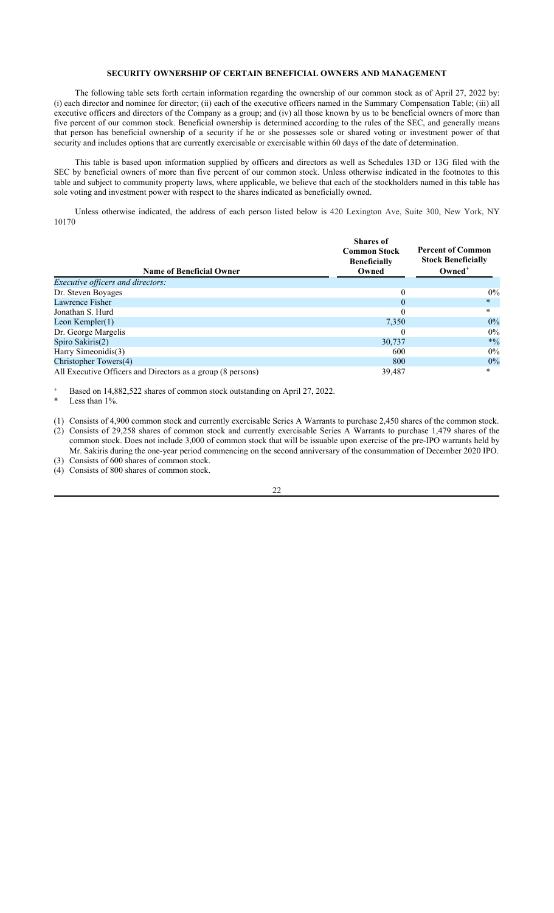## SECURITY OWNERSHIP OF CERTAIN BENEFICIAL OWNERS AND MANAGEMENT

The following table sets forth certain information regarding the ownership of our common stock as of April 27, 2022 by: (i) each director and nominee for director; (ii) each of the executive officers named in the Summary Compensation Table; (iii) all executive officers and directors of the Company as a group; and (iv) all those known by us to be beneficial owners of more than five percent of our common stock. Beneficial ownership is determined according to the rules of the SEC, and generally means that person has beneficial ownership of a security if he or she possesses sole or shared voting or investment power of that security and includes options that are currently exercisable or exercisable within 60 days of the date of determination.

This table is based upon information supplied by officers and directors as well as Schedules 13D or 13G filed with the SEC by beneficial owners of more than five percent of our common stock. Unless otherwise indicated in the footnotes to this table and subject to community property laws, where applicable, we believe that each of the stockholders named in this table has sole voting and investment power with respect to the shares indicated as beneficially owned.

Unless otherwise indicated, the address of each person listed below is 420 Lexington Ave, Suite 300, New York, NY 10170

| Name of Beneficial Owner | Shares of Common Stock Beneficially Owned | Percent of Common Stock Beneficially Owned+ |
|---|---|---|
| *Executive officers and directors:* | | |
| Dr. Steven Boyages | 0 | 0% |
| Lawrence Fisher | 0 | * |
| Jonathan S. Hurd | 0 | * |
| Leon Kempler(1) | 7,350 | 0% |
| Dr. George Margelis | 0 | 0% |
| Spiro Sakiris(2) | 30,737 | *% |
| Harry Simeonidis(3) | 600 | 0% |
| Christopher Towers(4) | 800 | 0% |
| All Executive Officers and Directors as a group (8 persons) | 39,487 | * |

+ Based on 14,882,522 shares of common stock outstanding on April 27, 2022.

* Less than 1%.

(1) Consists of 4,900 common stock and currently exercisable Series A Warrants to purchase 2,450 shares of the common stock.

(2) Consists of 29,258 shares of common stock and currently exercisable Series A Warrants to purchase 1,479 shares of the common stock. Does not include 3,000 of common stock that will be issuable upon exercise of the pre-IPO warrants held by Mr. Sakiris during the one-year period commencing on the second anniversary of the consummation of December 2020 IPO.

(3) Consists of 600 shares of common stock.

(4) Consists of 800 shares of common stock.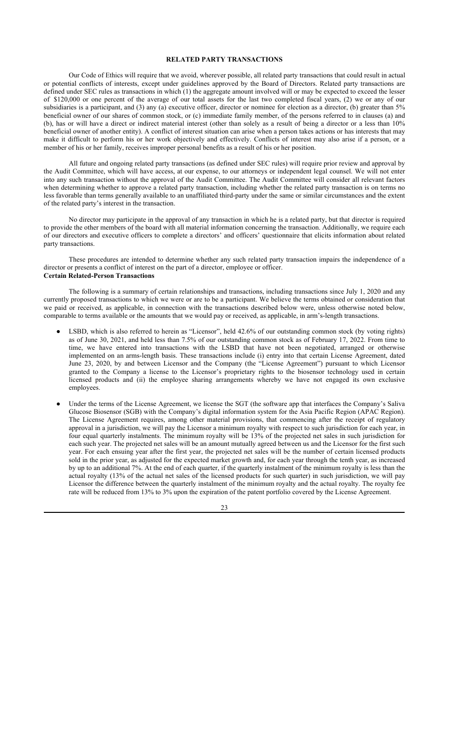## RELATED PARTY TRANSACTIONS

Our Code of Ethics will require that we avoid, wherever possible, all related party transactions that could result in actual or potential conflicts of interests, except under guidelines approved by the Board of Directors. Related party transactions are defined under SEC rules as transactions in which (1) the aggregate amount involved will or may be expected to exceed the lesser of $120,000 or one percent of the average of our total assets for the last two completed fiscal years, (2) we or any of our subsidiaries is a participant, and (3) any (a) executive officer, director or nominee for election as a director, (b) greater than 5% beneficial owner of our shares of common stock, or (c) immediate family member, of the persons referred to in clauses (a) and (b), has or will have a direct or indirect material interest (other than solely as a result of being a director or a less than 10% beneficial owner of another entity). A conflict of interest situation can arise when a person takes actions or has interests that may make it difficult to perform his or her work objectively and effectively. Conflicts of interest may also arise if a person, or a member of his or her family, receives improper personal benefits as a result of his or her position.

All future and ongoing related party transactions (as defined under SEC rules) will require prior review and approval by the Audit Committee, which will have access, at our expense, to our attorneys or independent legal counsel. We will not enter into any such transaction without the approval of the Audit Committee. The Audit Committee will consider all relevant factors when determining whether to approve a related party transaction, including whether the related party transaction is on terms no less favorable than terms generally available to an unaffiliated third-party under the same or similar circumstances and the extent of the related party's interest in the transaction.

No director may participate in the approval of any transaction in which he is a related party, but that director is required to provide the other members of the board with all material information concerning the transaction. Additionally, we require each of our directors and executive officers to complete a directors' and officers' questionnaire that elicits information about related party transactions.

These procedures are intended to determine whether any such related party transaction impairs the independence of a director or presents a conflict of interest on the part of a director, employee or officer.

### Certain Related-Person Transactions

The following is a summary of certain relationships and transactions, including transactions since July 1, 2020 and any currently proposed transactions to which we were or are to be a participant. We believe the terms obtained or consideration that we paid or received, as applicable, in connection with the transactions described below were, unless otherwise noted below, comparable to terms available or the amounts that we would pay or received, as applicable, in arm's-length transactions.

- LSBD, which is also referred to herein as "Licensor", held 42.6% of our outstanding common stock (by voting rights) as of June 30, 2021, and held less than 7.5% of our outstanding common stock as of February 17, 2022. From time to time, we have entered into transactions with the LSBD that have not been negotiated, arranged or otherwise implemented on an arms-length basis. These transactions include (i) entry into that certain License Agreement, dated June 23, 2020, by and between Licensor and the Company (the "License Agreement") pursuant to which Licensor granted to the Company a license to the Licensor's proprietary rights to the biosensor technology used in certain licensed products and (ii) the employee sharing arrangements whereby we have not engaged its own exclusive employees.
- Under the terms of the License Agreement, we license the SGT (the software app that interfaces the Company's Saliva Glucose Biosensor (SGB) with the Company's digital information system for the Asia Pacific Region (APAC Region). The License Agreement requires, among other material provisions, that commencing after the receipt of regulatory approval in a jurisdiction, we will pay the Licensor a minimum royalty with respect to such jurisdiction for each year, in four equal quarterly instalments. The minimum royalty will be 13% of the projected net sales in such jurisdiction for each such year. The projected net sales will be an amount mutually agreed between us and the Licensor for the first such year. For each ensuing year after the first year, the projected net sales will be the number of certain licensed products sold in the prior year, as adjusted for the expected market growth and, for each year through the tenth year, as increased by up to an additional 7%. At the end of each quarter, if the quarterly instalment of the minimum royalty is less than the actual royalty (13% of the actual net sales of the licensed products for such quarter) in such jurisdiction, we will pay Licensor the difference between the quarterly instalment of the minimum royalty and the actual royalty. The royalty fee rate will be reduced from 13% to 3% upon the expiration of the patent portfolio covered by the License Agreement.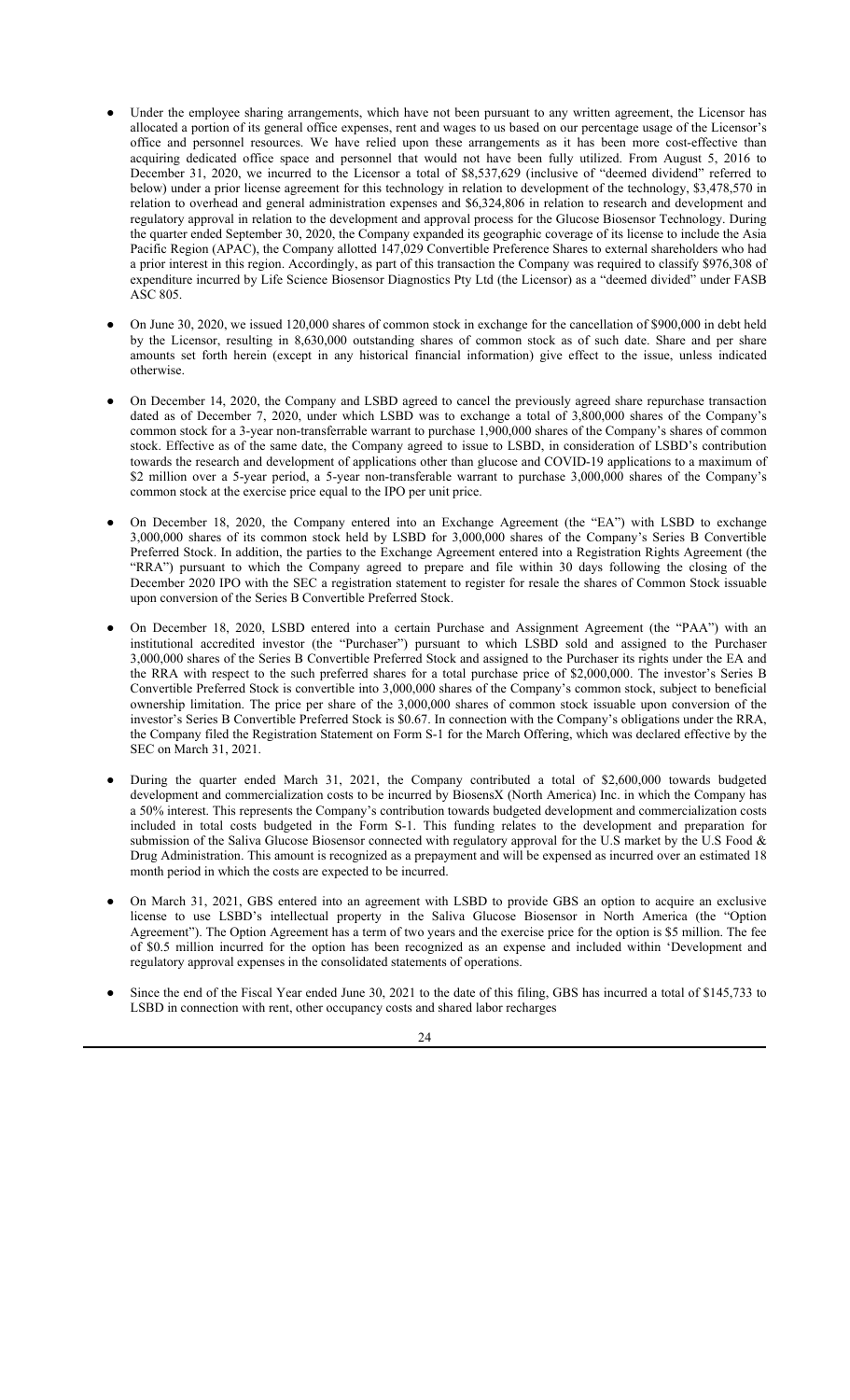- Under the employee sharing arrangements, which have not been pursuant to any written agreement, the Licensor has allocated a portion of its general office expenses, rent and wages to us based on our percentage usage of the Licensor's office and personnel resources. We have relied upon these arrangements as it has been more cost-effective than acquiring dedicated office space and personnel that would not have been fully utilized. From August 5, 2016 to December 31, 2020, we incurred to the Licensor a total of $8,537,629 (inclusive of "deemed dividend" referred to below) under a prior license agreement for this technology in relation to development of the technology, $3,478,570 in relation to overhead and general administration expenses and $6,324,806 in relation to research and development and regulatory approval in relation to the development and approval process for the Glucose Biosensor Technology. During the quarter ended September 30, 2020, the Company expanded its geographic coverage of its license to include the Asia Pacific Region (APAC), the Company allotted 147,029 Convertible Preference Shares to external shareholders who had a prior interest in this region. Accordingly, as part of this transaction the Company was required to classify $976,308 of expenditure incurred by Life Science Biosensor Diagnostics Pty Ltd (the Licensor) as a "deemed divided" under FASB ASC 805.
- On June 30, 2020, we issued 120,000 shares of common stock in exchange for the cancellation of $900,000 in debt held by the Licensor, resulting in 8,630,000 outstanding shares of common stock as of such date. Share and per share amounts set forth herein (except in any historical financial information) give effect to the issue, unless indicated otherwise.
- On December 14, 2020, the Company and LSBD agreed to cancel the previously agreed share repurchase transaction dated as of December 7, 2020, under which LSBD was to exchange a total of 3,800,000 shares of the Company's common stock for a 3-year non-transferrable warrant to purchase 1,900,000 shares of the Company's shares of common stock. Effective as of the same date, the Company agreed to issue to LSBD, in consideration of LSBD's contribution towards the research and development of applications other than glucose and COVID-19 applications to a maximum of $2 million over a 5-year period, a 5-year non-transferable warrant to purchase 3,000,000 shares of the Company's common stock at the exercise price equal to the IPO per unit price.
- On December 18, 2020, the Company entered into an Exchange Agreement (the "EA") with LSBD to exchange 3,000,000 shares of its common stock held by LSBD for 3,000,000 shares of the Company's Series B Convertible Preferred Stock. In addition, the parties to the Exchange Agreement entered into a Registration Rights Agreement (the "RRA") pursuant to which the Company agreed to prepare and file within 30 days following the closing of the December 2020 IPO with the SEC a registration statement to register for resale the shares of Common Stock issuable upon conversion of the Series B Convertible Preferred Stock.
- On December 18, 2020, LSBD entered into a certain Purchase and Assignment Agreement (the "PAA") with an institutional accredited investor (the "Purchaser") pursuant to which LSBD sold and assigned to the Purchaser 3,000,000 shares of the Series B Convertible Preferred Stock and assigned to the Purchaser its rights under the EA and the RRA with respect to the such preferred shares for a total purchase price of $2,000,000. The investor's Series B Convertible Preferred Stock is convertible into 3,000,000 shares of the Company's common stock, subject to beneficial ownership limitation. The price per share of the 3,000,000 shares of common stock issuable upon conversion of the investor's Series B Convertible Preferred Stock is $0.67. In connection with the Company's obligations under the RRA, the Company filed the Registration Statement on Form S-1 for the March Offering, which was declared effective by the SEC on March 31, 2021.
- During the quarter ended March 31, 2021, the Company contributed a total of $2,600,000 towards budgeted development and commercialization costs to be incurred by BiosensX (North America) Inc. in which the Company has a 50% interest. This represents the Company's contribution towards budgeted development and commercialization costs included in total costs budgeted in the Form S-1. This funding relates to the development and preparation for submission of the Saliva Glucose Biosensor connected with regulatory approval for the U.S market by the U.S Food & Drug Administration. This amount is recognized as a prepayment and will be expensed as incurred over an estimated 18 month period in which the costs are expected to be incurred.
- On March 31, 2021, GBS entered into an agreement with LSBD to provide GBS an option to acquire an exclusive license to use LSBD's intellectual property in the Saliva Glucose Biosensor in North America (the "Option Agreement"). The Option Agreement has a term of two years and the exercise price for the option is $5 million. The fee of $0.5 million incurred for the option has been recognized as an expense and included within 'Development and regulatory approval expenses in the consolidated statements of operations.
- Since the end of the Fiscal Year ended June 30, 2021 to the date of this filing, GBS has incurred a total of $145,733 to LSBD in connection with rent, other occupancy costs and shared labor recharges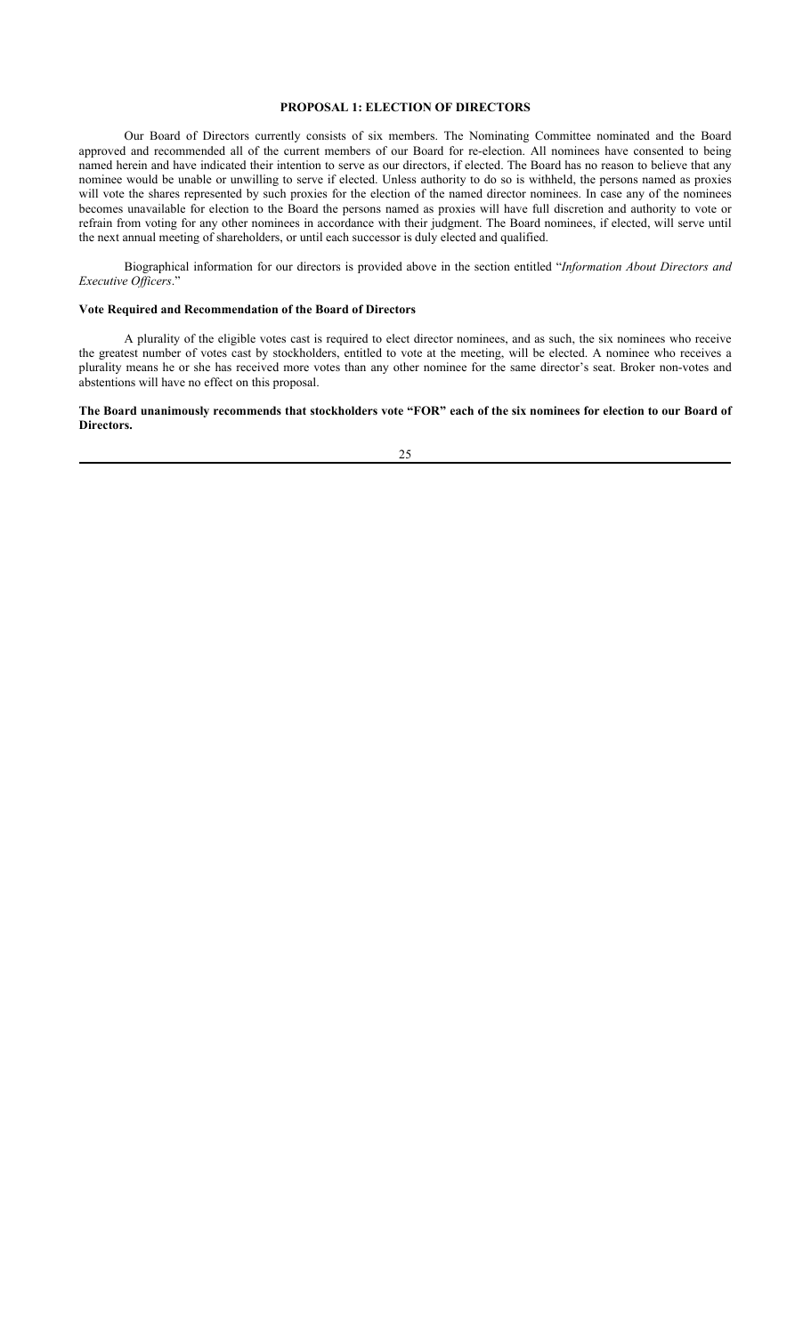## PROPOSAL 1: ELECTION OF DIRECTORS

Our Board of Directors currently consists of six members. The Nominating Committee nominated and the Board approved and recommended all of the current members of our Board for re-election. All nominees have consented to being named herein and have indicated their intention to serve as our directors, if elected. The Board has no reason to believe that any nominee would be unable or unwilling to serve if elected. Unless authority to do so is withheld, the persons named as proxies will vote the shares represented by such proxies for the election of the named director nominees. In case any of the nominees becomes unavailable for election to the Board the persons named as proxies will have full discretion and authority to vote or refrain from voting for any other nominees in accordance with their judgment. The Board nominees, if elected, will serve until the next annual meeting of shareholders, or until each successor is duly elected and qualified.

Biographical information for our directors is provided above in the section entitled "*Information About Directors and Executive Officers*."

### Vote Required and Recommendation of the Board of Directors

A plurality of the eligible votes cast is required to elect director nominees, and as such, the six nominees who receive the greatest number of votes cast by stockholders, entitled to vote at the meeting, will be elected. A nominee who receives a plurality means he or she has received more votes than any other nominee for the same director's seat. Broker non-votes and abstentions will have no effect on this proposal.

**The Board unanimously recommends that stockholders vote "FOR" each of the six nominees for election to our Board of Directors.**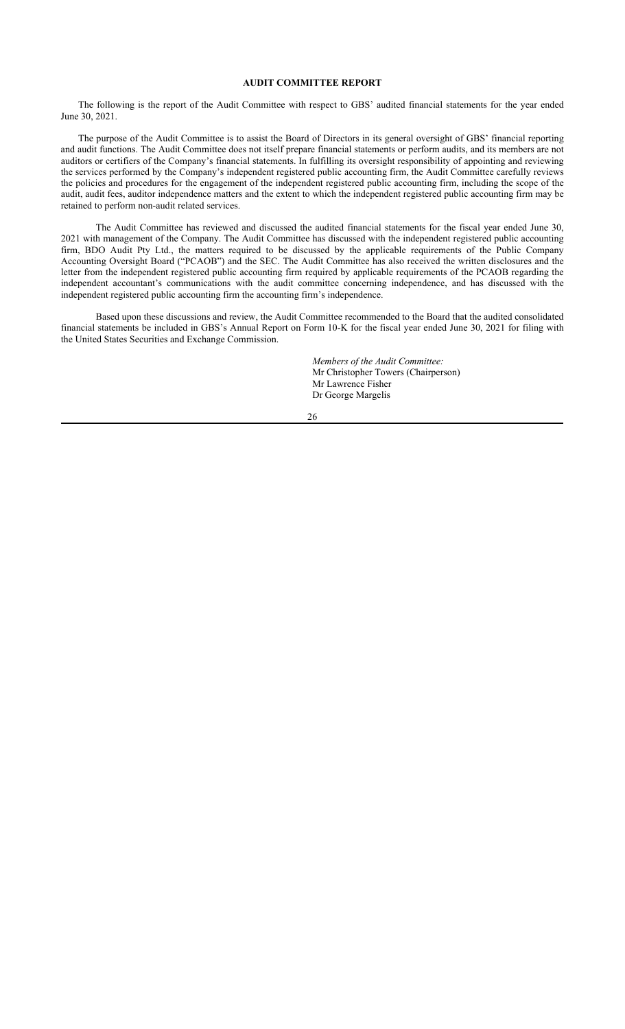## AUDIT COMMITTEE REPORT

The following is the report of the Audit Committee with respect to GBS' audited financial statements for the year ended June 30, 2021.

The purpose of the Audit Committee is to assist the Board of Directors in its general oversight of GBS' financial reporting and audit functions. The Audit Committee does not itself prepare financial statements or perform audits, and its members are not auditors or certifiers of the Company's financial statements. In fulfilling its oversight responsibility of appointing and reviewing the services performed by the Company's independent registered public accounting firm, the Audit Committee carefully reviews the policies and procedures for the engagement of the independent registered public accounting firm, including the scope of the audit, audit fees, auditor independence matters and the extent to which the independent registered public accounting firm may be retained to perform non-audit related services.

The Audit Committee has reviewed and discussed the audited financial statements for the fiscal year ended June 30, 2021 with management of the Company. The Audit Committee has discussed with the independent registered public accounting firm, BDO Audit Pty Ltd., the matters required to be discussed by the applicable requirements of the Public Company Accounting Oversight Board ("PCAOB") and the SEC. The Audit Committee has also received the written disclosures and the letter from the independent registered public accounting firm required by applicable requirements of the PCAOB regarding the independent accountant's communications with the audit committee concerning independence, and has discussed with the independent registered public accounting firm the accounting firm's independence.

Based upon these discussions and review, the Audit Committee recommended to the Board that the audited consolidated financial statements be included in GBS's Annual Report on Form 10-K for the fiscal year ended June 30, 2021 for filing with the United States Securities and Exchange Commission.

*Members of the Audit Committee:*
Mr Christopher Towers (Chairperson)
Mr Lawrence Fisher
Dr George Margelis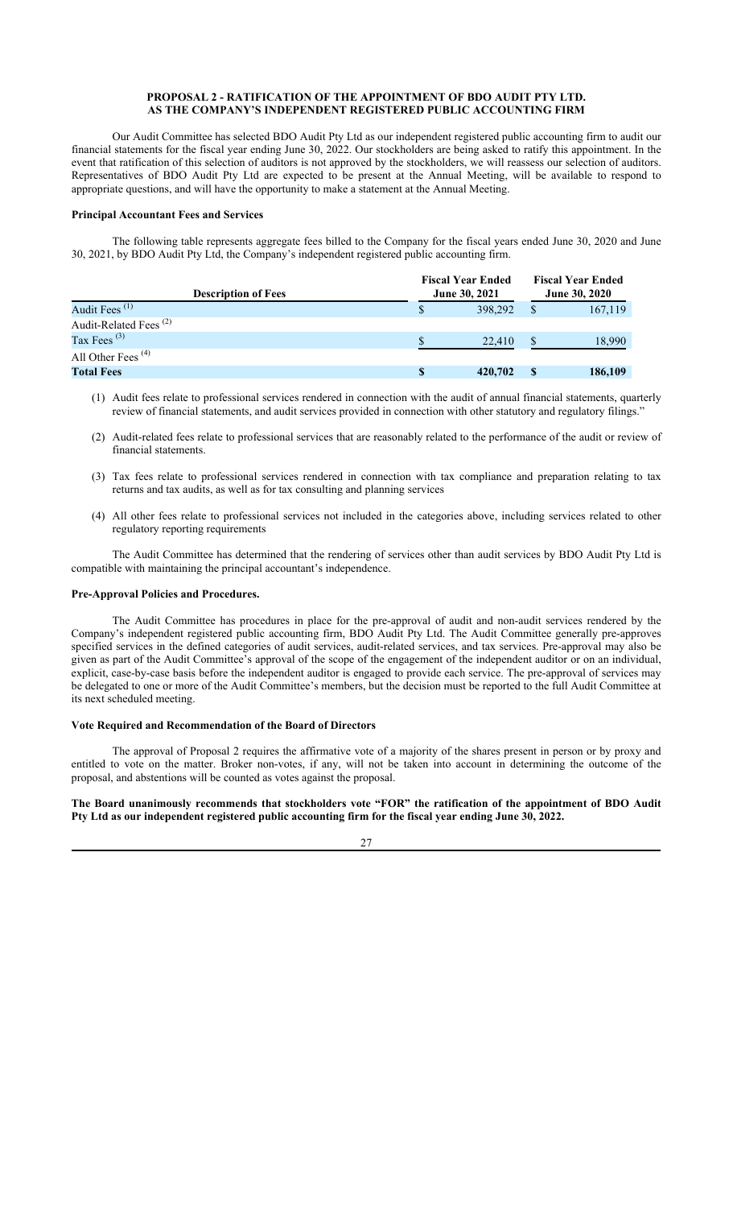## PROPOSAL 2 - RATIFICATION OF THE APPOINTMENT OF BDO AUDIT PTY LTD. AS THE COMPANY'S INDEPENDENT REGISTERED PUBLIC ACCOUNTING FIRM

Our Audit Committee has selected BDO Audit Pty Ltd as our independent registered public accounting firm to audit our financial statements for the fiscal year ending June 30, 2022. Our stockholders are being asked to ratify this appointment. In the event that ratification of this selection of auditors is not approved by the stockholders, we will reassess our selection of auditors. Representatives of BDO Audit Pty Ltd are expected to be present at the Annual Meeting, will be available to respond to appropriate questions, and will have the opportunity to make a statement at the Annual Meeting.

### Principal Accountant Fees and Services

The following table represents aggregate fees billed to the Company for the fiscal years ended June 30, 2020 and June 30, 2021, by BDO Audit Pty Ltd, the Company's independent registered public accounting firm.

| Description of Fees | Fiscal Year Ended June 30, 2021 | Fiscal Year Ended June 30, 2020 |
|---|---|---|
| Audit Fees (1) | $ 398,292 | $ 167,119 |
| Audit-Related Fees (2) | | |
| Tax Fees (3) | $ 22,410 | $ 18,990 |
| All Other Fees (4) | | |
| **Total Fees** | **$ 420,702** | **$ 186,109** |

(1) Audit fees relate to professional services rendered in connection with the audit of annual financial statements, quarterly review of financial statements, and audit services provided in connection with other statutory and regulatory filings."

(2) Audit-related fees relate to professional services that are reasonably related to the performance of the audit or review of financial statements.

(3) Tax fees relate to professional services rendered in connection with tax compliance and preparation relating to tax returns and tax audits, as well as for tax consulting and planning services

(4) All other fees relate to professional services not included in the categories above, including services related to other regulatory reporting requirements

The Audit Committee has determined that the rendering of services other than audit services by BDO Audit Pty Ltd is compatible with maintaining the principal accountant's independence.

### Pre-Approval Policies and Procedures.

The Audit Committee has procedures in place for the pre-approval of audit and non-audit services rendered by the Company's independent registered public accounting firm, BDO Audit Pty Ltd. The Audit Committee generally pre-approves specified services in the defined categories of audit services, audit-related services, and tax services. Pre-approval may also be given as part of the Audit Committee's approval of the scope of the engagement of the independent auditor or on an individual, explicit, case-by-case basis before the independent auditor is engaged to provide each service. The pre-approval of services may be delegated to one or more of the Audit Committee's members, but the decision must be reported to the full Audit Committee at its next scheduled meeting.

### Vote Required and Recommendation of the Board of Directors

The approval of Proposal 2 requires the affirmative vote of a majority of the shares present in person or by proxy and entitled to vote on the matter. Broker non-votes, if any, will not be taken into account in determining the outcome of the proposal, and abstentions will be counted as votes against the proposal.

**The Board unanimously recommends that stockholders vote "FOR" the ratification of the appointment of BDO Audit Pty Ltd as our independent registered public accounting firm for the fiscal year ending June 30, 2022.**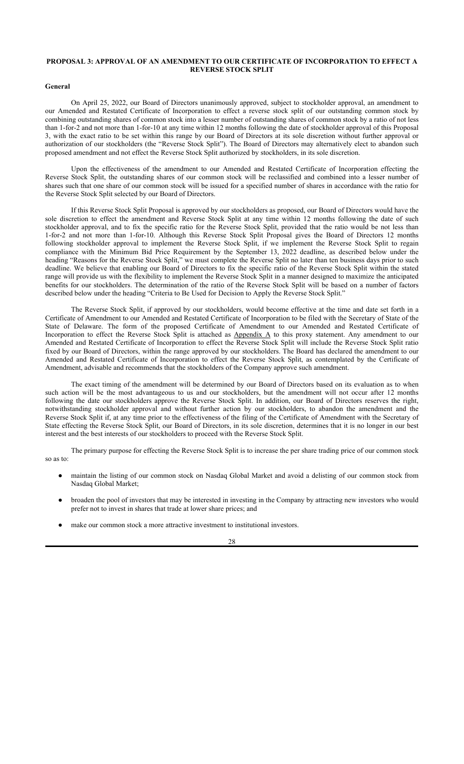## PROPOSAL 3: APPROVAL OF AN AMENDMENT TO OUR CERTIFICATE OF INCORPORATION TO EFFECT A REVERSE STOCK SPLIT

### General

On April 25, 2022, our Board of Directors unanimously approved, subject to stockholder approval, an amendment to our Amended and Restated Certificate of Incorporation to effect a reverse stock split of our outstanding common stock by combining outstanding shares of common stock into a lesser number of outstanding shares of common stock by a ratio of not less than 1-for-2 and not more than 1-for-10 at any time within 12 months following the date of stockholder approval of this Proposal 3, with the exact ratio to be set within this range by our Board of Directors at its sole discretion without further approval or authorization of our stockholders (the "Reverse Stock Split"). The Board of Directors may alternatively elect to abandon such proposed amendment and not effect the Reverse Stock Split authorized by stockholders, in its sole discretion.

Upon the effectiveness of the amendment to our Amended and Restated Certificate of Incorporation effecting the Reverse Stock Split, the outstanding shares of our common stock will be reclassified and combined into a lesser number of shares such that one share of our common stock will be issued for a specified number of shares in accordance with the ratio for the Reverse Stock Split selected by our Board of Directors.

If this Reverse Stock Split Proposal is approved by our stockholders as proposed, our Board of Directors would have the sole discretion to effect the amendment and Reverse Stock Split at any time within 12 months following the date of such stockholder approval, and to fix the specific ratio for the Reverse Stock Split, provided that the ratio would be not less than 1-for-2 and not more than 1-for-10. Although this Reverse Stock Split Proposal gives the Board of Directors 12 months following stockholder approval to implement the Reverse Stock Split, if we implement the Reverse Stock Split to regain compliance with the Minimum Bid Price Requirement by the September 13, 2022 deadline, as described below under the heading "Reasons for the Reverse Stock Split," we must complete the Reverse Split no later than ten business days prior to such deadline. We believe that enabling our Board of Directors to fix the specific ratio of the Reverse Stock Split within the stated range will provide us with the flexibility to implement the Reverse Stock Split in a manner designed to maximize the anticipated benefits for our stockholders. The determination of the ratio of the Reverse Stock Split will be based on a number of factors described below under the heading "Criteria to Be Used for Decision to Apply the Reverse Stock Split."

The Reverse Stock Split, if approved by our stockholders, would become effective at the time and date set forth in a Certificate of Amendment to our Amended and Restated Certificate of Incorporation to be filed with the Secretary of State of the State of Delaware. The form of the proposed Certificate of Amendment to our Amended and Restated Certificate of Incorporation to effect the Reverse Stock Split is attached as Appendix A to this proxy statement. Any amendment to our Amended and Restated Certificate of Incorporation to effect the Reverse Stock Split will include the Reverse Stock Split ratio fixed by our Board of Directors, within the range approved by our stockholders. The Board has declared the amendment to our Amended and Restated Certificate of Incorporation to effect the Reverse Stock Split, as contemplated by the Certificate of Amendment, advisable and recommends that the stockholders of the Company approve such amendment.

The exact timing of the amendment will be determined by our Board of Directors based on its evaluation as to when such action will be the most advantageous to us and our stockholders, but the amendment will not occur after 12 months following the date our stockholders approve the Reverse Stock Split. In addition, our Board of Directors reserves the right, notwithstanding stockholder approval and without further action by our stockholders, to abandon the amendment and the Reverse Stock Split if, at any time prior to the effectiveness of the filing of the Certificate of Amendment with the Secretary of State effecting the Reverse Stock Split, our Board of Directors, in its sole discretion, determines that it is no longer in our best interest and the best interests of our stockholders to proceed with the Reverse Stock Split.

The primary purpose for effecting the Reverse Stock Split is to increase the per share trading price of our common stock so as to:

- maintain the listing of our common stock on Nasdaq Global Market and avoid a delisting of our common stock from Nasdaq Global Market;
- broaden the pool of investors that may be interested in investing in the Company by attracting new investors who would prefer not to invest in shares that trade at lower share prices; and
- make our common stock a more attractive investment to institutional investors.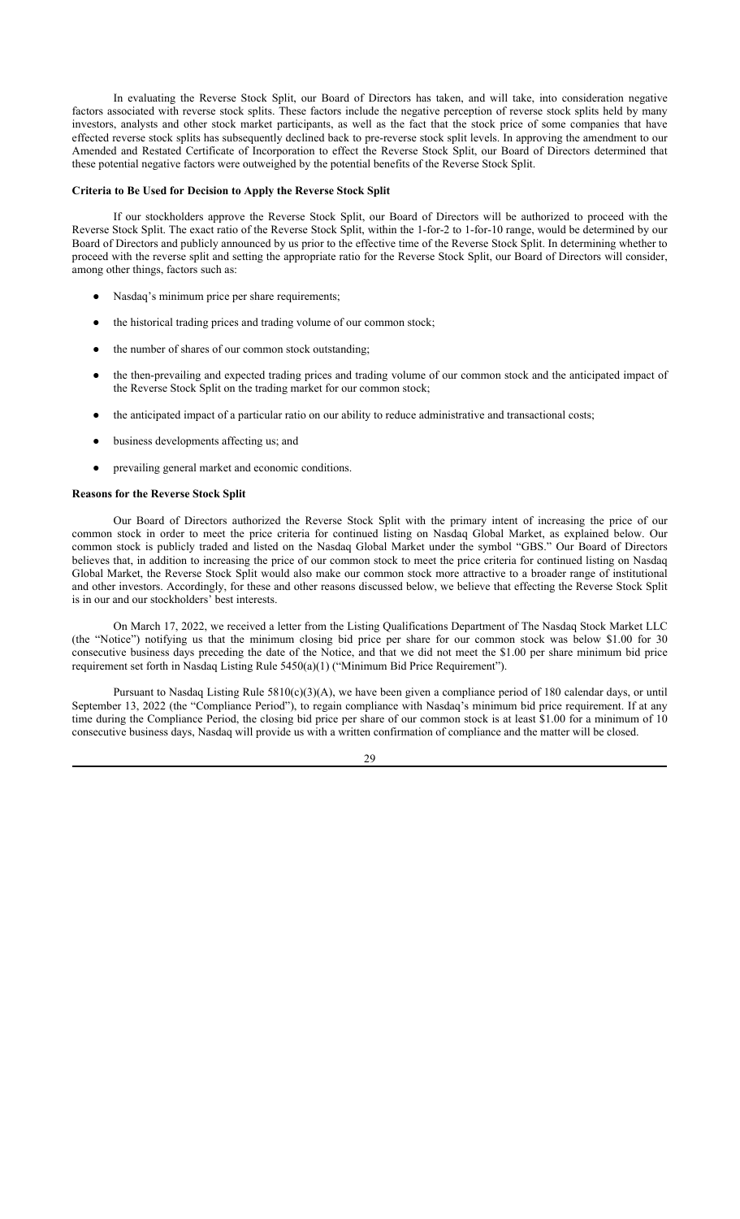In evaluating the Reverse Stock Split, our Board of Directors has taken, and will take, into consideration negative factors associated with reverse stock splits. These factors include the negative perception of reverse stock splits held by many investors, analysts and other stock market participants, as well as the fact that the stock price of some companies that have effected reverse stock splits has subsequently declined back to pre-reverse stock split levels. In approving the amendment to our Amended and Restated Certificate of Incorporation to effect the Reverse Stock Split, our Board of Directors determined that these potential negative factors were outweighed by the potential benefits of the Reverse Stock Split.

**Criteria to Be Used for Decision to Apply the Reverse Stock Split**

If our stockholders approve the Reverse Stock Split, our Board of Directors will be authorized to proceed with the Reverse Stock Split. The exact ratio of the Reverse Stock Split, within the 1-for-2 to 1-for-10 range, would be determined by our Board of Directors and publicly announced by us prior to the effective time of the Reverse Stock Split. In determining whether to proceed with the reverse split and setting the appropriate ratio for the Reverse Stock Split, our Board of Directors will consider, among other things, factors such as:

- Nasdaq's minimum price per share requirements;
- the historical trading prices and trading volume of our common stock;
- the number of shares of our common stock outstanding;
- the then-prevailing and expected trading prices and trading volume of our common stock and the anticipated impact of the Reverse Stock Split on the trading market for our common stock;
- the anticipated impact of a particular ratio on our ability to reduce administrative and transactional costs;
- business developments affecting us; and
- prevailing general market and economic conditions.

**Reasons for the Reverse Stock Split**

Our Board of Directors authorized the Reverse Stock Split with the primary intent of increasing the price of our common stock in order to meet the price criteria for continued listing on Nasdaq Global Market, as explained below. Our common stock is publicly traded and listed on the Nasdaq Global Market under the symbol "GBS." Our Board of Directors believes that, in addition to increasing the price of our common stock to meet the price criteria for continued listing on Nasdaq Global Market, the Reverse Stock Split would also make our common stock more attractive to a broader range of institutional and other investors. Accordingly, for these and other reasons discussed below, we believe that effecting the Reverse Stock Split is in our and our stockholders' best interests.

On March 17, 2022, we received a letter from the Listing Qualifications Department of The Nasdaq Stock Market LLC (the "Notice") notifying us that the minimum closing bid price per share for our common stock was below $1.00 for 30 consecutive business days preceding the date of the Notice, and that we did not meet the $1.00 per share minimum bid price requirement set forth in Nasdaq Listing Rule 5450(a)(1) ("Minimum Bid Price Requirement").

Pursuant to Nasdaq Listing Rule 5810(c)(3)(A), we have been given a compliance period of 180 calendar days, or until September 13, 2022 (the "Compliance Period"), to regain compliance with Nasdaq's minimum bid price requirement. If at any time during the Compliance Period, the closing bid price per share of our common stock is at least $1.00 for a minimum of 10 consecutive business days, Nasdaq will provide us with a written confirmation of compliance and the matter will be closed.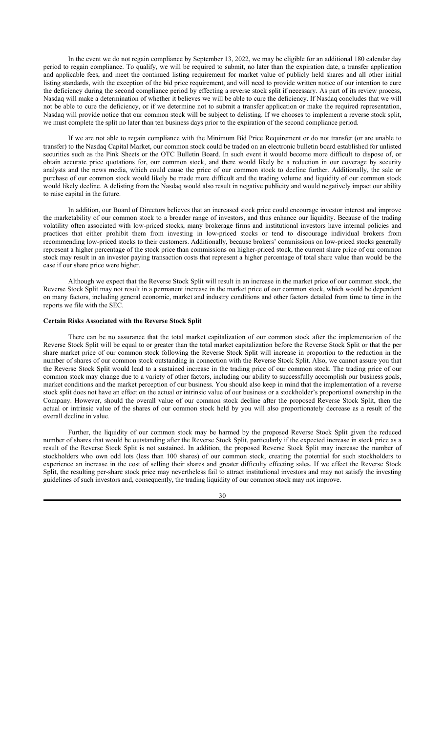In the event we do not regain compliance by September 13, 2022, we may be eligible for an additional 180 calendar day period to regain compliance. To qualify, we will be required to submit, no later than the expiration date, a transfer application and applicable fees, and meet the continued listing requirement for market value of publicly held shares and all other initial listing standards, with the exception of the bid price requirement, and will need to provide written notice of our intention to cure the deficiency during the second compliance period by effecting a reverse stock split if necessary. As part of its review process, Nasdaq will make a determination of whether it believes we will be able to cure the deficiency. If Nasdaq concludes that we will not be able to cure the deficiency, or if we determine not to submit a transfer application or make the required representation, Nasdaq will provide notice that our common stock will be subject to delisting. If we chooses to implement a reverse stock split, we must complete the split no later than ten business days prior to the expiration of the second compliance period.

If we are not able to regain compliance with the Minimum Bid Price Requirement or do not transfer (or are unable to transfer) to the Nasdaq Capital Market, our common stock could be traded on an electronic bulletin board established for unlisted securities such as the Pink Sheets or the OTC Bulletin Board. In such event it would become more difficult to dispose of, or obtain accurate price quotations for, our common stock, and there would likely be a reduction in our coverage by security analysts and the news media, which could cause the price of our common stock to decline further. Additionally, the sale or purchase of our common stock would likely be made more difficult and the trading volume and liquidity of our common stock would likely decline. A delisting from the Nasdaq would also result in negative publicity and would negatively impact our ability to raise capital in the future.

In addition, our Board of Directors believes that an increased stock price could encourage investor interest and improve the marketability of our common stock to a broader range of investors, and thus enhance our liquidity. Because of the trading volatility often associated with low-priced stocks, many brokerage firms and institutional investors have internal policies and practices that either prohibit them from investing in low-priced stocks or tend to discourage individual brokers from recommending low-priced stocks to their customers. Additionally, because brokers' commissions on low-priced stocks generally represent a higher percentage of the stock price than commissions on higher-priced stock, the current share price of our common stock may result in an investor paying transaction costs that represent a higher percentage of total share value than would be the case if our share price were higher.

Although we expect that the Reverse Stock Split will result in an increase in the market price of our common stock, the Reverse Stock Split may not result in a permanent increase in the market price of our common stock, which would be dependent on many factors, including general economic, market and industry conditions and other factors detailed from time to time in the reports we file with the SEC.

**Certain Risks Associated with the Reverse Stock Split**

There can be no assurance that the total market capitalization of our common stock after the implementation of the Reverse Stock Split will be equal to or greater than the total market capitalization before the Reverse Stock Split or that the per share market price of our common stock following the Reverse Stock Split will increase in proportion to the reduction in the number of shares of our common stock outstanding in connection with the Reverse Stock Split. Also, we cannot assure you that the Reverse Stock Split would lead to a sustained increase in the trading price of our common stock. The trading price of our common stock may change due to a variety of other factors, including our ability to successfully accomplish our business goals, market conditions and the market perception of our business. You should also keep in mind that the implementation of a reverse stock split does not have an effect on the actual or intrinsic value of our business or a stockholder's proportional ownership in the Company. However, should the overall value of our common stock decline after the proposed Reverse Stock Split, then the actual or intrinsic value of the shares of our common stock held by you will also proportionately decrease as a result of the overall decline in value.

Further, the liquidity of our common stock may be harmed by the proposed Reverse Stock Split given the reduced number of shares that would be outstanding after the Reverse Stock Split, particularly if the expected increase in stock price as a result of the Reverse Stock Split is not sustained. In addition, the proposed Reverse Stock Split may increase the number of stockholders who own odd lots (less than 100 shares) of our common stock, creating the potential for such stockholders to experience an increase in the cost of selling their shares and greater difficulty effecting sales. If we effect the Reverse Stock Split, the resulting per-share stock price may nevertheless fail to attract institutional investors and may not satisfy the investing guidelines of such investors and, consequently, the trading liquidity of our common stock may not improve.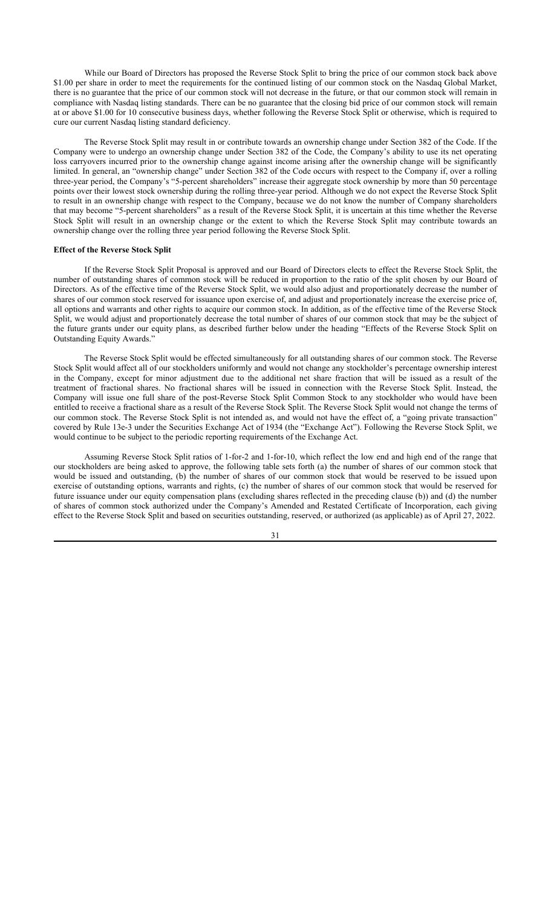While our Board of Directors has proposed the Reverse Stock Split to bring the price of our common stock back above $1.00 per share in order to meet the requirements for the continued listing of our common stock on the Nasdaq Global Market, there is no guarantee that the price of our common stock will not decrease in the future, or that our common stock will remain in compliance with Nasdaq listing standards. There can be no guarantee that the closing bid price of our common stock will remain at or above $1.00 for 10 consecutive business days, whether following the Reverse Stock Split or otherwise, which is required to cure our current Nasdaq listing standard deficiency.

The Reverse Stock Split may result in or contribute towards an ownership change under Section 382 of the Code. If the Company were to undergo an ownership change under Section 382 of the Code, the Company's ability to use its net operating loss carryovers incurred prior to the ownership change against income arising after the ownership change will be significantly limited. In general, an "ownership change" under Section 382 of the Code occurs with respect to the Company if, over a rolling three-year period, the Company's "5-percent shareholders" increase their aggregate stock ownership by more than 50 percentage points over their lowest stock ownership during the rolling three-year period. Although we do not expect the Reverse Stock Split to result in an ownership change with respect to the Company, because we do not know the number of Company shareholders that may become "5-percent shareholders" as a result of the Reverse Stock Split, it is uncertain at this time whether the Reverse Stock Split will result in an ownership change or the extent to which the Reverse Stock Split may contribute towards an ownership change over the rolling three year period following the Reverse Stock Split.

**Effect of the Reverse Stock Split**

If the Reverse Stock Split Proposal is approved and our Board of Directors elects to effect the Reverse Stock Split, the number of outstanding shares of common stock will be reduced in proportion to the ratio of the split chosen by our Board of Directors. As of the effective time of the Reverse Stock Split, we would also adjust and proportionately decrease the number of shares of our common stock reserved for issuance upon exercise of, and adjust and proportionately increase the exercise price of, all options and warrants and other rights to acquire our common stock. In addition, as of the effective time of the Reverse Stock Split, we would adjust and proportionately decrease the total number of shares of our common stock that may be the subject of the future grants under our equity plans, as described further below under the heading "Effects of the Reverse Stock Split on Outstanding Equity Awards."

The Reverse Stock Split would be effected simultaneously for all outstanding shares of our common stock. The Reverse Stock Split would affect all of our stockholders uniformly and would not change any stockholder's percentage ownership interest in the Company, except for minor adjustment due to the additional net share fraction that will be issued as a result of the treatment of fractional shares. No fractional shares will be issued in connection with the Reverse Stock Split. Instead, the Company will issue one full share of the post-Reverse Stock Split Common Stock to any stockholder who would have been entitled to receive a fractional share as a result of the Reverse Stock Split. The Reverse Stock Split would not change the terms of our common stock. The Reverse Stock Split is not intended as, and would not have the effect of, a "going private transaction" covered by Rule 13e-3 under the Securities Exchange Act of 1934 (the "Exchange Act"). Following the Reverse Stock Split, we would continue to be subject to the periodic reporting requirements of the Exchange Act.

Assuming Reverse Stock Split ratios of 1-for-2 and 1-for-10, which reflect the low end and high end of the range that our stockholders are being asked to approve, the following table sets forth (a) the number of shares of our common stock that would be issued and outstanding, (b) the number of shares of our common stock that would be reserved to be issued upon exercise of outstanding options, warrants and rights, (c) the number of shares of our common stock that would be reserved for future issuance under our equity compensation plans (excluding shares reflected in the preceding clause (b)) and (d) the number of shares of common stock authorized under the Company's Amended and Restated Certificate of Incorporation, each giving effect to the Reverse Stock Split and based on securities outstanding, reserved, or authorized (as applicable) as of April 27, 2022.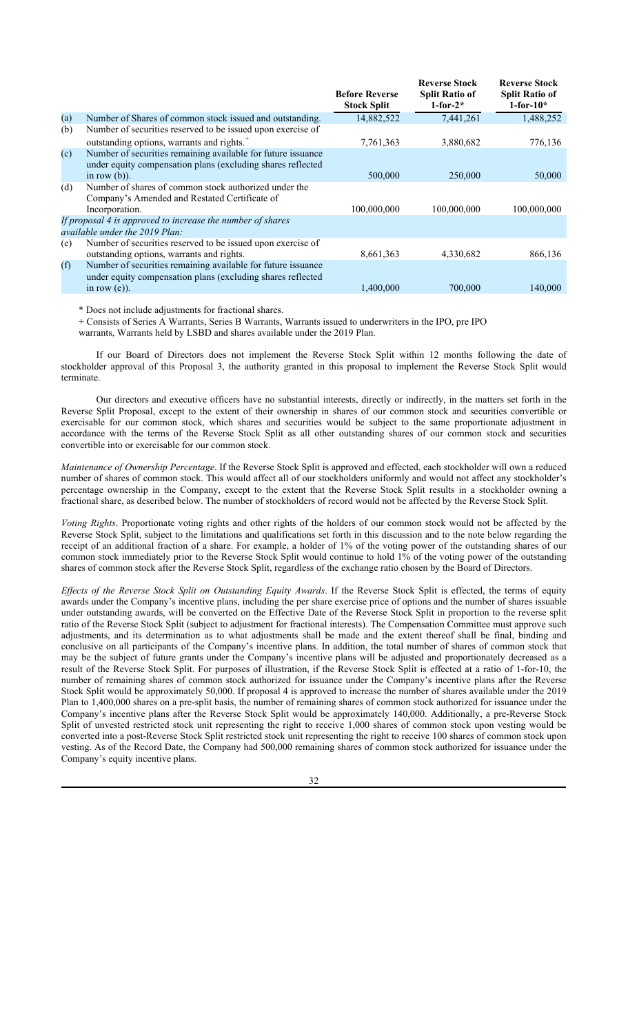| | | Before Reverse Stock Split | Reverse Stock Split Ratio of 1-for-2* | Reverse Stock Split Ratio of 1-for-10* |
|---|---|---|---|---|
| (a) | Number of Shares of common stock issued and outstanding. | 14,882,522 | 7,441,261 | 1,488,252 |
| (b) | Number of securities reserved to be issued upon exercise of outstanding options, warrants and rights.+ | 7,761,363 | 3,880,682 | 776,136 |
| (c) | Number of securities remaining available for future issuance under equity compensation plans (excluding shares reflected in row (b)). | 500,000 | 250,000 | 50,000 |
| (d) | Number of shares of common stock authorized under the Company's Amended and Restated Certificate of Incorporation. | 100,000,000 | 100,000,000 | 100,000,000 |
| *If proposal 4 is approved to increase the number of shares available under the 2019 Plan:* | | | | |
| (e) | Number of securities reserved to be issued upon exercise of outstanding options, warrants and rights. | 8,661,363 | 4,330,682 | 866,136 |
| (f) | Number of securities remaining available for future issuance under equity compensation plans (excluding shares reflected in row (e)). | 1,400,000 | 700,000 | 140,000 |

\* Does not include adjustments for fractional shares.

+ Consists of Series A Warrants, Series B Warrants, Warrants issued to underwriters in the IPO, pre IPO warrants, Warrants held by LSBD and shares available under the 2019 Plan.

If our Board of Directors does not implement the Reverse Stock Split within 12 months following the date of stockholder approval of this Proposal 3, the authority granted in this proposal to implement the Reverse Stock Split would terminate.

Our directors and executive officers have no substantial interests, directly or indirectly, in the matters set forth in the Reverse Split Proposal, except to the extent of their ownership in shares of our common stock and securities convertible or exercisable for our common stock, which shares and securities would be subject to the same proportionate adjustment in accordance with the terms of the Reverse Stock Split as all other outstanding shares of our common stock and securities convertible into or exercisable for our common stock.

*Maintenance of Ownership Percentage*. If the Reverse Stock Split is approved and effected, each stockholder will own a reduced number of shares of common stock. This would affect all of our stockholders uniformly and would not affect any stockholder's percentage ownership in the Company, except to the extent that the Reverse Stock Split results in a stockholder owning a fractional share, as described below. The number of stockholders of record would not be affected by the Reverse Stock Split.

*Voting Rights*. Proportionate voting rights and other rights of the holders of our common stock would not be affected by the Reverse Stock Split, subject to the limitations and qualifications set forth in this discussion and to the note below regarding the receipt of an additional fraction of a share. For example, a holder of 1% of the voting power of the outstanding shares of our common stock immediately prior to the Reverse Stock Split would continue to hold 1% of the voting power of the outstanding shares of common stock after the Reverse Stock Split, regardless of the exchange ratio chosen by the Board of Directors.

*Effects of the Reverse Stock Split on Outstanding Equity Awards*. If the Reverse Stock Split is effected, the terms of equity awards under the Company's incentive plans, including the per share exercise price of options and the number of shares issuable under outstanding awards, will be converted on the Effective Date of the Reverse Stock Split in proportion to the reverse split ratio of the Reverse Stock Split (subject to adjustment for fractional interests). The Compensation Committee must approve such adjustments, and its determination as to what adjustments shall be made and the extent thereof shall be final, binding and conclusive on all participants of the Company's incentive plans. In addition, the total number of shares of common stock that may be the subject of future grants under the Company's incentive plans will be adjusted and proportionately decreased as a result of the Reverse Stock Split. For purposes of illustration, if the Reverse Stock Split is effected at a ratio of 1-for-10, the number of remaining shares of common stock authorized for issuance under the Company's incentive plans after the Reverse Stock Split would be approximately 50,000. If proposal 4 is approved to increase the number of shares available under the 2019 Plan to 1,400,000 shares on a pre-split basis, the number of remaining shares of common stock authorized for issuance under the Company's incentive plans after the Reverse Stock Split would be approximately 140,000. Additionally, a pre-Reverse Stock Split of unvested restricted stock unit representing the right to receive 1,000 shares of common stock upon vesting would be converted into a post-Reverse Stock Split restricted stock unit representing the right to receive 100 shares of common stock upon vesting. As of the Record Date, the Company had 500,000 remaining shares of common stock authorized for issuance under the Company's equity incentive plans.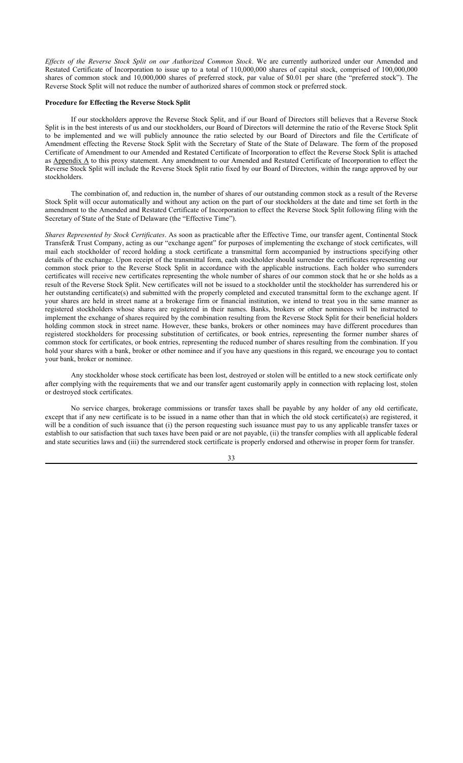*Effects of the Reverse Stock Split on our Authorized Common Stock*. We are currently authorized under our Amended and Restated Certificate of Incorporation to issue up to a total of 110,000,000 shares of capital stock, comprised of 100,000,000 shares of common stock and 10,000,000 shares of preferred stock, par value of $0.01 per share (the "preferred stock"). The Reverse Stock Split will not reduce the number of authorized shares of common stock or preferred stock.

**Procedure for Effecting the Reverse Stock Split**

If our stockholders approve the Reverse Stock Split, and if our Board of Directors still believes that a Reverse Stock Split is in the best interests of us and our stockholders, our Board of Directors will determine the ratio of the Reverse Stock Split to be implemented and we will publicly announce the ratio selected by our Board of Directors and file the Certificate of Amendment effecting the Reverse Stock Split with the Secretary of State of the State of Delaware. The form of the proposed Certificate of Amendment to our Amended and Restated Certificate of Incorporation to effect the Reverse Stock Split is attached as Appendix A to this proxy statement. Any amendment to our Amended and Restated Certificate of Incorporation to effect the Reverse Stock Split will include the Reverse Stock Split ratio fixed by our Board of Directors, within the range approved by our stockholders.

The combination of, and reduction in, the number of shares of our outstanding common stock as a result of the Reverse Stock Split will occur automatically and without any action on the part of our stockholders at the date and time set forth in the amendment to the Amended and Restated Certificate of Incorporation to effect the Reverse Stock Split following filing with the Secretary of State of the State of Delaware (the "Effective Time").

*Shares Represented by Stock Certificates*. As soon as practicable after the Effective Time, our transfer agent, Continental Stock Transfer& Trust Company, acting as our "exchange agent" for purposes of implementing the exchange of stock certificates, will mail each stockholder of record holding a stock certificate a transmittal form accompanied by instructions specifying other details of the exchange. Upon receipt of the transmittal form, each stockholder should surrender the certificates representing our common stock prior to the Reverse Stock Split in accordance with the applicable instructions. Each holder who surrenders certificates will receive new certificates representing the whole number of shares of our common stock that he or she holds as a result of the Reverse Stock Split. New certificates will not be issued to a stockholder until the stockholder has surrendered his or her outstanding certificate(s) and submitted with the properly completed and executed transmittal form to the exchange agent. If your shares are held in street name at a brokerage firm or financial institution, we intend to treat you in the same manner as registered stockholders whose shares are registered in their names. Banks, brokers or other nominees will be instructed to implement the exchange of shares required by the combination resulting from the Reverse Stock Split for their beneficial holders holding common stock in street name. However, these banks, brokers or other nominees may have different procedures than registered stockholders for processing substitution of certificates, or book entries, representing the former number shares of common stock for certificates, or book entries, representing the reduced number of shares resulting from the combination. If you hold your shares with a bank, broker or other nominee and if you have any questions in this regard, we encourage you to contact your bank, broker or nominee.

Any stockholder whose stock certificate has been lost, destroyed or stolen will be entitled to a new stock certificate only after complying with the requirements that we and our transfer agent customarily apply in connection with replacing lost, stolen or destroyed stock certificates.

No service charges, brokerage commissions or transfer taxes shall be payable by any holder of any old certificate, except that if any new certificate is to be issued in a name other than that in which the old stock certificate(s) are registered, it will be a condition of such issuance that (i) the person requesting such issuance must pay to us any applicable transfer taxes or establish to our satisfaction that such taxes have been paid or are not payable, (ii) the transfer complies with all applicable federal and state securities laws and (iii) the surrendered stock certificate is properly endorsed and otherwise in proper form for transfer.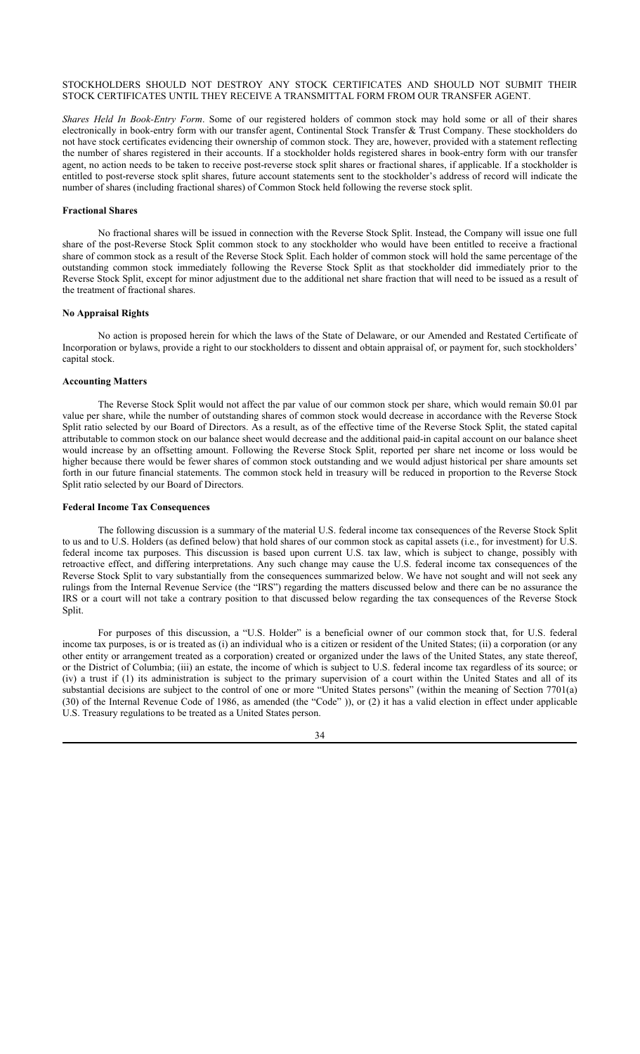STOCKHOLDERS SHOULD NOT DESTROY ANY STOCK CERTIFICATES AND SHOULD NOT SUBMIT THEIR STOCK CERTIFICATES UNTIL THEY RECEIVE A TRANSMITTAL FORM FROM OUR TRANSFER AGENT.

*Shares Held In Book-Entry Form*. Some of our registered holders of common stock may hold some or all of their shares electronically in book-entry form with our transfer agent, Continental Stock Transfer & Trust Company. These stockholders do not have stock certificates evidencing their ownership of common stock. They are, however, provided with a statement reflecting the number of shares registered in their accounts. If a stockholder holds registered shares in book-entry form with our transfer agent, no action needs to be taken to receive post-reverse stock split shares or fractional shares, if applicable. If a stockholder is entitled to post-reverse stock split shares, future account statements sent to the stockholder's address of record will indicate the number of shares (including fractional shares) of Common Stock held following the reverse stock split.

#### Fractional Shares

No fractional shares will be issued in connection with the Reverse Stock Split. Instead, the Company will issue one full share of the post-Reverse Stock Split common stock to any stockholder who would have been entitled to receive a fractional share of common stock as a result of the Reverse Stock Split. Each holder of common stock will hold the same percentage of the outstanding common stock immediately following the Reverse Stock Split as that stockholder did immediately prior to the Reverse Stock Split, except for minor adjustment due to the additional net share fraction that will need to be issued as a result of the treatment of fractional shares.

#### No Appraisal Rights

No action is proposed herein for which the laws of the State of Delaware, or our Amended and Restated Certificate of Incorporation or bylaws, provide a right to our stockholders to dissent and obtain appraisal of, or payment for, such stockholders' capital stock.

#### Accounting Matters

The Reverse Stock Split would not affect the par value of our common stock per share, which would remain $0.01 par value per share, while the number of outstanding shares of common stock would decrease in accordance with the Reverse Stock Split ratio selected by our Board of Directors. As a result, as of the effective time of the Reverse Stock Split, the stated capital attributable to common stock on our balance sheet would decrease and the additional paid-in capital account on our balance sheet would increase by an offsetting amount. Following the Reverse Stock Split, reported per share net income or loss would be higher because there would be fewer shares of common stock outstanding and we would adjust historical per share amounts set forth in our future financial statements. The common stock held in treasury will be reduced in proportion to the Reverse Stock Split ratio selected by our Board of Directors.

#### Federal Income Tax Consequences

The following discussion is a summary of the material U.S. federal income tax consequences of the Reverse Stock Split to us and to U.S. Holders (as defined below) that hold shares of our common stock as capital assets (i.e., for investment) for U.S. federal income tax purposes. This discussion is based upon current U.S. tax law, which is subject to change, possibly with retroactive effect, and differing interpretations. Any such change may cause the U.S. federal income tax consequences of the Reverse Stock Split to vary substantially from the consequences summarized below. We have not sought and will not seek any rulings from the Internal Revenue Service (the "IRS") regarding the matters discussed below and there can be no assurance the IRS or a court will not take a contrary position to that discussed below regarding the tax consequences of the Reverse Stock Split.

For purposes of this discussion, a "U.S. Holder" is a beneficial owner of our common stock that, for U.S. federal income tax purposes, is or is treated as (i) an individual who is a citizen or resident of the United States; (ii) a corporation (or any other entity or arrangement treated as a corporation) created or organized under the laws of the United States, any state thereof, or the District of Columbia; (iii) an estate, the income of which is subject to U.S. federal income tax regardless of its source; or (iv) a trust if (1) its administration is subject to the primary supervision of a court within the United States and all of its substantial decisions are subject to the control of one or more "United States persons" (within the meaning of Section 7701(a)(30) of the Internal Revenue Code of 1986, as amended (the "Code" )), or (2) it has a valid election in effect under applicable U.S. Treasury regulations to be treated as a United States person.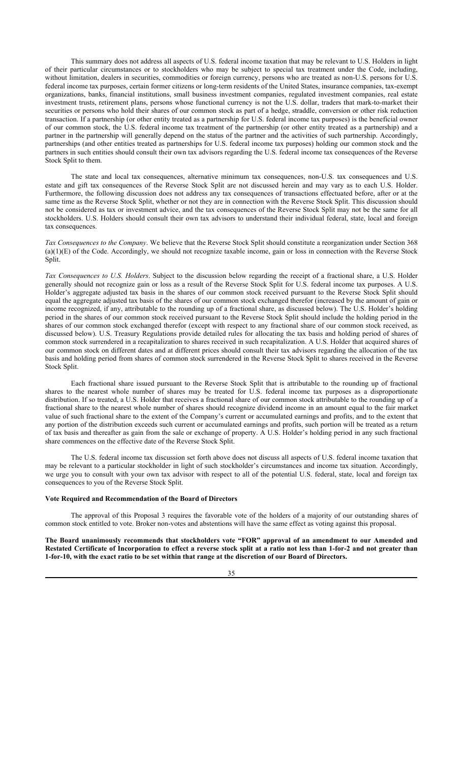This summary does not address all aspects of U.S. federal income taxation that may be relevant to U.S. Holders in light of their particular circumstances or to stockholders who may be subject to special tax treatment under the Code, including, without limitation, dealers in securities, commodities or foreign currency, persons who are treated as non-U.S. persons for U.S. federal income tax purposes, certain former citizens or long-term residents of the United States, insurance companies, tax-exempt organizations, banks, financial institutions, small business investment companies, regulated investment companies, real estate investment trusts, retirement plans, persons whose functional currency is not the U.S. dollar, traders that mark-to-market their securities or persons who hold their shares of our common stock as part of a hedge, straddle, conversion or other risk reduction transaction. If a partnership (or other entity treated as a partnership for U.S. federal income tax purposes) is the beneficial owner of our common stock, the U.S. federal income tax treatment of the partnership (or other entity treated as a partnership) and a partner in the partnership will generally depend on the status of the partner and the activities of such partnership. Accordingly, partnerships (and other entities treated as partnerships for U.S. federal income tax purposes) holding our common stock and the partners in such entities should consult their own tax advisors regarding the U.S. federal income tax consequences of the Reverse Stock Split to them.

The state and local tax consequences, alternative minimum tax consequences, non-U.S. tax consequences and U.S. estate and gift tax consequences of the Reverse Stock Split are not discussed herein and may vary as to each U.S. Holder. Furthermore, the following discussion does not address any tax consequences of transactions effectuated before, after or at the same time as the Reverse Stock Split, whether or not they are in connection with the Reverse Stock Split. This discussion should not be considered as tax or investment advice, and the tax consequences of the Reverse Stock Split may not be the same for all stockholders. U.S. Holders should consult their own tax advisors to understand their individual federal, state, local and foreign tax consequences.

*Tax Consequences to the Company*. We believe that the Reverse Stock Split should constitute a reorganization under Section 368 (a)(1)(E) of the Code. Accordingly, we should not recognize taxable income, gain or loss in connection with the Reverse Stock Split.

*Tax Consequences to U.S. Holders*. Subject to the discussion below regarding the receipt of a fractional share, a U.S. Holder generally should not recognize gain or loss as a result of the Reverse Stock Split for U.S. federal income tax purposes. A U.S. Holder's aggregate adjusted tax basis in the shares of our common stock received pursuant to the Reverse Stock Split should equal the aggregate adjusted tax basis of the shares of our common stock exchanged therefor (increased by the amount of gain or income recognized, if any, attributable to the rounding up of a fractional share, as discussed below). The U.S. Holder's holding period in the shares of our common stock received pursuant to the Reverse Stock Split should include the holding period in the shares of our common stock exchanged therefor (except with respect to any fractional share of our common stock received, as discussed below). U.S. Treasury Regulations provide detailed rules for allocating the tax basis and holding period of shares of common stock surrendered in a recapitalization to shares received in such recapitalization. A U.S. Holder that acquired shares of our common stock on different dates and at different prices should consult their tax advisors regarding the allocation of the tax basis and holding period from shares of common stock surrendered in the Reverse Stock Split to shares received in the Reverse Stock Split.

Each fractional share issued pursuant to the Reverse Stock Split that is attributable to the rounding up of fractional shares to the nearest whole number of shares may be treated for U.S. federal income tax purposes as a disproportionate distribution. If so treated, a U.S. Holder that receives a fractional share of our common stock attributable to the rounding up of a fractional share to the nearest whole number of shares should recognize dividend income in an amount equal to the fair market value of such fractional share to the extent of the Company's current or accumulated earnings and profits, and to the extent that any portion of the distribution exceeds such current or accumulated earnings and profits, such portion will be treated as a return of tax basis and thereafter as gain from the sale or exchange of property. A U.S. Holder's holding period in any such fractional share commences on the effective date of the Reverse Stock Split.

The U.S. federal income tax discussion set forth above does not discuss all aspects of U.S. federal income taxation that may be relevant to a particular stockholder in light of such stockholder's circumstances and income tax situation. Accordingly, we urge you to consult with your own tax advisor with respect to all of the potential U.S. federal, state, local and foreign tax consequences to you of the Reverse Stock Split.

**Vote Required and Recommendation of the Board of Directors**

The approval of this Proposal 3 requires the favorable vote of the holders of a majority of our outstanding shares of common stock entitled to vote. Broker non-votes and abstentions will have the same effect as voting against this proposal.

**The Board unanimously recommends that stockholders vote "FOR" approval of an amendment to our Amended and Restated Certificate of Incorporation to effect a reverse stock split at a ratio not less than 1-for-2 and not greater than 1-for-10, with the exact ratio to be set within that range at the discretion of our Board of Directors.**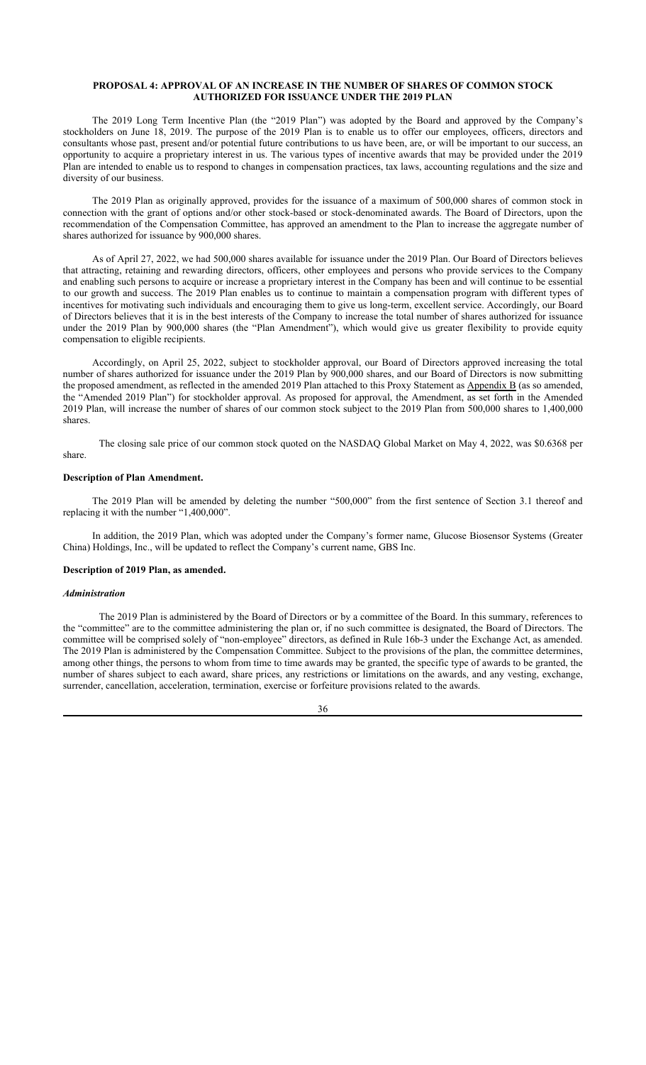## PROPOSAL 4: APPROVAL OF AN INCREASE IN THE NUMBER OF SHARES OF COMMON STOCK AUTHORIZED FOR ISSUANCE UNDER THE 2019 PLAN

The 2019 Long Term Incentive Plan (the "2019 Plan") was adopted by the Board and approved by the Company's stockholders on June 18, 2019. The purpose of the 2019 Plan is to enable us to offer our employees, officers, directors and consultants whose past, present and/or potential future contributions to us have been, are, or will be important to our success, an opportunity to acquire a proprietary interest in us. The various types of incentive awards that may be provided under the 2019 Plan are intended to enable us to respond to changes in compensation practices, tax laws, accounting regulations and the size and diversity of our business.

The 2019 Plan as originally approved, provides for the issuance of a maximum of 500,000 shares of common stock in connection with the grant of options and/or other stock-based or stock-denominated awards. The Board of Directors, upon the recommendation of the Compensation Committee, has approved an amendment to the Plan to increase the aggregate number of shares authorized for issuance by 900,000 shares.

As of April 27, 2022, we had 500,000 shares available for issuance under the 2019 Plan. Our Board of Directors believes that attracting, retaining and rewarding directors, officers, other employees and persons who provide services to the Company and enabling such persons to acquire or increase a proprietary interest in the Company has been and will continue to be essential to our growth and success. The 2019 Plan enables us to continue to maintain a compensation program with different types of incentives for motivating such individuals and encouraging them to give us long-term, excellent service. Accordingly, our Board of Directors believes that it is in the best interests of the Company to increase the total number of shares authorized for issuance under the 2019 Plan by 900,000 shares (the "Plan Amendment"), which would give us greater flexibility to provide equity compensation to eligible recipients.

Accordingly, on April 25, 2022, subject to stockholder approval, our Board of Directors approved increasing the total number of shares authorized for issuance under the 2019 Plan by 900,000 shares, and our Board of Directors is now submitting the proposed amendment, as reflected in the amended 2019 Plan attached to this Proxy Statement as Appendix B (as so amended, the "Amended 2019 Plan") for stockholder approval. As proposed for approval, the Amendment, as set forth in the Amended 2019 Plan, will increase the number of shares of our common stock subject to the 2019 Plan from 500,000 shares to 1,400,000 shares.

The closing sale price of our common stock quoted on the NASDAQ Global Market on May 4, 2022, was $0.6368 per share.

### Description of Plan Amendment.

The 2019 Plan will be amended by deleting the number "500,000" from the first sentence of Section 3.1 thereof and replacing it with the number "1,400,000".

In addition, the 2019 Plan, which was adopted under the Company's former name, Glucose Biosensor Systems (Greater China) Holdings, Inc., will be updated to reflect the Company's current name, GBS Inc.

### Description of 2019 Plan, as amended.

#### *Administration*

The 2019 Plan is administered by the Board of Directors or by a committee of the Board. In this summary, references to the "committee" are to the committee administering the plan or, if no such committee is designated, the Board of Directors. The committee will be comprised solely of "non-employee" directors, as defined in Rule 16b-3 under the Exchange Act, as amended. The 2019 Plan is administered by the Compensation Committee. Subject to the provisions of the plan, the committee determines, among other things, the persons to whom from time to time awards may be granted, the specific type of awards to be granted, the number of shares subject to each award, share prices, any restrictions or limitations on the awards, and any vesting, exchange, surrender, cancellation, acceleration, termination, exercise or forfeiture provisions related to the awards.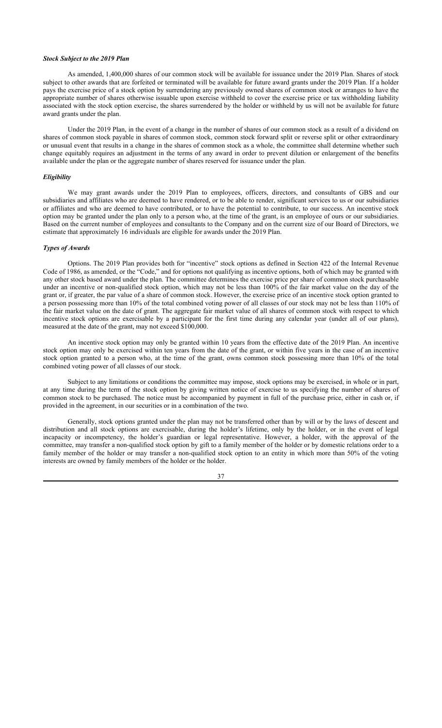### *Stock Subject to the 2019 Plan*

As amended, 1,400,000 shares of our common stock will be available for issuance under the 2019 Plan. Shares of stock subject to other awards that are forfeited or terminated will be available for future award grants under the 2019 Plan. If a holder pays the exercise price of a stock option by surrendering any previously owned shares of common stock or arranges to have the appropriate number of shares otherwise issuable upon exercise withheld to cover the exercise price or tax withholding liability associated with the stock option exercise, the shares surrendered by the holder or withheld by us will not be available for future award grants under the plan.

Under the 2019 Plan, in the event of a change in the number of shares of our common stock as a result of a dividend on shares of common stock payable in shares of common stock, common stock forward split or reverse split or other extraordinary or unusual event that results in a change in the shares of common stock as a whole, the committee shall determine whether such change equitably requires an adjustment in the terms of any award in order to prevent dilution or enlargement of the benefits available under the plan or the aggregate number of shares reserved for issuance under the plan.

### *Eligibility*

We may grant awards under the 2019 Plan to employees, officers, directors, and consultants of GBS and our subsidiaries and affiliates who are deemed to have rendered, or to be able to render, significant services to us or our subsidiaries or affiliates and who are deemed to have contributed, or to have the potential to contribute, to our success. An incentive stock option may be granted under the plan only to a person who, at the time of the grant, is an employee of ours or our subsidiaries. Based on the current number of employees and consultants to the Company and on the current size of our Board of Directors, we estimate that approximately 16 individuals are eligible for awards under the 2019 Plan.

### *Types of Awards*

Options. The 2019 Plan provides both for "incentive" stock options as defined in Section 422 of the Internal Revenue Code of 1986, as amended, or the "Code," and for options not qualifying as incentive options, both of which may be granted with any other stock based award under the plan. The committee determines the exercise price per share of common stock purchasable under an incentive or non-qualified stock option, which may not be less than 100% of the fair market value on the day of the grant or, if greater, the par value of a share of common stock. However, the exercise price of an incentive stock option granted to a person possessing more than 10% of the total combined voting power of all classes of our stock may not be less than 110% of the fair market value on the date of grant. The aggregate fair market value of all shares of common stock with respect to which incentive stock options are exercisable by a participant for the first time during any calendar year (under all of our plans), measured at the date of the grant, may not exceed $100,000.

An incentive stock option may only be granted within 10 years from the effective date of the 2019 Plan. An incentive stock option may only be exercised within ten years from the date of the grant, or within five years in the case of an incentive stock option granted to a person who, at the time of the grant, owns common stock possessing more than 10% of the total combined voting power of all classes of our stock.

Subject to any limitations or conditions the committee may impose, stock options may be exercised, in whole or in part, at any time during the term of the stock option by giving written notice of exercise to us specifying the number of shares of common stock to be purchased. The notice must be accompanied by payment in full of the purchase price, either in cash or, if provided in the agreement, in our securities or in a combination of the two.

Generally, stock options granted under the plan may not be transferred other than by will or by the laws of descent and distribution and all stock options are exercisable, during the holder's lifetime, only by the holder, or in the event of legal incapacity or incompetency, the holder's guardian or legal representative. However, a holder, with the approval of the committee, may transfer a non-qualified stock option by gift to a family member of the holder or by domestic relations order to a family member of the holder or may transfer a non-qualified stock option to an entity in which more than 50% of the voting interests are owned by family members of the holder or the holder.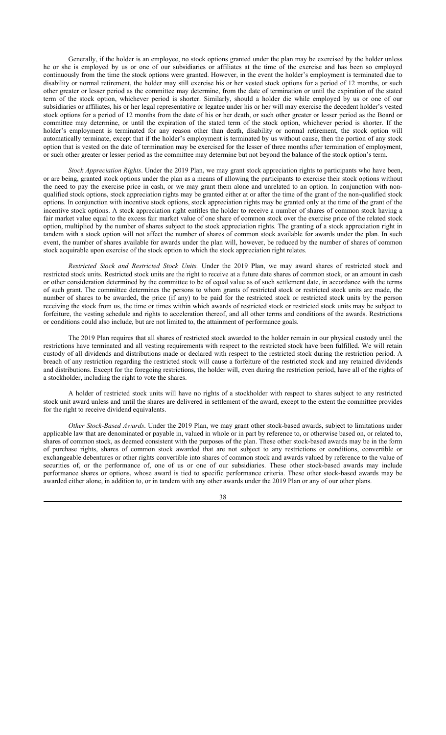Generally, if the holder is an employee, no stock options granted under the plan may be exercised by the holder unless he or she is employed by us or one of our subsidiaries or affiliates at the time of the exercise and has been so employed continuously from the time the stock options were granted. However, in the event the holder's employment is terminated due to disability or normal retirement, the holder may still exercise his or her vested stock options for a period of 12 months, or such other greater or lesser period as the committee may determine, from the date of termination or until the expiration of the stated term of the stock option, whichever period is shorter. Similarly, should a holder die while employed by us or one of our subsidiaries or affiliates, his or her legal representative or legatee under his or her will may exercise the decedent holder's vested stock options for a period of 12 months from the date of his or her death, or such other greater or lesser period as the Board or committee may determine, or until the expiration of the stated term of the stock option, whichever period is shorter. If the holder's employment is terminated for any reason other than death, disability or normal retirement, the stock option will automatically terminate, except that if the holder's employment is terminated by us without cause, then the portion of any stock option that is vested on the date of termination may be exercised for the lesser of three months after termination of employment, or such other greater or lesser period as the committee may determine but not beyond the balance of the stock option's term.

*Stock Appreciation Rights*. Under the 2019 Plan, we may grant stock appreciation rights to participants who have been, or are being, granted stock options under the plan as a means of allowing the participants to exercise their stock options without the need to pay the exercise price in cash, or we may grant them alone and unrelated to an option. In conjunction with non-qualified stock options, stock appreciation rights may be granted either at or after the time of the grant of the non-qualified stock options. In conjunction with incentive stock options, stock appreciation rights may be granted only at the time of the grant of the incentive stock options. A stock appreciation right entitles the holder to receive a number of shares of common stock having a fair market value equal to the excess fair market value of one share of common stock over the exercise price of the related stock option, multiplied by the number of shares subject to the stock appreciation rights. The granting of a stock appreciation right in tandem with a stock option will not affect the number of shares of common stock available for awards under the plan. In such event, the number of shares available for awards under the plan will, however, be reduced by the number of shares of common stock acquirable upon exercise of the stock option to which the stock appreciation right relates.

*Restricted Stock and Restricted Stock Units.* Under the 2019 Plan, we may award shares of restricted stock and restricted stock units. Restricted stock units are the right to receive at a future date shares of common stock, or an amount in cash or other consideration determined by the committee to be of equal value as of such settlement date, in accordance with the terms of such grant. The committee determines the persons to whom grants of restricted stock or restricted stock units are made, the number of shares to be awarded, the price (if any) to be paid for the restricted stock or restricted stock units by the person receiving the stock from us, the time or times within which awards of restricted stock or restricted stock units may be subject to forfeiture, the vesting schedule and rights to acceleration thereof, and all other terms and conditions of the awards. Restrictions or conditions could also include, but are not limited to, the attainment of performance goals.

The 2019 Plan requires that all shares of restricted stock awarded to the holder remain in our physical custody until the restrictions have terminated and all vesting requirements with respect to the restricted stock have been fulfilled. We will retain custody of all dividends and distributions made or declared with respect to the restricted stock during the restriction period. A breach of any restriction regarding the restricted stock will cause a forfeiture of the restricted stock and any retained dividends and distributions. Except for the foregoing restrictions, the holder will, even during the restriction period, have all of the rights of a stockholder, including the right to vote the shares.

A holder of restricted stock units will have no rights of a stockholder with respect to shares subject to any restricted stock unit award unless and until the shares are delivered in settlement of the award, except to the extent the committee provides for the right to receive dividend equivalents.

*Other Stock-Based Awards*. Under the 2019 Plan, we may grant other stock-based awards, subject to limitations under applicable law that are denominated or payable in, valued in whole or in part by reference to, or otherwise based on, or related to, shares of common stock, as deemed consistent with the purposes of the plan. These other stock-based awards may be in the form of purchase rights, shares of common stock awarded that are not subject to any restrictions or conditions, convertible or exchangeable debentures or other rights convertible into shares of common stock and awards valued by reference to the value of securities of, or the performance of, one of us or one of our subsidiaries. These other stock-based awards may include performance shares or options, whose award is tied to specific performance criteria. These other stock-based awards may be awarded either alone, in addition to, or in tandem with any other awards under the 2019 Plan or any of our other plans.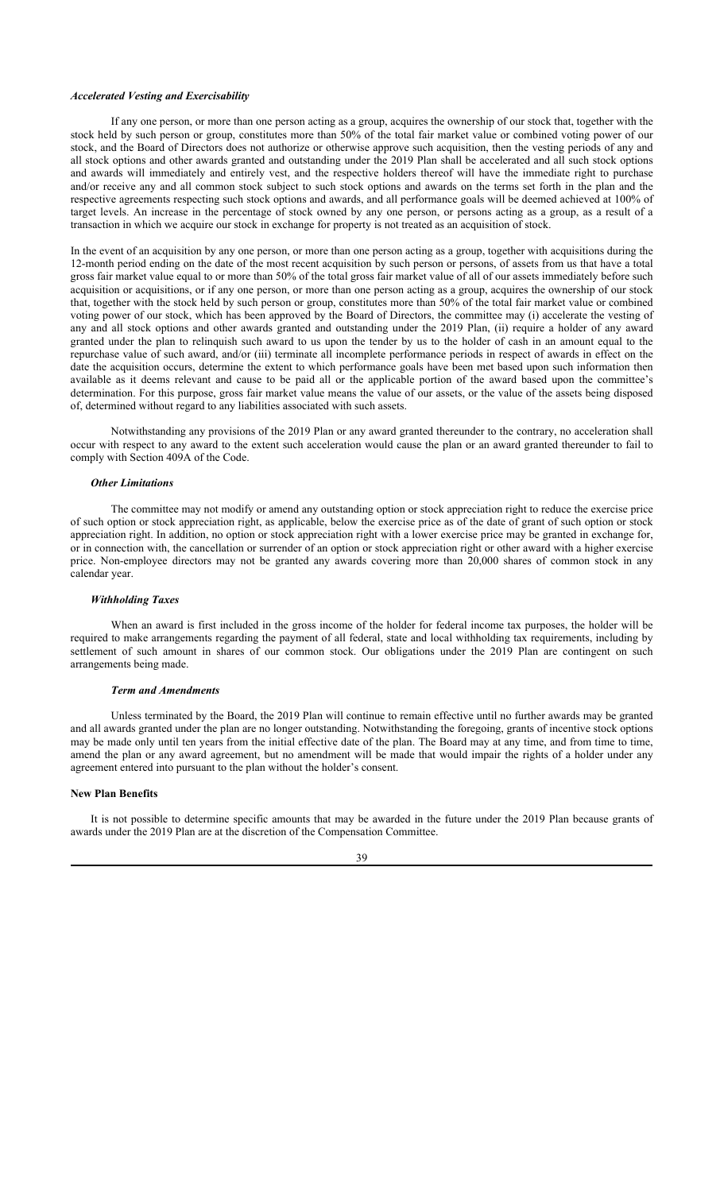### *Accelerated Vesting and Exercisability*

If any one person, or more than one person acting as a group, acquires the ownership of our stock that, together with the stock held by such person or group, constitutes more than 50% of the total fair market value or combined voting power of our stock, and the Board of Directors does not authorize or otherwise approve such acquisition, then the vesting periods of any and all stock options and other awards granted and outstanding under the 2019 Plan shall be accelerated and all such stock options and awards will immediately and entirely vest, and the respective holders thereof will have the immediate right to purchase and/or receive any and all common stock subject to such stock options and awards on the terms set forth in the plan and the respective agreements respecting such stock options and awards, and all performance goals will be deemed achieved at 100% of target levels. An increase in the percentage of stock owned by any one person, or persons acting as a group, as a result of a transaction in which we acquire our stock in exchange for property is not treated as an acquisition of stock.

In the event of an acquisition by any one person, or more than one person acting as a group, together with acquisitions during the 12-month period ending on the date of the most recent acquisition by such person or persons, of assets from us that have a total gross fair market value equal to or more than 50% of the total gross fair market value of all of our assets immediately before such acquisition or acquisitions, or if any one person, or more than one person acting as a group, acquires the ownership of our stock that, together with the stock held by such person or group, constitutes more than 50% of the total fair market value or combined voting power of our stock, which has been approved by the Board of Directors, the committee may (i) accelerate the vesting of any and all stock options and other awards granted and outstanding under the 2019 Plan, (ii) require a holder of any award granted under the plan to relinquish such award to us upon the tender by us to the holder of cash in an amount equal to the repurchase value of such award, and/or (iii) terminate all incomplete performance periods in respect of awards in effect on the date the acquisition occurs, determine the extent to which performance goals have been met based upon such information then available as it deems relevant and cause to be paid all or the applicable portion of the award based upon the committee's determination. For this purpose, gross fair market value means the value of our assets, or the value of the assets being disposed of, determined without regard to any liabilities associated with such assets.

Notwithstanding any provisions of the 2019 Plan or any award granted thereunder to the contrary, no acceleration shall occur with respect to any award to the extent such acceleration would cause the plan or an award granted thereunder to fail to comply with Section 409A of the Code.

### *Other Limitations*

The committee may not modify or amend any outstanding option or stock appreciation right to reduce the exercise price of such option or stock appreciation right, as applicable, below the exercise price as of the date of grant of such option or stock appreciation right. In addition, no option or stock appreciation right with a lower exercise price may be granted in exchange for, or in connection with, the cancellation or surrender of an option or stock appreciation right or other award with a higher exercise price. Non-employee directors may not be granted any awards covering more than 20,000 shares of common stock in any calendar year.

### *Withholding Taxes*

When an award is first included in the gross income of the holder for federal income tax purposes, the holder will be required to make arrangements regarding the payment of all federal, state and local withholding tax requirements, including by settlement of such amount in shares of our common stock. Our obligations under the 2019 Plan are contingent on such arrangements being made.

### *Term and Amendments*

Unless terminated by the Board, the 2019 Plan will continue to remain effective until no further awards may be granted and all awards granted under the plan are no longer outstanding. Notwithstanding the foregoing, grants of incentive stock options may be made only until ten years from the initial effective date of the plan. The Board may at any time, and from time to time, amend the plan or any award agreement, but no amendment will be made that would impair the rights of a holder under any agreement entered into pursuant to the plan without the holder's consent.

## **New Plan Benefits**

It is not possible to determine specific amounts that may be awarded in the future under the 2019 Plan because grants of awards under the 2019 Plan are at the discretion of the Compensation Committee.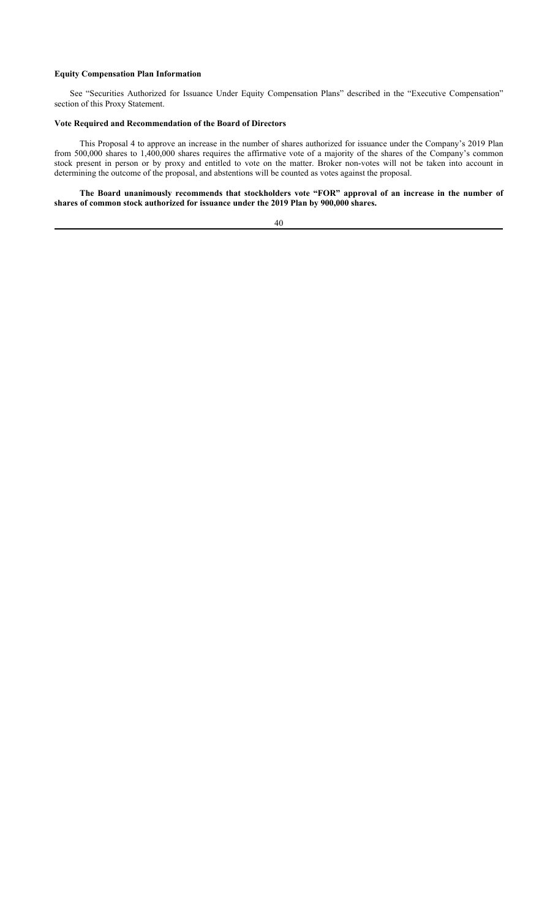**Equity Compensation Plan Information**

See "Securities Authorized for Issuance Under Equity Compensation Plans" described in the "Executive Compensation" section of this Proxy Statement.

**Vote Required and Recommendation of the Board of Directors**

This Proposal 4 to approve an increase in the number of shares authorized for issuance under the Company's 2019 Plan from 500,000 shares to 1,400,000 shares requires the affirmative vote of a majority of the shares of the Company's common stock present in person or by proxy and entitled to vote on the matter. Broker non-votes will not be taken into account in determining the outcome of the proposal, and abstentions will be counted as votes against the proposal.

**The Board unanimously recommends that stockholders vote "FOR" approval of an increase in the number of shares of common stock authorized for issuance under the 2019 Plan by 900,000 shares.**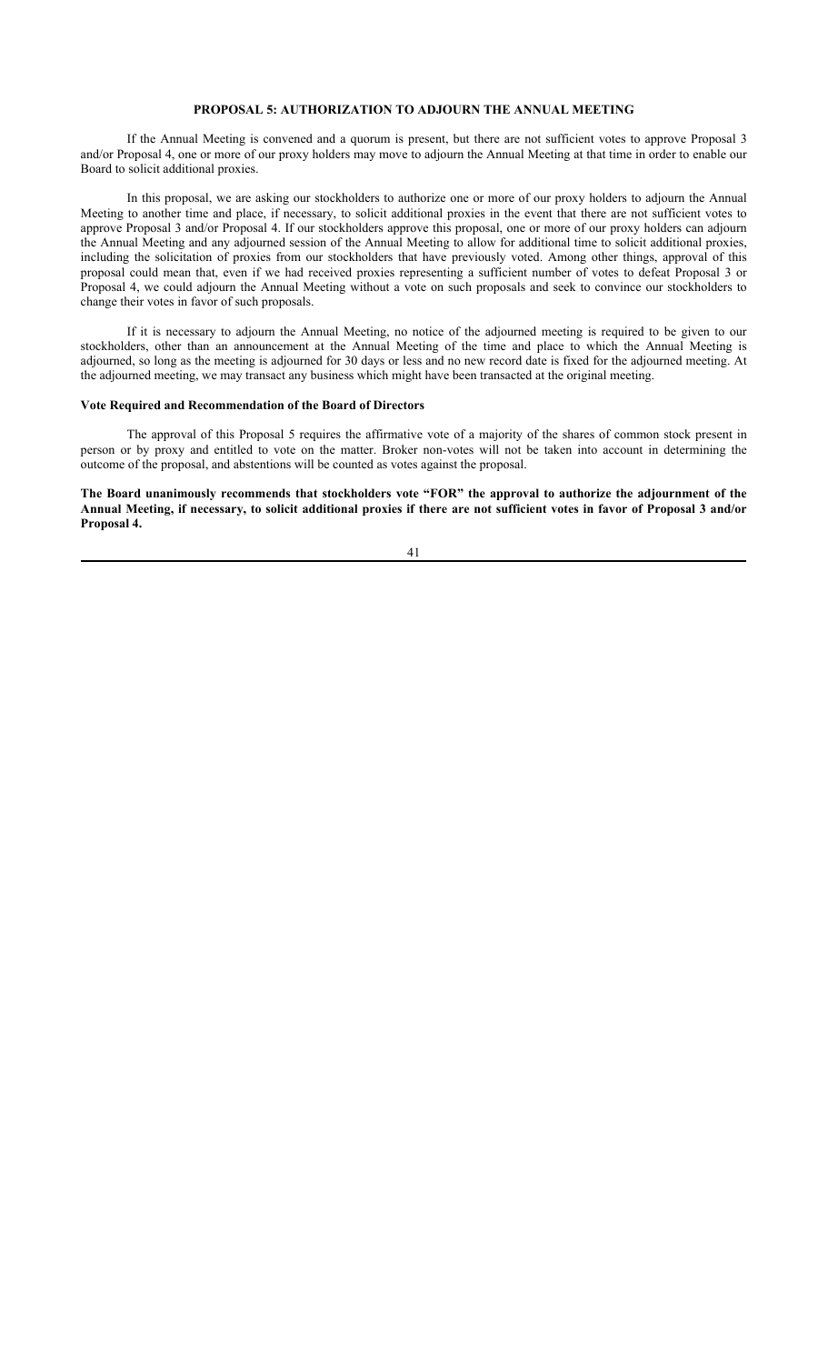## PROPOSAL 5: AUTHORIZATION TO ADJOURN THE ANNUAL MEETING

If the Annual Meeting is convened and a quorum is present, but there are not sufficient votes to approve Proposal 3 and/or Proposal 4, one or more of our proxy holders may move to adjourn the Annual Meeting at that time in order to enable our Board to solicit additional proxies.

In this proposal, we are asking our stockholders to authorize one or more of our proxy holders to adjourn the Annual Meeting to another time and place, if necessary, to solicit additional proxies in the event that there are not sufficient votes to approve Proposal 3 and/or Proposal 4. If our stockholders approve this proposal, one or more of our proxy holders can adjourn the Annual Meeting and any adjourned session of the Annual Meeting to allow for additional time to solicit additional proxies, including the solicitation of proxies from our stockholders that have previously voted. Among other things, approval of this proposal could mean that, even if we had received proxies representing a sufficient number of votes to defeat Proposal 3 or Proposal 4, we could adjourn the Annual Meeting without a vote on such proposals and seek to convince our stockholders to change their votes in favor of such proposals.

If it is necessary to adjourn the Annual Meeting, no notice of the adjourned meeting is required to be given to our stockholders, other than an announcement at the Annual Meeting of the time and place to which the Annual Meeting is adjourned, so long as the meeting is adjourned for 30 days or less and no new record date is fixed for the adjourned meeting. At the adjourned meeting, we may transact any business which might have been transacted at the original meeting.

### Vote Required and Recommendation of the Board of Directors

The approval of this Proposal 5 requires the affirmative vote of a majority of the shares of common stock present in person or by proxy and entitled to vote on the matter. Broker non-votes will not be taken into account in determining the outcome of the proposal, and abstentions will be counted as votes against the proposal.

**The Board unanimously recommends that stockholders vote "FOR" the approval to authorize the adjournment of the Annual Meeting, if necessary, to solicit additional proxies if there are not sufficient votes in favor of Proposal 3 and/or Proposal 4.**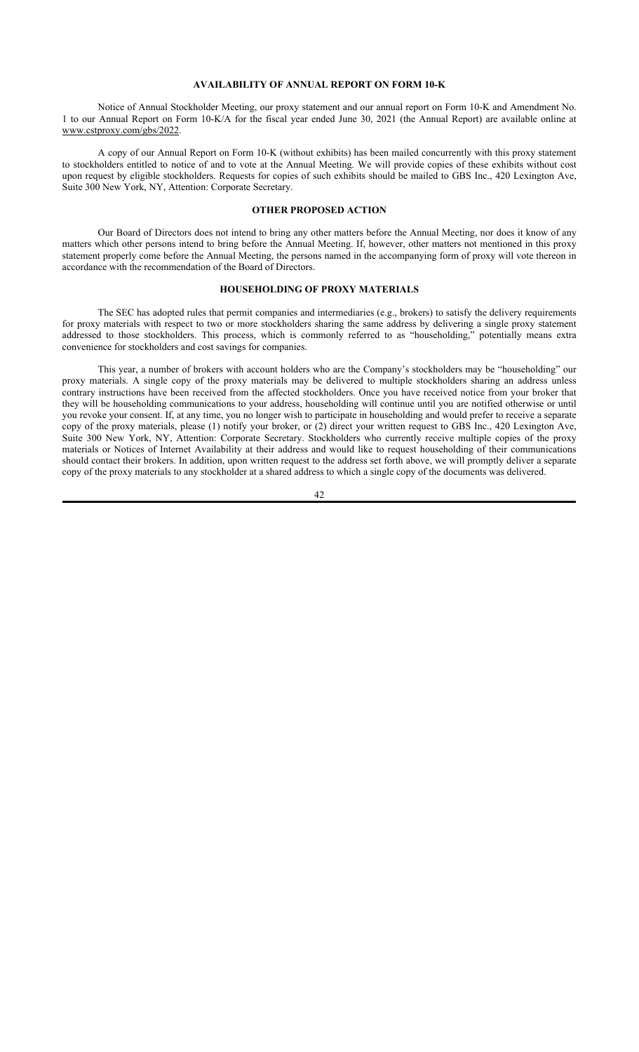## AVAILABILITY OF ANNUAL REPORT ON FORM 10-K

Notice of Annual Stockholder Meeting, our proxy statement and our annual report on Form 10-K and Amendment No. 1 to our Annual Report on Form 10-K/A for the fiscal year ended June 30, 2021 (the Annual Report) are available online at www.cstproxy.com/gbs/2022.

A copy of our Annual Report on Form 10-K (without exhibits) has been mailed concurrently with this proxy statement to stockholders entitled to notice of and to vote at the Annual Meeting. We will provide copies of these exhibits without cost upon request by eligible stockholders. Requests for copies of such exhibits should be mailed to GBS Inc., 420 Lexington Ave, Suite 300 New York, NY, Attention: Corporate Secretary.

## OTHER PROPOSED ACTION

Our Board of Directors does not intend to bring any other matters before the Annual Meeting, nor does it know of any matters which other persons intend to bring before the Annual Meeting. If, however, other matters not mentioned in this proxy statement properly come before the Annual Meeting, the persons named in the accompanying form of proxy will vote thereon in accordance with the recommendation of the Board of Directors.

## HOUSEHOLDING OF PROXY MATERIALS

The SEC has adopted rules that permit companies and intermediaries (e.g., brokers) to satisfy the delivery requirements for proxy materials with respect to two or more stockholders sharing the same address by delivering a single proxy statement addressed to those stockholders. This process, which is commonly referred to as "householding," potentially means extra convenience for stockholders and cost savings for companies.

This year, a number of brokers with account holders who are the Company's stockholders may be "householding" our proxy materials. A single copy of the proxy materials may be delivered to multiple stockholders sharing an address unless contrary instructions have been received from the affected stockholders. Once you have received notice from your broker that they will be householding communications to your address, householding will continue until you are notified otherwise or until you revoke your consent. If, at any time, you no longer wish to participate in householding and would prefer to receive a separate copy of the proxy materials, please (1) notify your broker, or (2) direct your written request to GBS Inc., 420 Lexington Ave, Suite 300 New York, NY, Attention: Corporate Secretary. Stockholders who currently receive multiple copies of the proxy materials or Notices of Internet Availability at their address and would like to request householding of their communications should contact their brokers. In addition, upon written request to the address set forth above, we will promptly deliver a separate copy of the proxy materials to any stockholder at a shared address to which a single copy of the documents was delivered.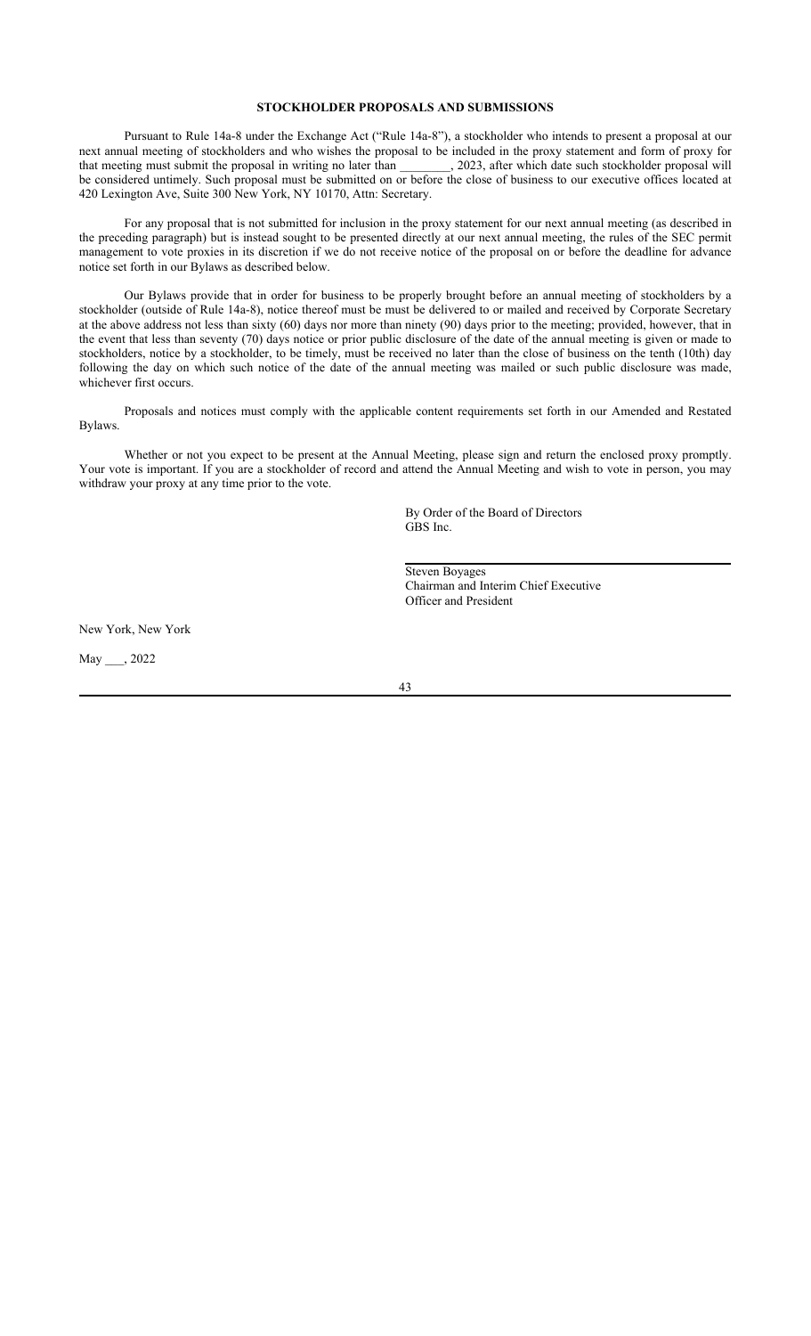## STOCKHOLDER PROPOSALS AND SUBMISSIONS

Pursuant to Rule 14a-8 under the Exchange Act ("Rule 14a-8"), a stockholder who intends to present a proposal at our next annual meeting of stockholders and who wishes the proposal to be included in the proxy statement and form of proxy for that meeting must submit the proposal in writing no later than ________, 2023, after which date such stockholder proposal will be considered untimely. Such proposal must be submitted on or before the close of business to our executive offices located at 420 Lexington Ave, Suite 300 New York, NY 10170, Attn: Secretary.

For any proposal that is not submitted for inclusion in the proxy statement for our next annual meeting (as described in the preceding paragraph) but is instead sought to be presented directly at our next annual meeting, the rules of the SEC permit management to vote proxies in its discretion if we do not receive notice of the proposal on or before the deadline for advance notice set forth in our Bylaws as described below.

Our Bylaws provide that in order for business to be properly brought before an annual meeting of stockholders by a stockholder (outside of Rule 14a-8), notice thereof must be must be delivered to or mailed and received by Corporate Secretary at the above address not less than sixty (60) days nor more than ninety (90) days prior to the meeting; provided, however, that in the event that less than seventy (70) days notice or prior public disclosure of the date of the annual meeting is given or made to stockholders, notice by a stockholder, to be timely, must be received no later than the close of business on the tenth (10th) day following the day on which such notice of the date of the annual meeting was mailed or such public disclosure was made, whichever first occurs.

Proposals and notices must comply with the applicable content requirements set forth in our Amended and Restated Bylaws.

Whether or not you expect to be present at the Annual Meeting, please sign and return the enclosed proxy promptly. Your vote is important. If you are a stockholder of record and attend the Annual Meeting and wish to vote in person, you may withdraw your proxy at any time prior to the vote.

By Order of the Board of Directors
GBS Inc.

Steven Boyages
Chairman and Interim Chief Executive Officer and President

New York, New York

May ___, 2022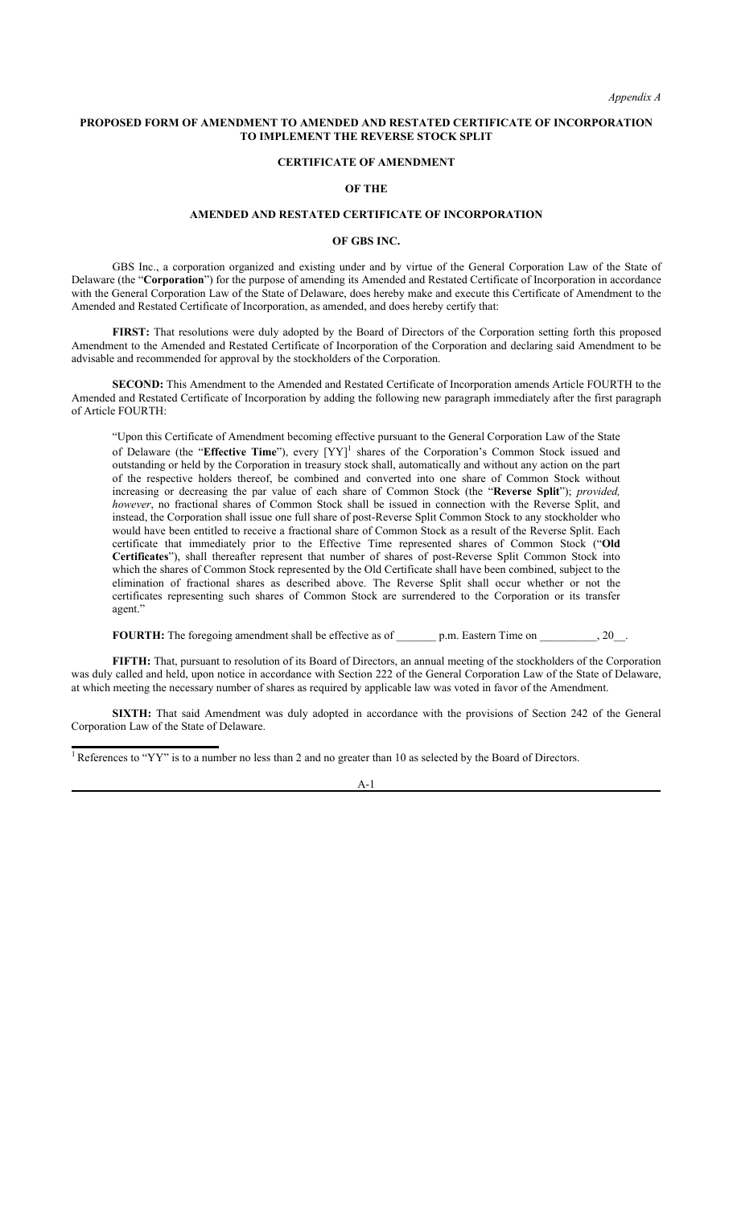*Appendix A*

**PROPOSED FORM OF AMENDMENT TO AMENDED AND RESTATED CERTIFICATE OF INCORPORATION TO IMPLEMENT THE REVERSE STOCK SPLIT**

**CERTIFICATE OF AMENDMENT**

**OF THE**

**AMENDED AND RESTATED CERTIFICATE OF INCORPORATION**

**OF GBS INC.**

GBS Inc., a corporation organized and existing under and by virtue of the General Corporation Law of the State of Delaware (the "**Corporation**") for the purpose of amending its Amended and Restated Certificate of Incorporation in accordance with the General Corporation Law of the State of Delaware, does hereby make and execute this Certificate of Amendment to the Amended and Restated Certificate of Incorporation, as amended, and does hereby certify that:

**FIRST:** That resolutions were duly adopted by the Board of Directors of the Corporation setting forth this proposed Amendment to the Amended and Restated Certificate of Incorporation of the Corporation and declaring said Amendment to be advisable and recommended for approval by the stockholders of the Corporation.

**SECOND:** This Amendment to the Amended and Restated Certificate of Incorporation amends Article FOURTH to the Amended and Restated Certificate of Incorporation by adding the following new paragraph immediately after the first paragraph of Article FOURTH:

> "Upon this Certificate of Amendment becoming effective pursuant to the General Corporation Law of the State of Delaware (the "**Effective Time**"), every [YY][1] shares of the Corporation's Common Stock issued and outstanding or held by the Corporation in treasury stock shall, automatically and without any action on the part of the respective holders thereof, be combined and converted into one share of Common Stock without increasing or decreasing the par value of each share of Common Stock (the "**Reverse Split**"); *provided, however*, no fractional shares of Common Stock shall be issued in connection with the Reverse Split, and instead, the Corporation shall issue one full share of post-Reverse Split Common Stock to any stockholder who would have been entitled to receive a fractional share of Common Stock as a result of the Reverse Split. Each certificate that immediately prior to the Effective Time represented shares of Common Stock ("**Old Certificates**"), shall thereafter represent that number of shares of post-Reverse Split Common Stock into which the shares of Common Stock represented by the Old Certificate shall have been combined, subject to the elimination of fractional shares as described above. The Reverse Split shall occur whether or not the certificates representing such shares of Common Stock are surrendered to the Corporation or its transfer agent."

**FOURTH:** The foregoing amendment shall be effective as of _______ p.m. Eastern Time on __________, 20__.

**FIFTH:** That, pursuant to resolution of its Board of Directors, an annual meeting of the stockholders of the Corporation was duly called and held, upon notice in accordance with Section 222 of the General Corporation Law of the State of Delaware, at which meeting the necessary number of shares as required by applicable law was voted in favor of the Amendment.

**SIXTH:** That said Amendment was duly adopted in accordance with the provisions of Section 242 of the General Corporation Law of the State of Delaware.

---

[1] References to "YY" is to a number no less than 2 and no greater than 10 as selected by the Board of Directors.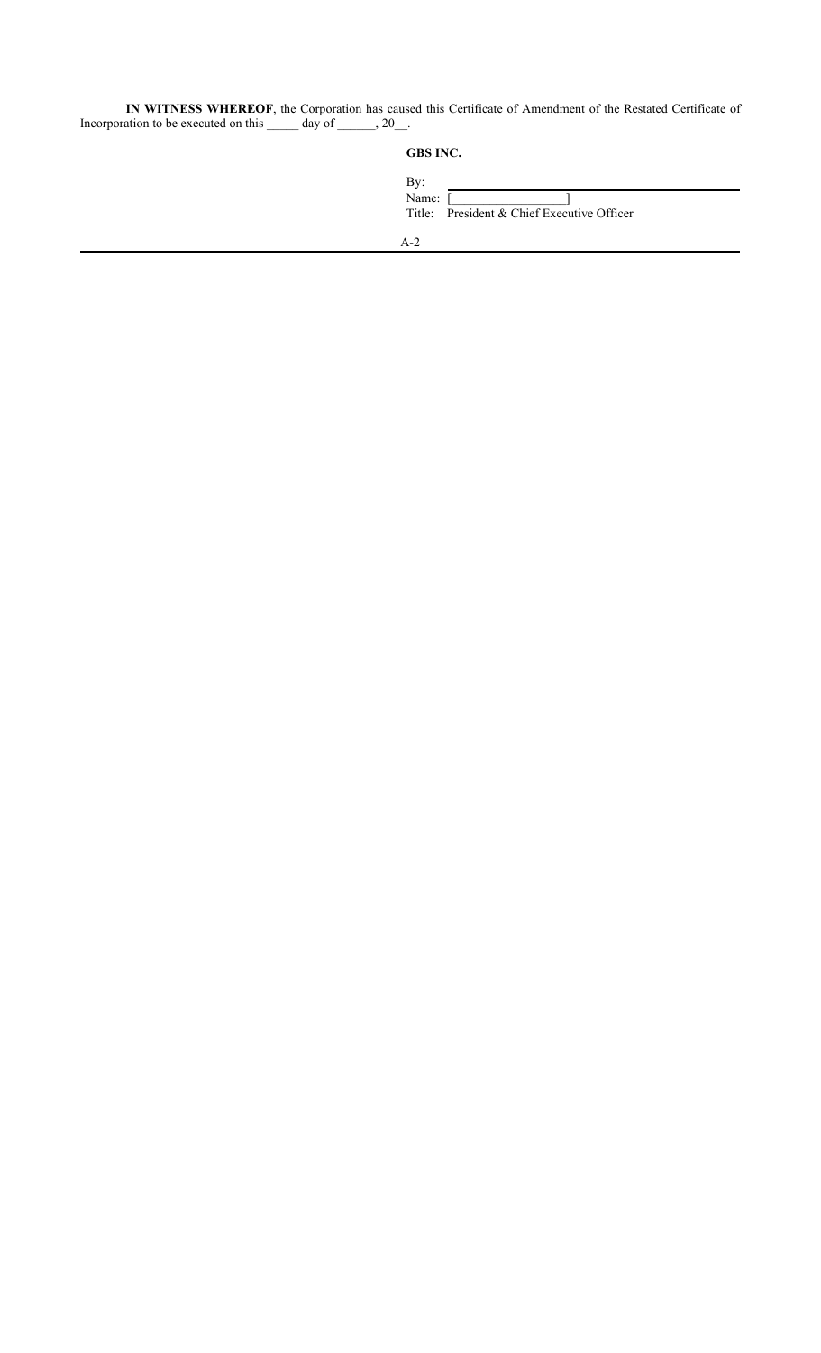**IN WITNESS WHEREOF**, the Corporation has caused this Certificate of Amendment of the Restated Certificate of Incorporation to be executed on this _____ day of ______, 20__.

**GBS INC.**

By: ______________________________

Name: [__________________]

Title: President & Chief Executive Officer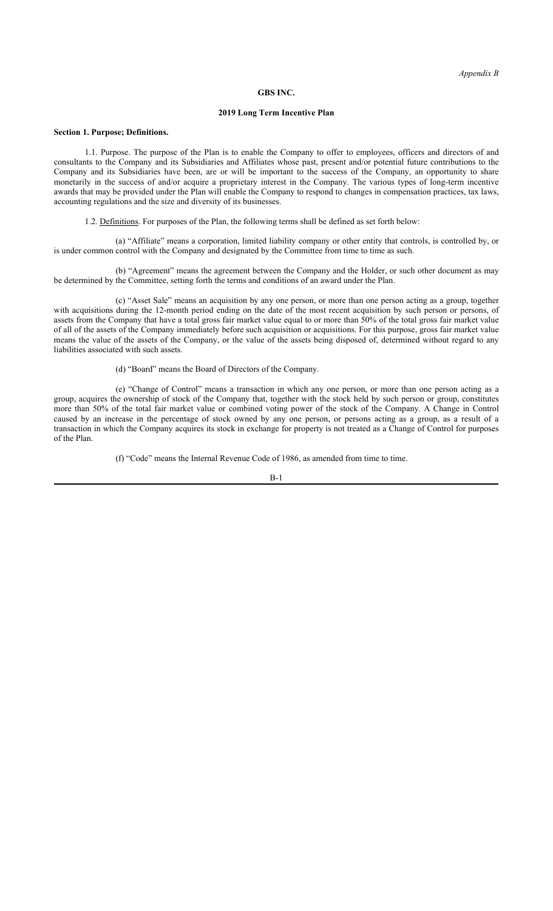*Appendix B*

**GBS INC.**

**2019 Long Term Incentive Plan**

**Section 1. Purpose; Definitions.**

1.1. Purpose. The purpose of the Plan is to enable the Company to offer to employees, officers and directors of and consultants to the Company and its Subsidiaries and Affiliates whose past, present and/or potential future contributions to the Company and its Subsidiaries have been, are or will be important to the success of the Company, an opportunity to share monetarily in the success of and/or acquire a proprietary interest in the Company. The various types of long-term incentive awards that may be provided under the Plan will enable the Company to respond to changes in compensation practices, tax laws, accounting regulations and the size and diversity of its businesses.

1.2. Definitions. For purposes of the Plan, the following terms shall be defined as set forth below:

(a) "Affiliate" means a corporation, limited liability company or other entity that controls, is controlled by, or is under common control with the Company and designated by the Committee from time to time as such.

(b) "Agreement" means the agreement between the Company and the Holder, or such other document as may be determined by the Committee, setting forth the terms and conditions of an award under the Plan.

(c) "Asset Sale" means an acquisition by any one person, or more than one person acting as a group, together with acquisitions during the 12-month period ending on the date of the most recent acquisition by such person or persons, of assets from the Company that have a total gross fair market value equal to or more than 50% of the total gross fair market value of all of the assets of the Company immediately before such acquisition or acquisitions. For this purpose, gross fair market value means the value of the assets of the Company, or the value of the assets being disposed of, determined without regard to any liabilities associated with such assets.

(d) "Board" means the Board of Directors of the Company.

(e) "Change of Control" means a transaction in which any one person, or more than one person acting as a group, acquires the ownership of stock of the Company that, together with the stock held by such person or group, constitutes more than 50% of the total fair market value or combined voting power of the stock of the Company. A Change in Control caused by an increase in the percentage of stock owned by any one person, or persons acting as a group, as a result of a transaction in which the Company acquires its stock in exchange for property is not treated as a Change of Control for purposes of the Plan.

(f) "Code" means the Internal Revenue Code of 1986, as amended from time to time.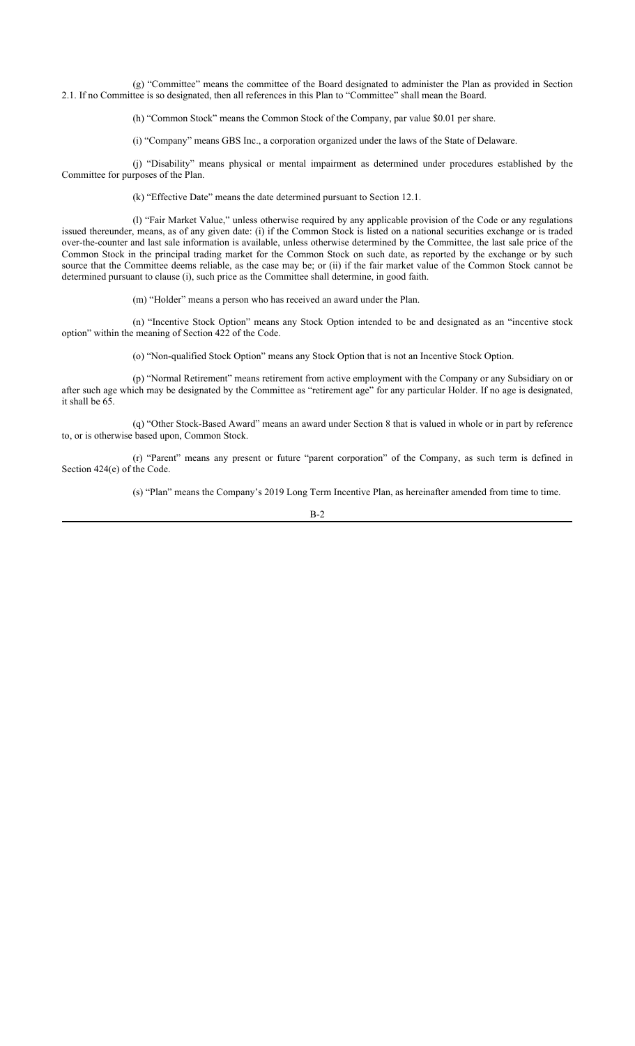(g) "Committee" means the committee of the Board designated to administer the Plan as provided in Section 2.1. If no Committee is so designated, then all references in this Plan to "Committee" shall mean the Board.

(h) "Common Stock" means the Common Stock of the Company, par value $0.01 per share.

(i) "Company" means GBS Inc., a corporation organized under the laws of the State of Delaware.

(j) "Disability" means physical or mental impairment as determined under procedures established by the Committee for purposes of the Plan.

(k) "Effective Date" means the date determined pursuant to Section 12.1.

(l) "Fair Market Value," unless otherwise required by any applicable provision of the Code or any regulations issued thereunder, means, as of any given date: (i) if the Common Stock is listed on a national securities exchange or is traded over-the-counter and last sale information is available, unless otherwise determined by the Committee, the last sale price of the Common Stock in the principal trading market for the Common Stock on such date, as reported by the exchange or by such source that the Committee deems reliable, as the case may be; or (ii) if the fair market value of the Common Stock cannot be determined pursuant to clause (i), such price as the Committee shall determine, in good faith.

(m) "Holder" means a person who has received an award under the Plan.

(n) "Incentive Stock Option" means any Stock Option intended to be and designated as an "incentive stock option" within the meaning of Section 422 of the Code.

(o) "Non-qualified Stock Option" means any Stock Option that is not an Incentive Stock Option.

(p) "Normal Retirement" means retirement from active employment with the Company or any Subsidiary on or after such age which may be designated by the Committee as "retirement age" for any particular Holder. If no age is designated, it shall be 65.

(q) "Other Stock-Based Award" means an award under Section 8 that is valued in whole or in part by reference to, or is otherwise based upon, Common Stock.

(r) "Parent" means any present or future "parent corporation" of the Company, as such term is defined in Section 424(e) of the Code.

(s) "Plan" means the Company's 2019 Long Term Incentive Plan, as hereinafter amended from time to time.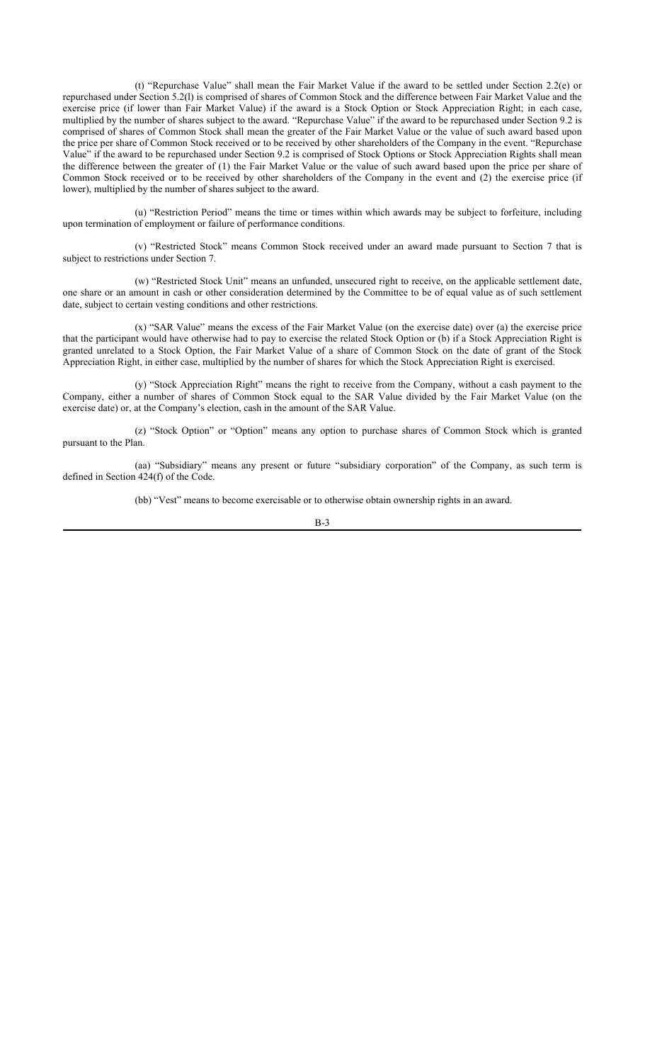(t) "Repurchase Value" shall mean the Fair Market Value if the award to be settled under Section 2.2(e) or repurchased under Section 5.2(l) is comprised of shares of Common Stock and the difference between Fair Market Value and the exercise price (if lower than Fair Market Value) if the award is a Stock Option or Stock Appreciation Right; in each case, multiplied by the number of shares subject to the award. "Repurchase Value" if the award to be repurchased under Section 9.2 is comprised of shares of Common Stock shall mean the greater of the Fair Market Value or the value of such award based upon the price per share of Common Stock received or to be received by other shareholders of the Company in the event. "Repurchase Value" if the award to be repurchased under Section 9.2 is comprised of Stock Options or Stock Appreciation Rights shall mean the difference between the greater of (1) the Fair Market Value or the value of such award based upon the price per share of Common Stock received or to be received by other shareholders of the Company in the event and (2) the exercise price (if lower), multiplied by the number of shares subject to the award.

(u) "Restriction Period" means the time or times within which awards may be subject to forfeiture, including upon termination of employment or failure of performance conditions.

(v) "Restricted Stock" means Common Stock received under an award made pursuant to Section 7 that is subject to restrictions under Section 7.

(w) "Restricted Stock Unit" means an unfunded, unsecured right to receive, on the applicable settlement date, one share or an amount in cash or other consideration determined by the Committee to be of equal value as of such settlement date, subject to certain vesting conditions and other restrictions.

(x) "SAR Value" means the excess of the Fair Market Value (on the exercise date) over (a) the exercise price that the participant would have otherwise had to pay to exercise the related Stock Option or (b) if a Stock Appreciation Right is granted unrelated to a Stock Option, the Fair Market Value of a share of Common Stock on the date of grant of the Stock Appreciation Right, in either case, multiplied by the number of shares for which the Stock Appreciation Right is exercised.

(y) "Stock Appreciation Right" means the right to receive from the Company, without a cash payment to the Company, either a number of shares of Common Stock equal to the SAR Value divided by the Fair Market Value (on the exercise date) or, at the Company's election, cash in the amount of the SAR Value.

(z) "Stock Option" or "Option" means any option to purchase shares of Common Stock which is granted pursuant to the Plan.

(aa) "Subsidiary" means any present or future "subsidiary corporation" of the Company, as such term is defined in Section 424(f) of the Code.

(bb) "Vest" means to become exercisable or to otherwise obtain ownership rights in an award.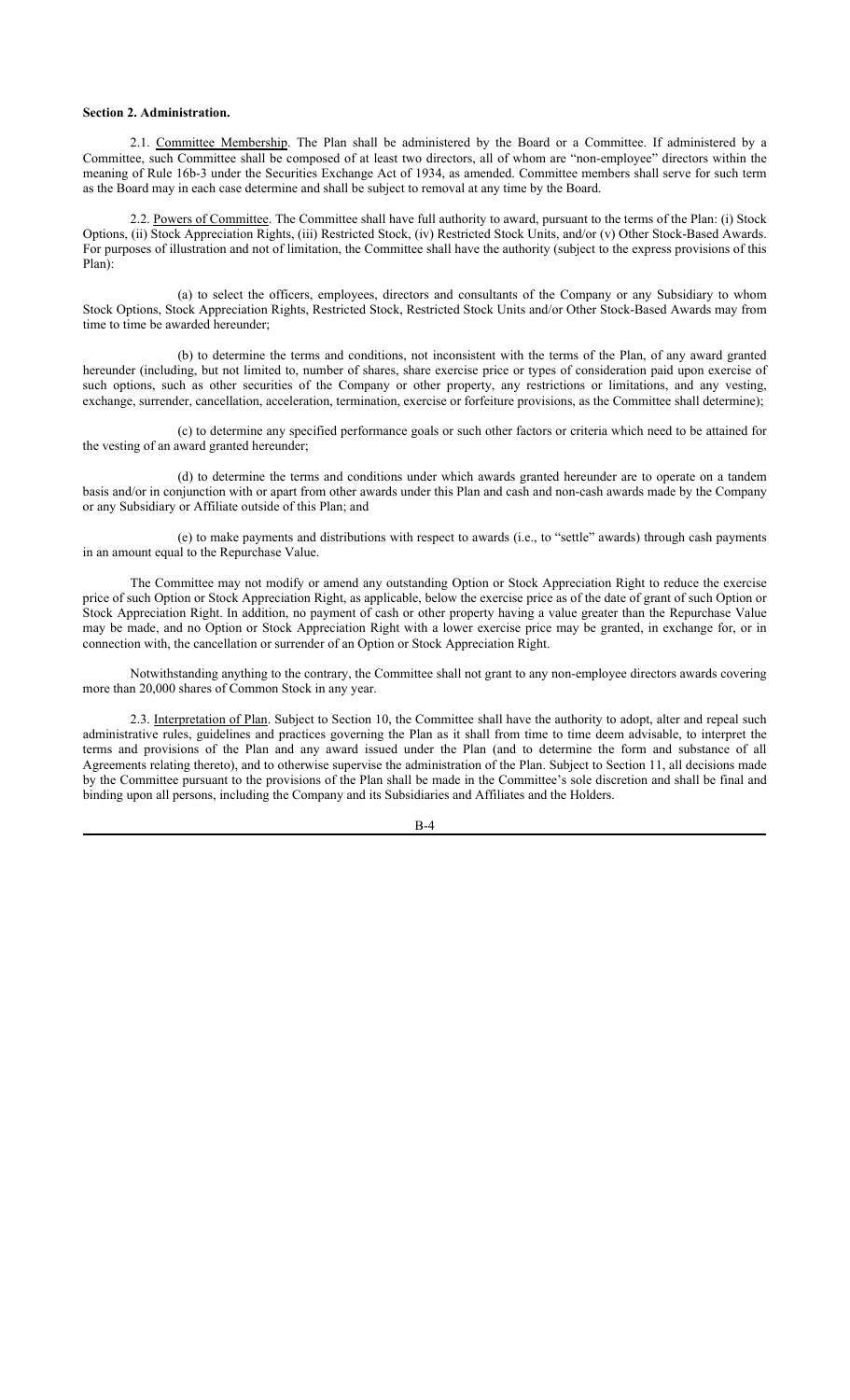**Section 2. Administration.**

2.1. Committee Membership. The Plan shall be administered by the Board or a Committee. If administered by a Committee, such Committee shall be composed of at least two directors, all of whom are "non-employee" directors within the meaning of Rule 16b-3 under the Securities Exchange Act of 1934, as amended. Committee members shall serve for such term as the Board may in each case determine and shall be subject to removal at any time by the Board.

2.2. Powers of Committee. The Committee shall have full authority to award, pursuant to the terms of the Plan: (i) Stock Options, (ii) Stock Appreciation Rights, (iii) Restricted Stock, (iv) Restricted Stock Units, and/or (v) Other Stock-Based Awards. For purposes of illustration and not of limitation, the Committee shall have the authority (subject to the express provisions of this Plan):

(a) to select the officers, employees, directors and consultants of the Company or any Subsidiary to whom Stock Options, Stock Appreciation Rights, Restricted Stock, Restricted Stock Units and/or Other Stock-Based Awards may from time to time be awarded hereunder;

(b) to determine the terms and conditions, not inconsistent with the terms of the Plan, of any award granted hereunder (including, but not limited to, number of shares, share exercise price or types of consideration paid upon exercise of such options, such as other securities of the Company or other property, any restrictions or limitations, and any vesting, exchange, surrender, cancellation, acceleration, termination, exercise or forfeiture provisions, as the Committee shall determine);

(c) to determine any specified performance goals or such other factors or criteria which need to be attained for the vesting of an award granted hereunder;

(d) to determine the terms and conditions under which awards granted hereunder are to operate on a tandem basis and/or in conjunction with or apart from other awards under this Plan and cash and non-cash awards made by the Company or any Subsidiary or Affiliate outside of this Plan; and

(e) to make payments and distributions with respect to awards (i.e., to "settle" awards) through cash payments in an amount equal to the Repurchase Value.

The Committee may not modify or amend any outstanding Option or Stock Appreciation Right to reduce the exercise price of such Option or Stock Appreciation Right, as applicable, below the exercise price as of the date of grant of such Option or Stock Appreciation Right. In addition, no payment of cash or other property having a value greater than the Repurchase Value may be made, and no Option or Stock Appreciation Right with a lower exercise price may be granted, in exchange for, or in connection with, the cancellation or surrender of an Option or Stock Appreciation Right.

Notwithstanding anything to the contrary, the Committee shall not grant to any non-employee directors awards covering more than 20,000 shares of Common Stock in any year.

2.3. Interpretation of Plan. Subject to Section 10, the Committee shall have the authority to adopt, alter and repeal such administrative rules, guidelines and practices governing the Plan as it shall from time to time deem advisable, to interpret the terms and provisions of the Plan and any award issued under the Plan (and to determine the form and substance of all Agreements relating thereto), and to otherwise supervise the administration of the Plan. Subject to Section 11, all decisions made by the Committee pursuant to the provisions of the Plan shall be made in the Committee's sole discretion and shall be final and binding upon all persons, including the Company and its Subsidiaries and Affiliates and the Holders.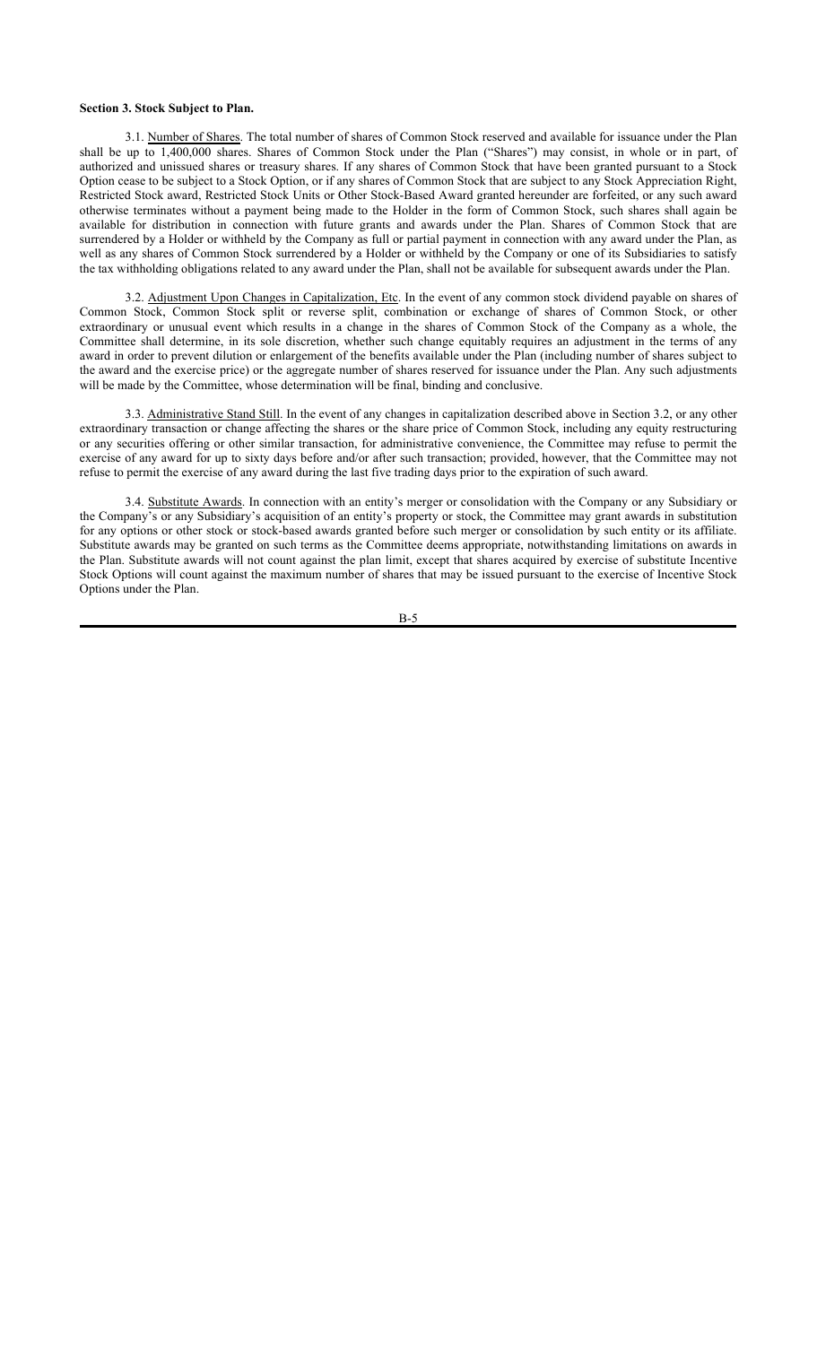**Section 3. Stock Subject to Plan.**

3.1. Number of Shares. The total number of shares of Common Stock reserved and available for issuance under the Plan shall be up to 1,400,000 shares. Shares of Common Stock under the Plan ("Shares") may consist, in whole or in part, of authorized and unissued shares or treasury shares. If any shares of Common Stock that have been granted pursuant to a Stock Option cease to be subject to a Stock Option, or if any shares of Common Stock that are subject to any Stock Appreciation Right, Restricted Stock award, Restricted Stock Units or Other Stock-Based Award granted hereunder are forfeited, or any such award otherwise terminates without a payment being made to the Holder in the form of Common Stock, such shares shall again be available for distribution in connection with future grants and awards under the Plan. Shares of Common Stock that are surrendered by a Holder or withheld by the Company as full or partial payment in connection with any award under the Plan, as well as any shares of Common Stock surrendered by a Holder or withheld by the Company or one of its Subsidiaries to satisfy the tax withholding obligations related to any award under the Plan, shall not be available for subsequent awards under the Plan.

3.2. Adjustment Upon Changes in Capitalization, Etc. In the event of any common stock dividend payable on shares of Common Stock, Common Stock split or reverse split, combination or exchange of shares of Common Stock, or other extraordinary or unusual event which results in a change in the shares of Common Stock of the Company as a whole, the Committee shall determine, in its sole discretion, whether such change equitably requires an adjustment in the terms of any award in order to prevent dilution or enlargement of the benefits available under the Plan (including number of shares subject to the award and the exercise price) or the aggregate number of shares reserved for issuance under the Plan. Any such adjustments will be made by the Committee, whose determination will be final, binding and conclusive.

3.3. Administrative Stand Still. In the event of any changes in capitalization described above in Section 3.2, or any other extraordinary transaction or change affecting the shares or the share price of Common Stock, including any equity restructuring or any securities offering or other similar transaction, for administrative convenience, the Committee may refuse to permit the exercise of any award for up to sixty days before and/or after such transaction; provided, however, that the Committee may not refuse to permit the exercise of any award during the last five trading days prior to the expiration of such award.

3.4. Substitute Awards. In connection with an entity's merger or consolidation with the Company or any Subsidiary or the Company's or any Subsidiary's acquisition of an entity's property or stock, the Committee may grant awards in substitution for any options or other stock or stock-based awards granted before such merger or consolidation by such entity or its affiliate. Substitute awards may be granted on such terms as the Committee deems appropriate, notwithstanding limitations on awards in the Plan. Substitute awards will not count against the plan limit, except that shares acquired by exercise of substitute Incentive Stock Options will count against the maximum number of shares that may be issued pursuant to the exercise of Incentive Stock Options under the Plan.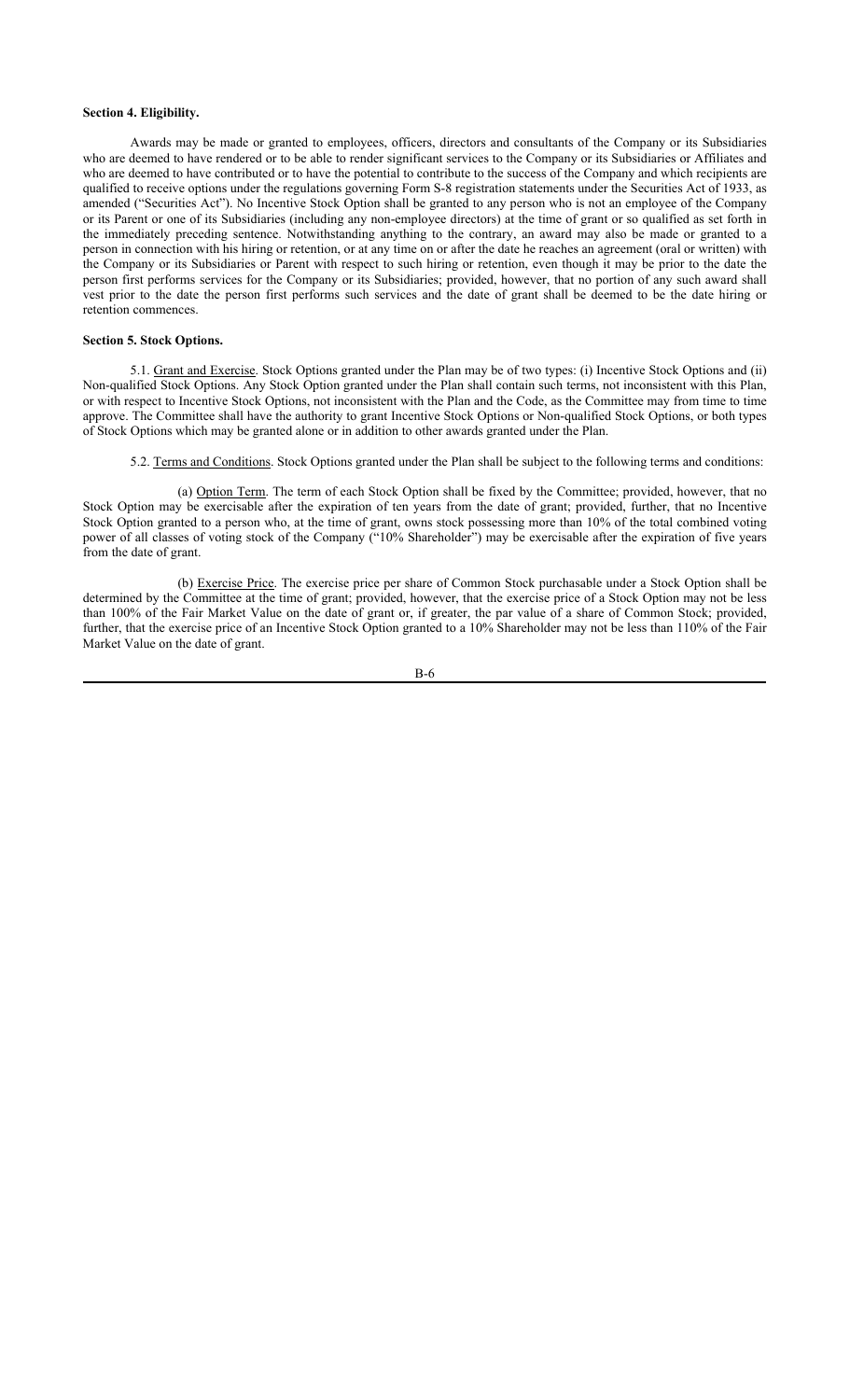**Section 4. Eligibility.**

Awards may be made or granted to employees, officers, directors and consultants of the Company or its Subsidiaries who are deemed to have rendered or to be able to render significant services to the Company or its Subsidiaries or Affiliates and who are deemed to have contributed or to have the potential to contribute to the success of the Company and which recipients are qualified to receive options under the regulations governing Form S-8 registration statements under the Securities Act of 1933, as amended ("Securities Act"). No Incentive Stock Option shall be granted to any person who is not an employee of the Company or its Parent or one of its Subsidiaries (including any non-employee directors) at the time of grant or so qualified as set forth in the immediately preceding sentence. Notwithstanding anything to the contrary, an award may also be made or granted to a person in connection with his hiring or retention, or at any time on or after the date he reaches an agreement (oral or written) with the Company or its Subsidiaries or Parent with respect to such hiring or retention, even though it may be prior to the date the person first performs services for the Company or its Subsidiaries; provided, however, that no portion of any such award shall vest prior to the date the person first performs such services and the date of grant shall be deemed to be the date hiring or retention commences.

**Section 5. Stock Options.**

5.1. Grant and Exercise. Stock Options granted under the Plan may be of two types: (i) Incentive Stock Options and (ii) Non-qualified Stock Options. Any Stock Option granted under the Plan shall contain such terms, not inconsistent with this Plan, or with respect to Incentive Stock Options, not inconsistent with the Plan and the Code, as the Committee may from time to time approve. The Committee shall have the authority to grant Incentive Stock Options or Non-qualified Stock Options, or both types of Stock Options which may be granted alone or in addition to other awards granted under the Plan.

5.2. Terms and Conditions. Stock Options granted under the Plan shall be subject to the following terms and conditions:

(a) Option Term. The term of each Stock Option shall be fixed by the Committee; provided, however, that no Stock Option may be exercisable after the expiration of ten years from the date of grant; provided, further, that no Incentive Stock Option granted to a person who, at the time of grant, owns stock possessing more than 10% of the total combined voting power of all classes of voting stock of the Company ("10% Shareholder") may be exercisable after the expiration of five years from the date of grant.

(b) Exercise Price. The exercise price per share of Common Stock purchasable under a Stock Option shall be determined by the Committee at the time of grant; provided, however, that the exercise price of a Stock Option may not be less than 100% of the Fair Market Value on the date of grant or, if greater, the par value of a share of Common Stock; provided, further, that the exercise price of an Incentive Stock Option granted to a 10% Shareholder may not be less than 110% of the Fair Market Value on the date of grant.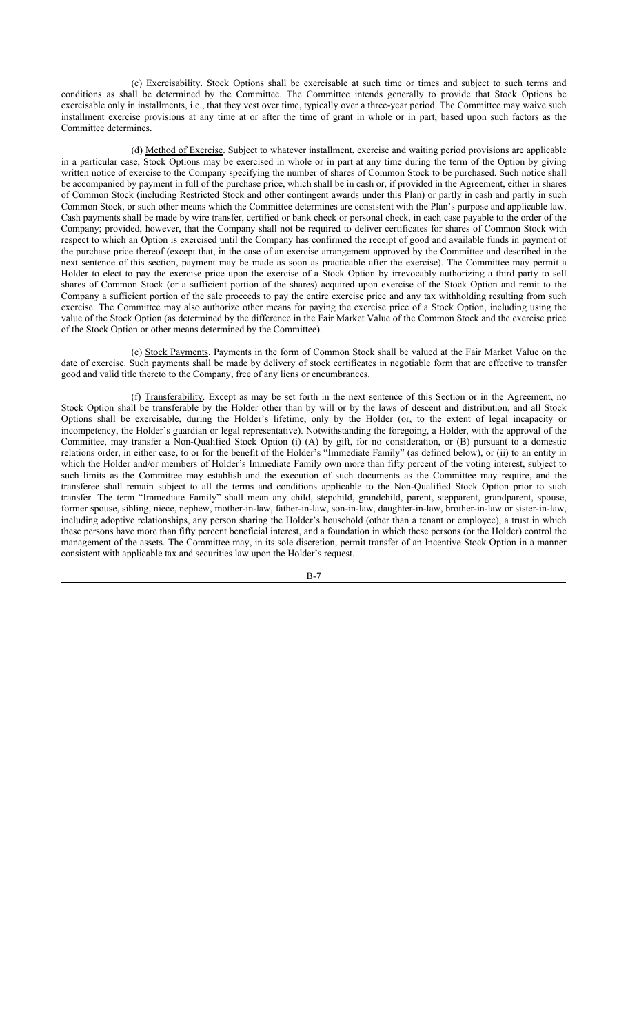(c) Exercisability. Stock Options shall be exercisable at such time or times and subject to such terms and conditions as shall be determined by the Committee. The Committee intends generally to provide that Stock Options be exercisable only in installments, i.e., that they vest over time, typically over a three-year period. The Committee may waive such installment exercise provisions at any time at or after the time of grant in whole or in part, based upon such factors as the Committee determines.

(d) Method of Exercise. Subject to whatever installment, exercise and waiting period provisions are applicable in a particular case, Stock Options may be exercised in whole or in part at any time during the term of the Option by giving written notice of exercise to the Company specifying the number of shares of Common Stock to be purchased. Such notice shall be accompanied by payment in full of the purchase price, which shall be in cash or, if provided in the Agreement, either in shares of Common Stock (including Restricted Stock and other contingent awards under this Plan) or partly in cash and partly in such Common Stock, or such other means which the Committee determines are consistent with the Plan's purpose and applicable law. Cash payments shall be made by wire transfer, certified or bank check or personal check, in each case payable to the order of the Company; provided, however, that the Company shall not be required to deliver certificates for shares of Common Stock with respect to which an Option is exercised until the Company has confirmed the receipt of good and available funds in payment of the purchase price thereof (except that, in the case of an exercise arrangement approved by the Committee and described in the next sentence of this section, payment may be made as soon as practicable after the exercise). The Committee may permit a Holder to elect to pay the exercise price upon the exercise of a Stock Option by irrevocably authorizing a third party to sell shares of Common Stock (or a sufficient portion of the shares) acquired upon exercise of the Stock Option and remit to the Company a sufficient portion of the sale proceeds to pay the entire exercise price and any tax withholding resulting from such exercise. The Committee may also authorize other means for paying the exercise price of a Stock Option, including using the value of the Stock Option (as determined by the difference in the Fair Market Value of the Common Stock and the exercise price of the Stock Option or other means determined by the Committee).

(e) Stock Payments. Payments in the form of Common Stock shall be valued at the Fair Market Value on the date of exercise. Such payments shall be made by delivery of stock certificates in negotiable form that are effective to transfer good and valid title thereto to the Company, free of any liens or encumbrances.

(f) Transferability. Except as may be set forth in the next sentence of this Section or in the Agreement, no Stock Option shall be transferable by the Holder other than by will or by the laws of descent and distribution, and all Stock Options shall be exercisable, during the Holder's lifetime, only by the Holder (or, to the extent of legal incapacity or incompetency, the Holder's guardian or legal representative). Notwithstanding the foregoing, a Holder, with the approval of the Committee, may transfer a Non-Qualified Stock Option (i) (A) by gift, for no consideration, or (B) pursuant to a domestic relations order, in either case, to or for the benefit of the Holder's "Immediate Family" (as defined below), or (ii) to an entity in which the Holder and/or members of Holder's Immediate Family own more than fifty percent of the voting interest, subject to such limits as the Committee may establish and the execution of such documents as the Committee may require, and the transferee shall remain subject to all the terms and conditions applicable to the Non-Qualified Stock Option prior to such transfer. The term "Immediate Family" shall mean any child, stepchild, grandchild, parent, stepparent, grandparent, spouse, former spouse, sibling, niece, nephew, mother-in-law, father-in-law, son-in-law, daughter-in-law, brother-in-law or sister-in-law, including adoptive relationships, any person sharing the Holder's household (other than a tenant or employee), a trust in which these persons have more than fifty percent beneficial interest, and a foundation in which these persons (or the Holder) control the management of the assets. The Committee may, in its sole discretion, permit transfer of an Incentive Stock Option in a manner consistent with applicable tax and securities law upon the Holder's request.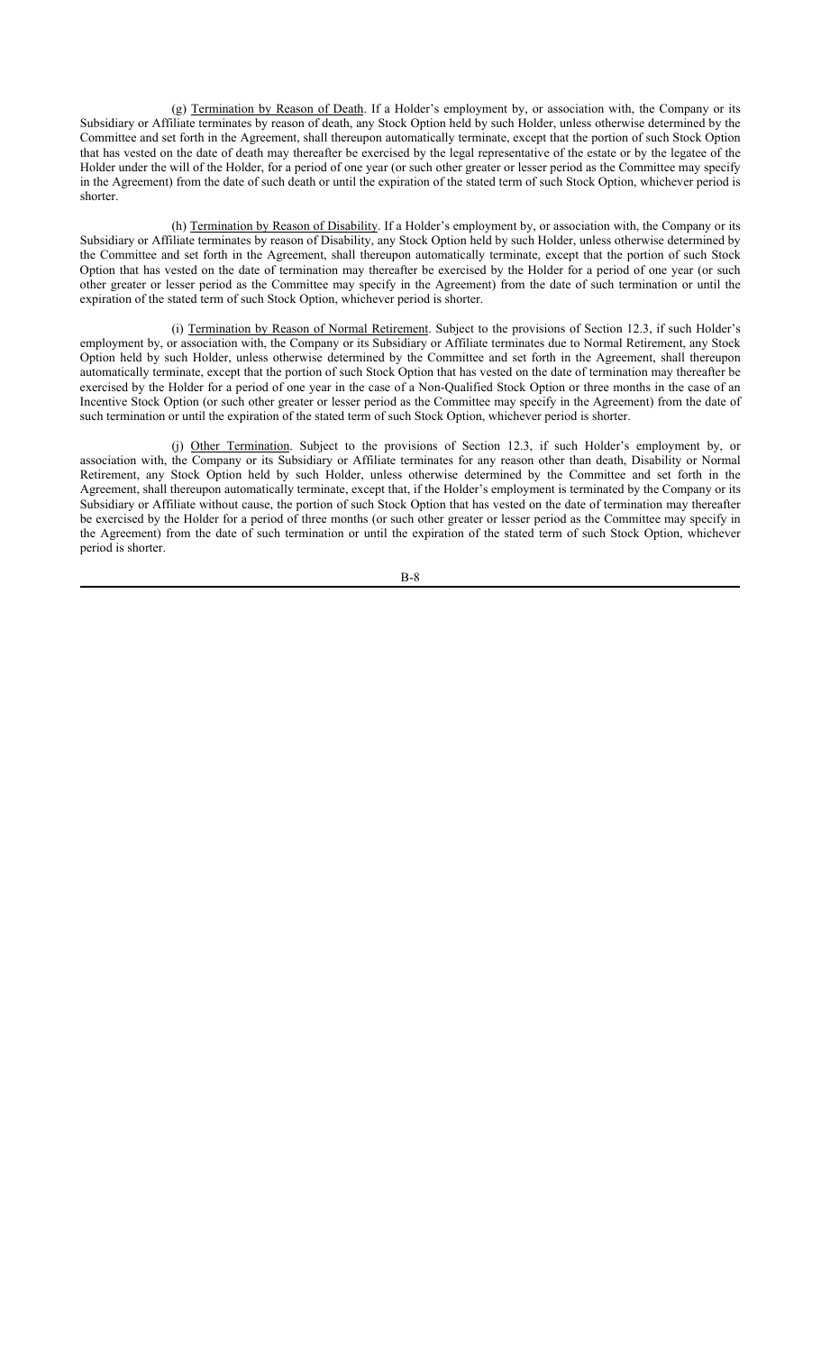(g) <u>Termination by Reason of Death</u>. If a Holder's employment by, or association with, the Company or its Subsidiary or Affiliate terminates by reason of death, any Stock Option held by such Holder, unless otherwise determined by the Committee and set forth in the Agreement, shall thereupon automatically terminate, except that the portion of such Stock Option that has vested on the date of death may thereafter be exercised by the legal representative of the estate or by the legatee of the Holder under the will of the Holder, for a period of one year (or such other greater or lesser period as the Committee may specify in the Agreement) from the date of such death or until the expiration of the stated term of such Stock Option, whichever period is shorter.

(h) <u>Termination by Reason of Disability</u>. If a Holder's employment by, or association with, the Company or its Subsidiary or Affiliate terminates by reason of Disability, any Stock Option held by such Holder, unless otherwise determined by the Committee and set forth in the Agreement, shall thereupon automatically terminate, except that the portion of such Stock Option that has vested on the date of termination may thereafter be exercised by the Holder for a period of one year (or such other greater or lesser period as the Committee may specify in the Agreement) from the date of such termination or until the expiration of the stated term of such Stock Option, whichever period is shorter.

(i) <u>Termination by Reason of Normal Retirement</u>. Subject to the provisions of Section 12.3, if such Holder's employment by, or association with, the Company or its Subsidiary or Affiliate terminates due to Normal Retirement, any Stock Option held by such Holder, unless otherwise determined by the Committee and set forth in the Agreement, shall thereupon automatically terminate, except that the portion of such Stock Option that has vested on the date of termination may thereafter be exercised by the Holder for a period of one year in the case of a Non-Qualified Stock Option or three months in the case of an Incentive Stock Option (or such other greater or lesser period as the Committee may specify in the Agreement) from the date of such termination or until the expiration of the stated term of such Stock Option, whichever period is shorter.

(j) <u>Other Termination</u>. Subject to the provisions of Section 12.3, if such Holder's employment by, or association with, the Company or its Subsidiary or Affiliate terminates for any reason other than death, Disability or Normal Retirement, any Stock Option held by such Holder, unless otherwise determined by the Committee and set forth in the Agreement, shall thereupon automatically terminate, except that, if the Holder's employment is terminated by the Company or its Subsidiary or Affiliate without cause, the portion of such Stock Option that has vested on the date of termination may thereafter be exercised by the Holder for a period of three months (or such other greater or lesser period as the Committee may specify in the Agreement) from the date of such termination or until the expiration of the stated term of such Stock Option, whichever period is shorter.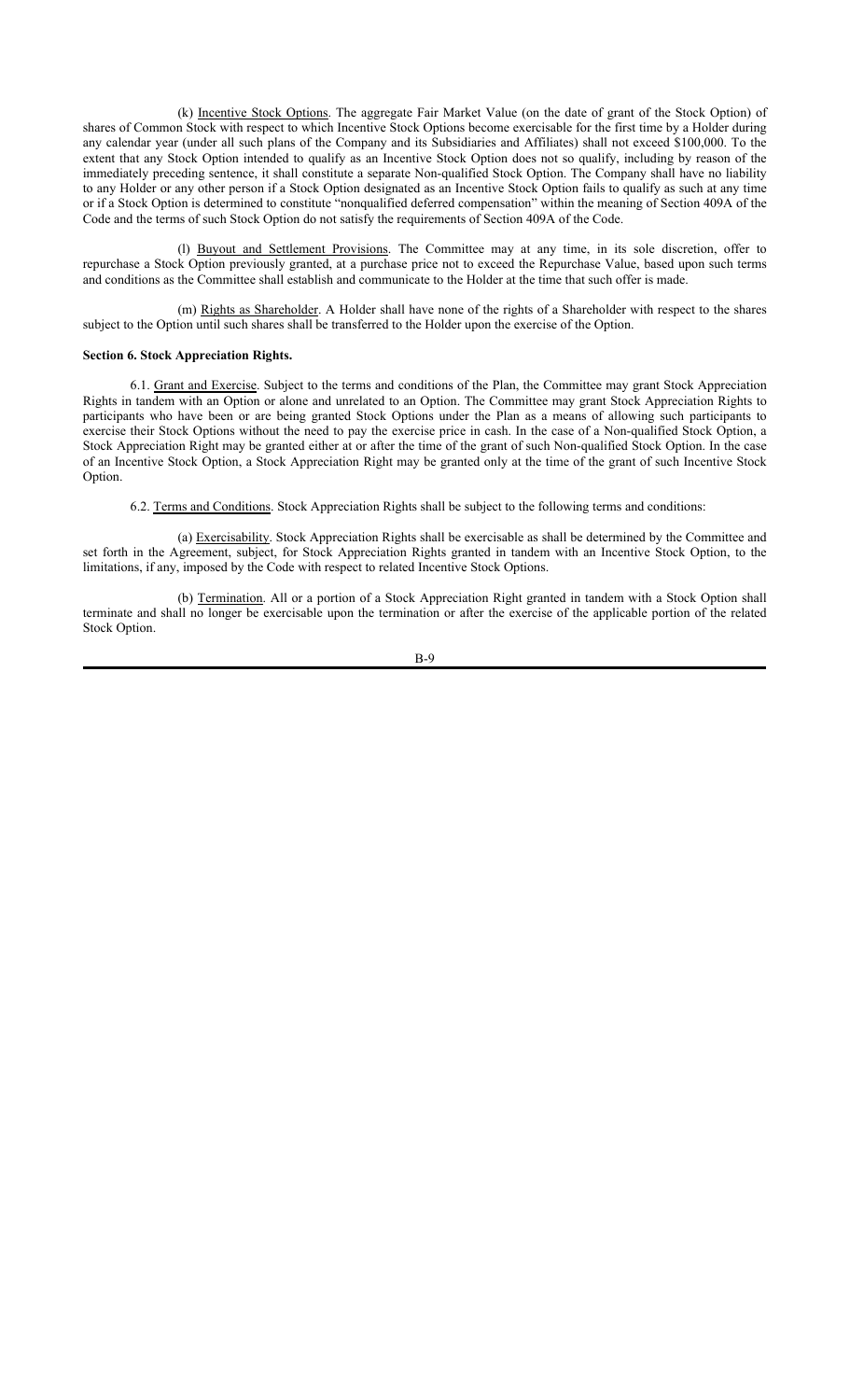(k) Incentive Stock Options. The aggregate Fair Market Value (on the date of grant of the Stock Option) of shares of Common Stock with respect to which Incentive Stock Options become exercisable for the first time by a Holder during any calendar year (under all such plans of the Company and its Subsidiaries and Affiliates) shall not exceed $100,000. To the extent that any Stock Option intended to qualify as an Incentive Stock Option does not so qualify, including by reason of the immediately preceding sentence, it shall constitute a separate Non-qualified Stock Option. The Company shall have no liability to any Holder or any other person if a Stock Option designated as an Incentive Stock Option fails to qualify as such at any time or if a Stock Option is determined to constitute "nonqualified deferred compensation" within the meaning of Section 409A of the Code and the terms of such Stock Option do not satisfy the requirements of Section 409A of the Code.

(l) Buyout and Settlement Provisions. The Committee may at any time, in its sole discretion, offer to repurchase a Stock Option previously granted, at a purchase price not to exceed the Repurchase Value, based upon such terms and conditions as the Committee shall establish and communicate to the Holder at the time that such offer is made.

(m) Rights as Shareholder. A Holder shall have none of the rights of a Shareholder with respect to the shares subject to the Option until such shares shall be transferred to the Holder upon the exercise of the Option.

**Section 6. Stock Appreciation Rights.**

6.1. Grant and Exercise. Subject to the terms and conditions of the Plan, the Committee may grant Stock Appreciation Rights in tandem with an Option or alone and unrelated to an Option. The Committee may grant Stock Appreciation Rights to participants who have been or are being granted Stock Options under the Plan as a means of allowing such participants to exercise their Stock Options without the need to pay the exercise price in cash. In the case of a Non-qualified Stock Option, a Stock Appreciation Right may be granted either at or after the time of the grant of such Non-qualified Stock Option. In the case of an Incentive Stock Option, a Stock Appreciation Right may be granted only at the time of the grant of such Incentive Stock Option.

6.2. Terms and Conditions. Stock Appreciation Rights shall be subject to the following terms and conditions:

(a) Exercisability. Stock Appreciation Rights shall be exercisable as shall be determined by the Committee and set forth in the Agreement, subject, for Stock Appreciation Rights granted in tandem with an Incentive Stock Option, to the limitations, if any, imposed by the Code with respect to related Incentive Stock Options.

(b) Termination. All or a portion of a Stock Appreciation Right granted in tandem with a Stock Option shall terminate and shall no longer be exercisable upon the termination or after the exercise of the applicable portion of the related Stock Option.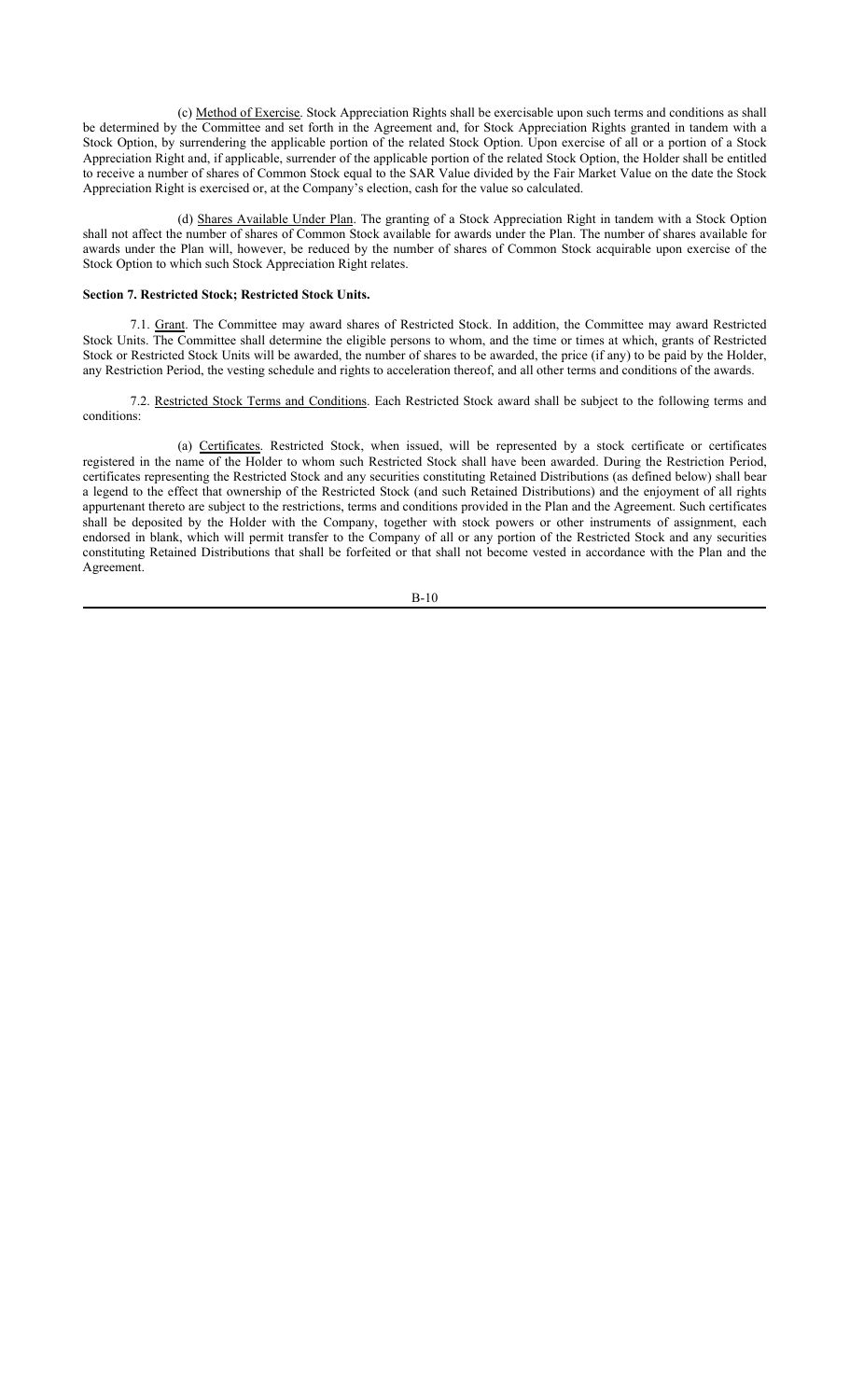(c) Method of Exercise. Stock Appreciation Rights shall be exercisable upon such terms and conditions as shall be determined by the Committee and set forth in the Agreement and, for Stock Appreciation Rights granted in tandem with a Stock Option, by surrendering the applicable portion of the related Stock Option. Upon exercise of all or a portion of a Stock Appreciation Right and, if applicable, surrender of the applicable portion of the related Stock Option, the Holder shall be entitled to receive a number of shares of Common Stock equal to the SAR Value divided by the Fair Market Value on the date the Stock Appreciation Right is exercised or, at the Company's election, cash for the value so calculated.

(d) Shares Available Under Plan. The granting of a Stock Appreciation Right in tandem with a Stock Option shall not affect the number of shares of Common Stock available for awards under the Plan. The number of shares available for awards under the Plan will, however, be reduced by the number of shares of Common Stock acquirable upon exercise of the Stock Option to which such Stock Appreciation Right relates.

**Section 7. Restricted Stock; Restricted Stock Units.**

7.1. Grant. The Committee may award shares of Restricted Stock. In addition, the Committee may award Restricted Stock Units. The Committee shall determine the eligible persons to whom, and the time or times at which, grants of Restricted Stock or Restricted Stock Units will be awarded, the number of shares to be awarded, the price (if any) to be paid by the Holder, any Restriction Period, the vesting schedule and rights to acceleration thereof, and all other terms and conditions of the awards.

7.2. Restricted Stock Terms and Conditions. Each Restricted Stock award shall be subject to the following terms and conditions:

(a) Certificates. Restricted Stock, when issued, will be represented by a stock certificate or certificates registered in the name of the Holder to whom such Restricted Stock shall have been awarded. During the Restriction Period, certificates representing the Restricted Stock and any securities constituting Retained Distributions (as defined below) shall bear a legend to the effect that ownership of the Restricted Stock (and such Retained Distributions) and the enjoyment of all rights appurtenant thereto are subject to the restrictions, terms and conditions provided in the Plan and the Agreement. Such certificates shall be deposited by the Holder with the Company, together with stock powers or other instruments of assignment, each endorsed in blank, which will permit transfer to the Company of all or any portion of the Restricted Stock and any securities constituting Retained Distributions that shall be forfeited or that shall not become vested in accordance with the Plan and the Agreement.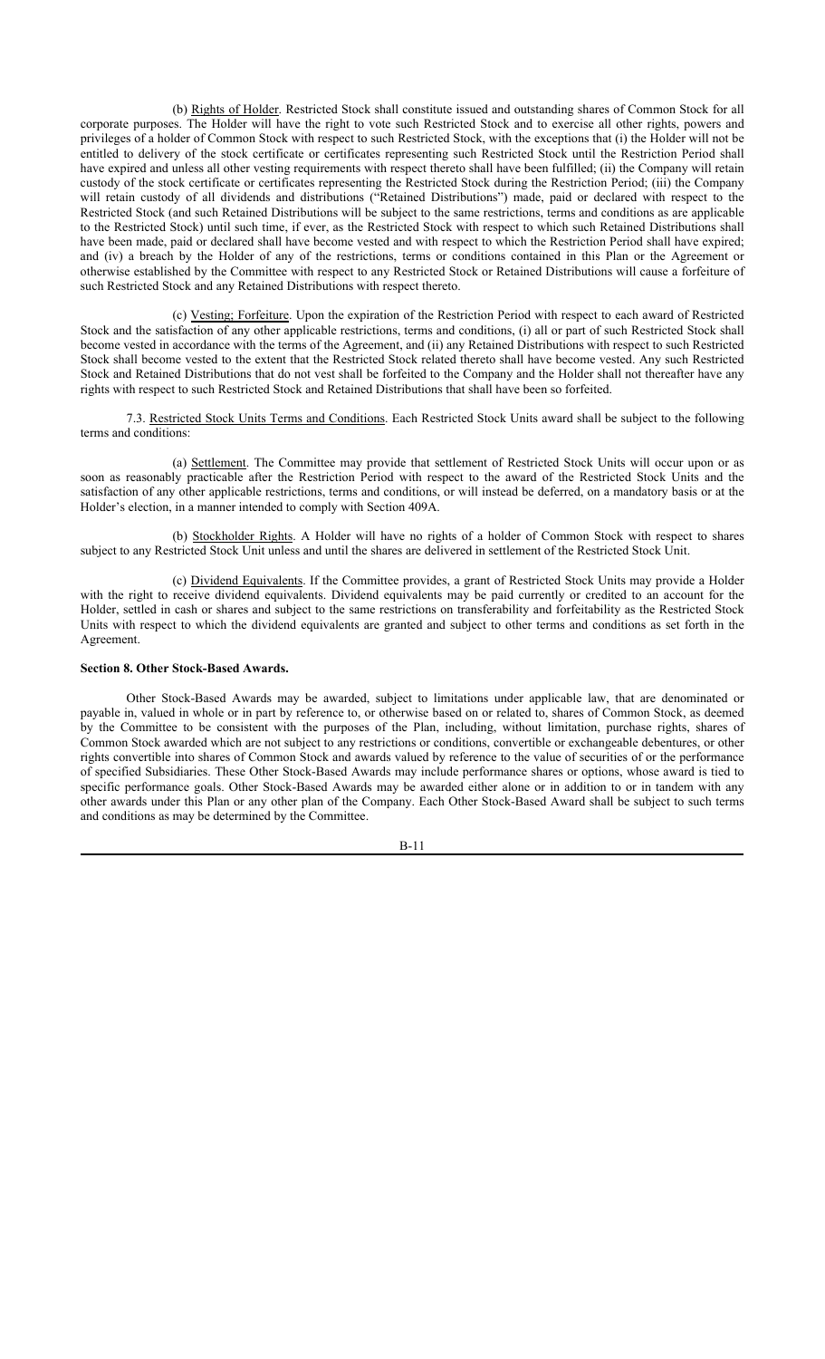(b) Rights of Holder. Restricted Stock shall constitute issued and outstanding shares of Common Stock for all corporate purposes. The Holder will have the right to vote such Restricted Stock and to exercise all other rights, powers and privileges of a holder of Common Stock with respect to such Restricted Stock, with the exceptions that (i) the Holder will not be entitled to delivery of the stock certificate or certificates representing such Restricted Stock until the Restriction Period shall have expired and unless all other vesting requirements with respect thereto shall have been fulfilled; (ii) the Company will retain custody of the stock certificate or certificates representing the Restricted Stock during the Restriction Period; (iii) the Company will retain custody of all dividends and distributions ("Retained Distributions") made, paid or declared with respect to the Restricted Stock (and such Retained Distributions will be subject to the same restrictions, terms and conditions as are applicable to the Restricted Stock) until such time, if ever, as the Restricted Stock with respect to which such Retained Distributions shall have been made, paid or declared shall have become vested and with respect to which the Restriction Period shall have expired; and (iv) a breach by the Holder of any of the restrictions, terms or conditions contained in this Plan or the Agreement or otherwise established by the Committee with respect to any Restricted Stock or Retained Distributions will cause a forfeiture of such Restricted Stock and any Retained Distributions with respect thereto.

(c) Vesting; Forfeiture. Upon the expiration of the Restriction Period with respect to each award of Restricted Stock and the satisfaction of any other applicable restrictions, terms and conditions, (i) all or part of such Restricted Stock shall become vested in accordance with the terms of the Agreement, and (ii) any Retained Distributions with respect to such Restricted Stock shall become vested to the extent that the Restricted Stock related thereto shall have become vested. Any such Restricted Stock and Retained Distributions that do not vest shall be forfeited to the Company and the Holder shall not thereafter have any rights with respect to such Restricted Stock and Retained Distributions that shall have been so forfeited.

7.3. Restricted Stock Units Terms and Conditions. Each Restricted Stock Units award shall be subject to the following terms and conditions:

(a) Settlement. The Committee may provide that settlement of Restricted Stock Units will occur upon or as soon as reasonably practicable after the Restriction Period with respect to the award of the Restricted Stock Units and the satisfaction of any other applicable restrictions, terms and conditions, or will instead be deferred, on a mandatory basis or at the Holder's election, in a manner intended to comply with Section 409A.

(b) Stockholder Rights. A Holder will have no rights of a holder of Common Stock with respect to shares subject to any Restricted Stock Unit unless and until the shares are delivered in settlement of the Restricted Stock Unit.

(c) Dividend Equivalents. If the Committee provides, a grant of Restricted Stock Units may provide a Holder with the right to receive dividend equivalents. Dividend equivalents may be paid currently or credited to an account for the Holder, settled in cash or shares and subject to the same restrictions on transferability and forfeitability as the Restricted Stock Units with respect to which the dividend equivalents are granted and subject to other terms and conditions as set forth in the Agreement.

**Section 8. Other Stock-Based Awards.**

Other Stock-Based Awards may be awarded, subject to limitations under applicable law, that are denominated or payable in, valued in whole or in part by reference to, or otherwise based on or related to, shares of Common Stock, as deemed by the Committee to be consistent with the purposes of the Plan, including, without limitation, purchase rights, shares of Common Stock awarded which are not subject to any restrictions or conditions, convertible or exchangeable debentures, or other rights convertible into shares of Common Stock and awards valued by reference to the value of securities of or the performance of specified Subsidiaries. These Other Stock-Based Awards may include performance shares or options, whose award is tied to specific performance goals. Other Stock-Based Awards may be awarded either alone or in addition to or in tandem with any other awards under this Plan or any other plan of the Company. Each Other Stock-Based Award shall be subject to such terms and conditions as may be determined by the Committee.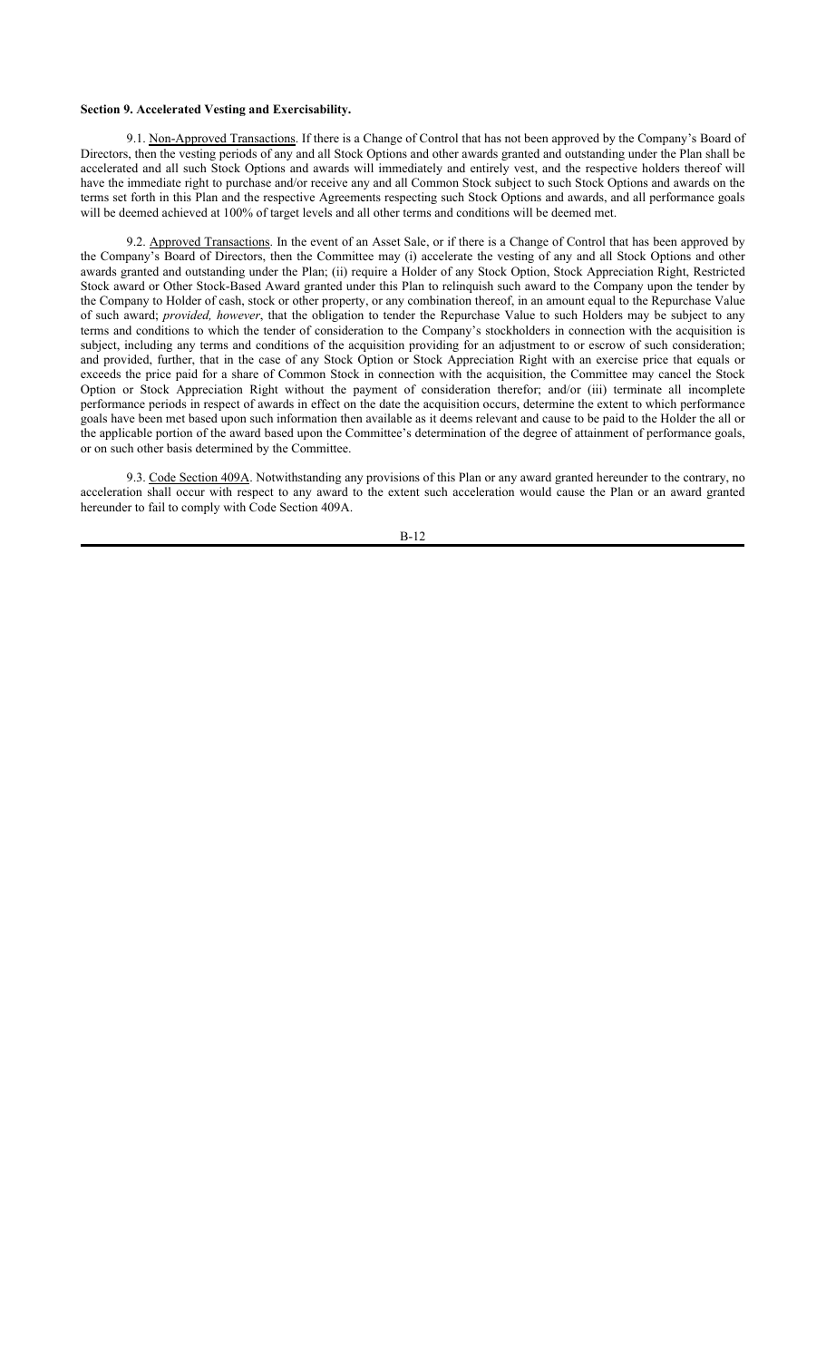**Section 9. Accelerated Vesting and Exercisability.**

9.1. Non-Approved Transactions. If there is a Change of Control that has not been approved by the Company's Board of Directors, then the vesting periods of any and all Stock Options and other awards granted and outstanding under the Plan shall be accelerated and all such Stock Options and awards will immediately and entirely vest, and the respective holders thereof will have the immediate right to purchase and/or receive any and all Common Stock subject to such Stock Options and awards on the terms set forth in this Plan and the respective Agreements respecting such Stock Options and awards, and all performance goals will be deemed achieved at 100% of target levels and all other terms and conditions will be deemed met.

9.2. Approved Transactions. In the event of an Asset Sale, or if there is a Change of Control that has been approved by the Company's Board of Directors, then the Committee may (i) accelerate the vesting of any and all Stock Options and other awards granted and outstanding under the Plan; (ii) require a Holder of any Stock Option, Stock Appreciation Right, Restricted Stock award or Other Stock-Based Award granted under this Plan to relinquish such award to the Company upon the tender by the Company to Holder of cash, stock or other property, or any combination thereof, in an amount equal to the Repurchase Value of such award; *provided, however*, that the obligation to tender the Repurchase Value to such Holders may be subject to any terms and conditions to which the tender of consideration to the Company's stockholders in connection with the acquisition is subject, including any terms and conditions of the acquisition providing for an adjustment to or escrow of such consideration; and provided, further, that in the case of any Stock Option or Stock Appreciation Right with an exercise price that equals or exceeds the price paid for a share of Common Stock in connection with the acquisition, the Committee may cancel the Stock Option or Stock Appreciation Right without the payment of consideration therefor; and/or (iii) terminate all incomplete performance periods in respect of awards in effect on the date the acquisition occurs, determine the extent to which performance goals have been met based upon such information then available as it deems relevant and cause to be paid to the Holder the all or the applicable portion of the award based upon the Committee's determination of the degree of attainment of performance goals, or on such other basis determined by the Committee.

9.3. Code Section 409A. Notwithstanding any provisions of this Plan or any award granted hereunder to the contrary, no acceleration shall occur with respect to any award to the extent such acceleration would cause the Plan or an award granted hereunder to fail to comply with Code Section 409A.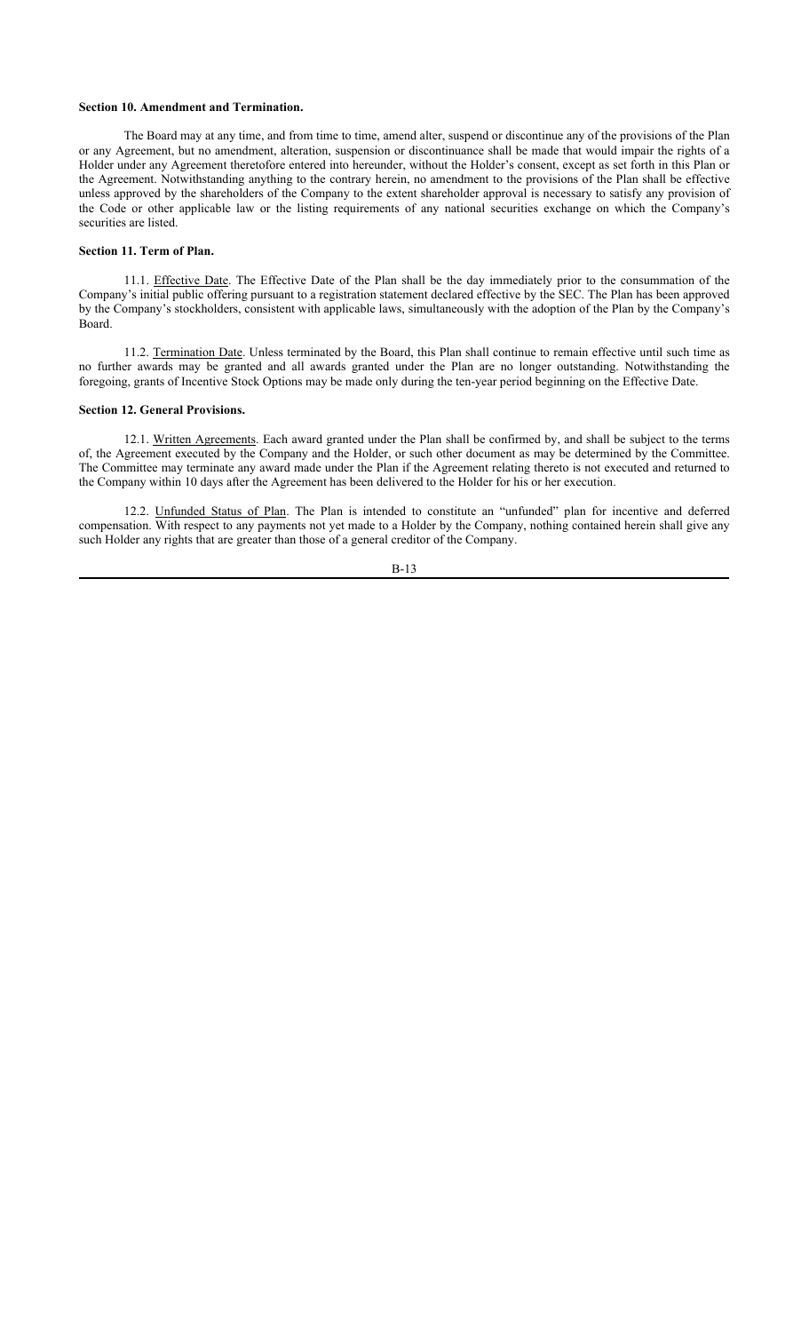**Section 10. Amendment and Termination.**

The Board may at any time, and from time to time, amend alter, suspend or discontinue any of the provisions of the Plan or any Agreement, but no amendment, alteration, suspension or discontinuance shall be made that would impair the rights of a Holder under any Agreement theretofore entered into hereunder, without the Holder's consent, except as set forth in this Plan or the Agreement. Notwithstanding anything to the contrary herein, no amendment to the provisions of the Plan shall be effective unless approved by the shareholders of the Company to the extent shareholder approval is necessary to satisfy any provision of the Code or other applicable law or the listing requirements of any national securities exchange on which the Company's securities are listed.

**Section 11. Term of Plan.**

11.1. Effective Date. The Effective Date of the Plan shall be the day immediately prior to the consummation of the Company's initial public offering pursuant to a registration statement declared effective by the SEC. The Plan has been approved by the Company's stockholders, consistent with applicable laws, simultaneously with the adoption of the Plan by the Company's Board.

11.2. Termination Date. Unless terminated by the Board, this Plan shall continue to remain effective until such time as no further awards may be granted and all awards granted under the Plan are no longer outstanding. Notwithstanding the foregoing, grants of Incentive Stock Options may be made only during the ten-year period beginning on the Effective Date.

**Section 12. General Provisions.**

12.1. Written Agreements. Each award granted under the Plan shall be confirmed by, and shall be subject to the terms of, the Agreement executed by the Company and the Holder, or such other document as may be determined by the Committee. The Committee may terminate any award made under the Plan if the Agreement relating thereto is not executed and returned to the Company within 10 days after the Agreement has been delivered to the Holder for his or her execution.

12.2. Unfunded Status of Plan. The Plan is intended to constitute an "unfunded" plan for incentive and deferred compensation. With respect to any payments not yet made to a Holder by the Company, nothing contained herein shall give any such Holder any rights that are greater than those of a general creditor of the Company.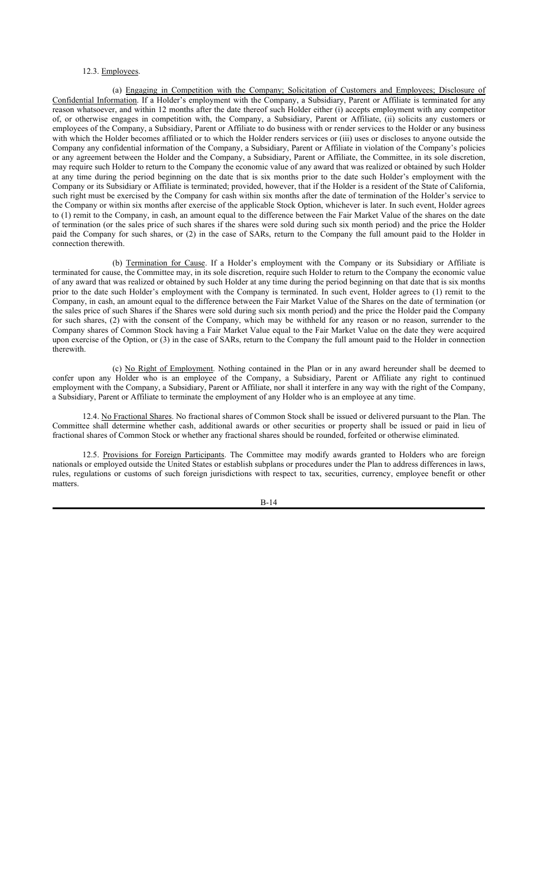12.3. Employees.

(a) Engaging in Competition with the Company; Solicitation of Customers and Employees; Disclosure of Confidential Information. If a Holder's employment with the Company, a Subsidiary, Parent or Affiliate is terminated for any reason whatsoever, and within 12 months after the date thereof such Holder either (i) accepts employment with any competitor of, or otherwise engages in competition with, the Company, a Subsidiary, Parent or Affiliate, (ii) solicits any customers or employees of the Company, a Subsidiary, Parent or Affiliate to do business with or render services to the Holder or any business with which the Holder becomes affiliated or to which the Holder renders services or (iii) uses or discloses to anyone outside the Company any confidential information of the Company, a Subsidiary, Parent or Affiliate in violation of the Company's policies or any agreement between the Holder and the Company, a Subsidiary, Parent or Affiliate, the Committee, in its sole discretion, may require such Holder to return to the Company the economic value of any award that was realized or obtained by such Holder at any time during the period beginning on the date that is six months prior to the date such Holder's employment with the Company or its Subsidiary or Affiliate is terminated; provided, however, that if the Holder is a resident of the State of California, such right must be exercised by the Company for cash within six months after the date of termination of the Holder's service to the Company or within six months after exercise of the applicable Stock Option, whichever is later. In such event, Holder agrees to (1) remit to the Company, in cash, an amount equal to the difference between the Fair Market Value of the shares on the date of termination (or the sales price of such shares if the shares were sold during such six month period) and the price the Holder paid the Company for such shares, or (2) in the case of SARs, return to the Company the full amount paid to the Holder in connection therewith.

(b) Termination for Cause. If a Holder's employment with the Company or its Subsidiary or Affiliate is terminated for cause, the Committee may, in its sole discretion, require such Holder to return to the Company the economic value of any award that was realized or obtained by such Holder at any time during the period beginning on that date that is six months prior to the date such Holder's employment with the Company is terminated. In such event, Holder agrees to (1) remit to the Company, in cash, an amount equal to the difference between the Fair Market Value of the Shares on the date of termination (or the sales price of such Shares if the Shares were sold during such six month period) and the price the Holder paid the Company for such shares, (2) with the consent of the Company, which may be withheld for any reason or no reason, surrender to the Company shares of Common Stock having a Fair Market Value equal to the Fair Market Value on the date they were acquired upon exercise of the Option, or (3) in the case of SARs, return to the Company the full amount paid to the Holder in connection therewith.

(c) No Right of Employment. Nothing contained in the Plan or in any award hereunder shall be deemed to confer upon any Holder who is an employee of the Company, a Subsidiary, Parent or Affiliate any right to continued employment with the Company, a Subsidiary, Parent or Affiliate, nor shall it interfere in any way with the right of the Company, a Subsidiary, Parent or Affiliate to terminate the employment of any Holder who is an employee at any time.

12.4. No Fractional Shares. No fractional shares of Common Stock shall be issued or delivered pursuant to the Plan. The Committee shall determine whether cash, additional awards or other securities or property shall be issued or paid in lieu of fractional shares of Common Stock or whether any fractional shares should be rounded, forfeited or otherwise eliminated.

12.5. Provisions for Foreign Participants. The Committee may modify awards granted to Holders who are foreign nationals or employed outside the United States or establish subplans or procedures under the Plan to address differences in laws, rules, regulations or customs of such foreign jurisdictions with respect to tax, securities, currency, employee benefit or other matters.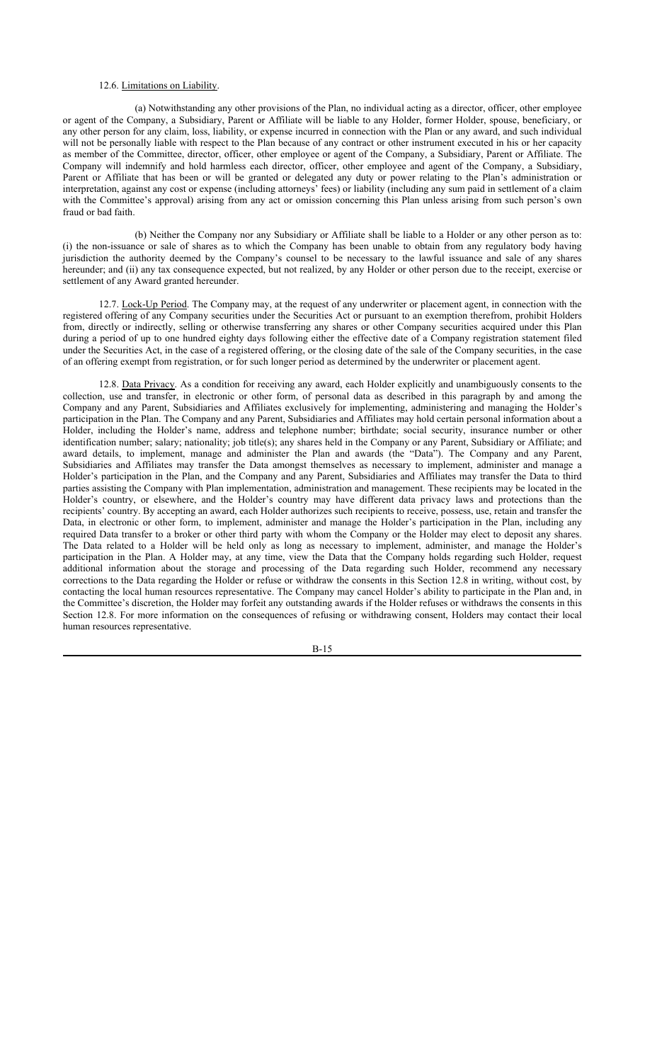12.6. Limitations on Liability.

(a) Notwithstanding any other provisions of the Plan, no individual acting as a director, officer, other employee or agent of the Company, a Subsidiary, Parent or Affiliate will be liable to any Holder, former Holder, spouse, beneficiary, or any other person for any claim, loss, liability, or expense incurred in connection with the Plan or any award, and such individual will not be personally liable with respect to the Plan because of any contract or other instrument executed in his or her capacity as member of the Committee, director, officer, other employee or agent of the Company, a Subsidiary, Parent or Affiliate. The Company will indemnify and hold harmless each director, officer, other employee and agent of the Company, a Subsidiary, Parent or Affiliate that has been or will be granted or delegated any duty or power relating to the Plan's administration or interpretation, against any cost or expense (including attorneys' fees) or liability (including any sum paid in settlement of a claim with the Committee's approval) arising from any act or omission concerning this Plan unless arising from such person's own fraud or bad faith.

(b) Neither the Company nor any Subsidiary or Affiliate shall be liable to a Holder or any other person as to: (i) the non-issuance or sale of shares as to which the Company has been unable to obtain from any regulatory body having jurisdiction the authority deemed by the Company's counsel to be necessary to the lawful issuance and sale of any shares hereunder; and (ii) any tax consequence expected, but not realized, by any Holder or other person due to the receipt, exercise or settlement of any Award granted hereunder.

12.7. Lock-Up Period. The Company may, at the request of any underwriter or placement agent, in connection with the registered offering of any Company securities under the Securities Act or pursuant to an exemption therefrom, prohibit Holders from, directly or indirectly, selling or otherwise transferring any shares or other Company securities acquired under this Plan during a period of up to one hundred eighty days following either the effective date of a Company registration statement filed under the Securities Act, in the case of a registered offering, or the closing date of the sale of the Company securities, in the case of an offering exempt from registration, or for such longer period as determined by the underwriter or placement agent.

12.8. Data Privacy. As a condition for receiving any award, each Holder explicitly and unambiguously consents to the collection, use and transfer, in electronic or other form, of personal data as described in this paragraph by and among the Company and any Parent, Subsidiaries and Affiliates exclusively for implementing, administering and managing the Holder's participation in the Plan. The Company and any Parent, Subsidiaries and Affiliates may hold certain personal information about a Holder, including the Holder's name, address and telephone number; birthdate; social security, insurance number or other identification number; salary; nationality; job title(s); any shares held in the Company or any Parent, Subsidiary or Affiliate; and award details, to implement, manage and administer the Plan and awards (the "Data"). The Company and any Parent, Subsidiaries and Affiliates may transfer the Data amongst themselves as necessary to implement, administer and manage a Holder's participation in the Plan, and the Company and any Parent, Subsidiaries and Affiliates may transfer the Data to third parties assisting the Company with Plan implementation, administration and management. These recipients may be located in the Holder's country, or elsewhere, and the Holder's country may have different data privacy laws and protections than the recipients' country. By accepting an award, each Holder authorizes such recipients to receive, possess, use, retain and transfer the Data, in electronic or other form, to implement, administer and manage the Holder's participation in the Plan, including any required Data transfer to a broker or other third party with whom the Company or the Holder may elect to deposit any shares. The Data related to a Holder will be held only as long as necessary to implement, administer, and manage the Holder's participation in the Plan. A Holder may, at any time, view the Data that the Company holds regarding such Holder, request additional information about the storage and processing of the Data regarding such Holder, recommend any necessary corrections to the Data regarding the Holder or refuse or withdraw the consents in this Section 12.8 in writing, without cost, by contacting the local human resources representative. The Company may cancel Holder's ability to participate in the Plan and, in the Committee's discretion, the Holder may forfeit any outstanding awards if the Holder refuses or withdraws the consents in this Section 12.8. For more information on the consequences of refusing or withdrawing consent, Holders may contact their local human resources representative.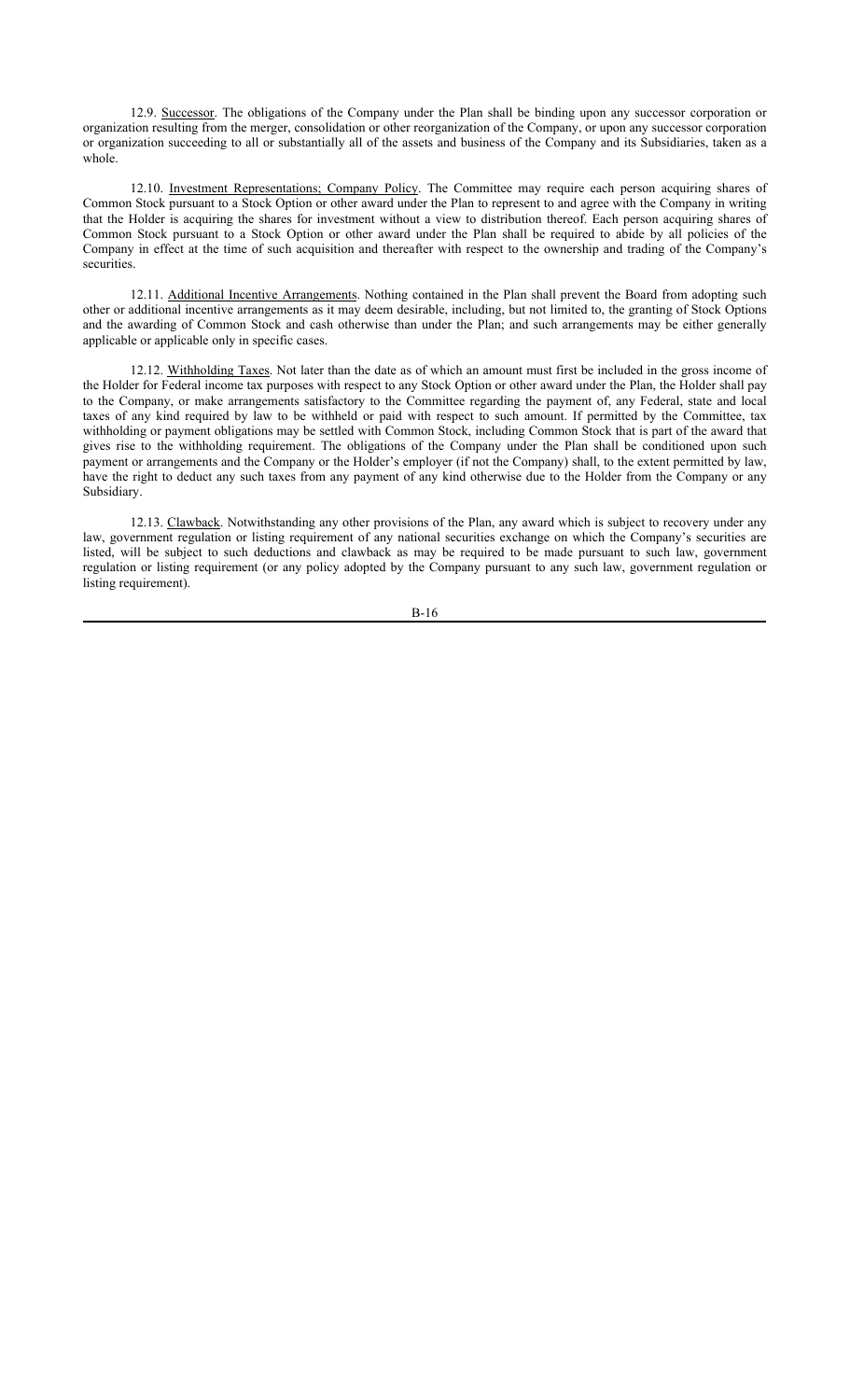12.9. Successor. The obligations of the Company under the Plan shall be binding upon any successor corporation or organization resulting from the merger, consolidation or other reorganization of the Company, or upon any successor corporation or organization succeeding to all or substantially all of the assets and business of the Company and its Subsidiaries, taken as a whole.

12.10. Investment Representations; Company Policy. The Committee may require each person acquiring shares of Common Stock pursuant to a Stock Option or other award under the Plan to represent to and agree with the Company in writing that the Holder is acquiring the shares for investment without a view to distribution thereof. Each person acquiring shares of Common Stock pursuant to a Stock Option or other award under the Plan shall be required to abide by all policies of the Company in effect at the time of such acquisition and thereafter with respect to the ownership and trading of the Company's securities.

12.11. Additional Incentive Arrangements. Nothing contained in the Plan shall prevent the Board from adopting such other or additional incentive arrangements as it may deem desirable, including, but not limited to, the granting of Stock Options and the awarding of Common Stock and cash otherwise than under the Plan; and such arrangements may be either generally applicable or applicable only in specific cases.

12.12. Withholding Taxes. Not later than the date as of which an amount must first be included in the gross income of the Holder for Federal income tax purposes with respect to any Stock Option or other award under the Plan, the Holder shall pay to the Company, or make arrangements satisfactory to the Committee regarding the payment of, any Federal, state and local taxes of any kind required by law to be withheld or paid with respect to such amount. If permitted by the Committee, tax withholding or payment obligations may be settled with Common Stock, including Common Stock that is part of the award that gives rise to the withholding requirement. The obligations of the Company under the Plan shall be conditioned upon such payment or arrangements and the Company or the Holder's employer (if not the Company) shall, to the extent permitted by law, have the right to deduct any such taxes from any payment of any kind otherwise due to the Holder from the Company or any Subsidiary.

12.13. Clawback. Notwithstanding any other provisions of the Plan, any award which is subject to recovery under any law, government regulation or listing requirement of any national securities exchange on which the Company's securities are listed, will be subject to such deductions and clawback as may be required to be made pursuant to such law, government regulation or listing requirement (or any policy adopted by the Company pursuant to any such law, government regulation or listing requirement).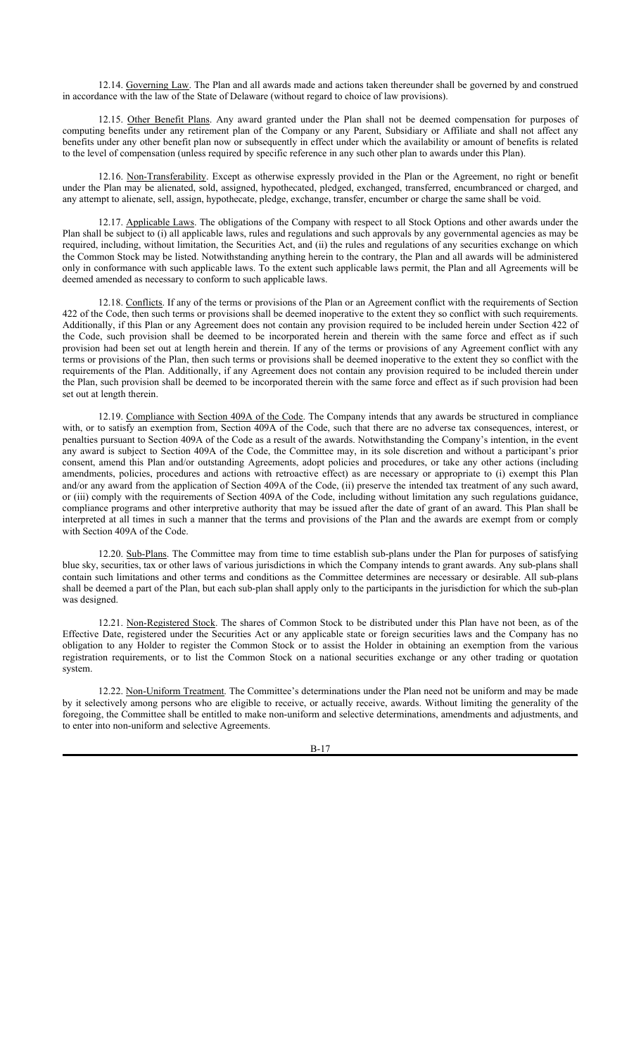12.14. Governing Law. The Plan and all awards made and actions taken thereunder shall be governed by and construed in accordance with the law of the State of Delaware (without regard to choice of law provisions).

12.15. Other Benefit Plans. Any award granted under the Plan shall not be deemed compensation for purposes of computing benefits under any retirement plan of the Company or any Parent, Subsidiary or Affiliate and shall not affect any benefits under any other benefit plan now or subsequently in effect under which the availability or amount of benefits is related to the level of compensation (unless required by specific reference in any such other plan to awards under this Plan).

12.16. Non-Transferability. Except as otherwise expressly provided in the Plan or the Agreement, no right or benefit under the Plan may be alienated, sold, assigned, hypothecated, pledged, exchanged, transferred, encumbranced or charged, and any attempt to alienate, sell, assign, hypothecate, pledge, exchange, transfer, encumber or charge the same shall be void.

12.17. Applicable Laws. The obligations of the Company with respect to all Stock Options and other awards under the Plan shall be subject to (i) all applicable laws, rules and regulations and such approvals by any governmental agencies as may be required, including, without limitation, the Securities Act, and (ii) the rules and regulations of any securities exchange on which the Common Stock may be listed. Notwithstanding anything herein to the contrary, the Plan and all awards will be administered only in conformance with such applicable laws. To the extent such applicable laws permit, the Plan and all Agreements will be deemed amended as necessary to conform to such applicable laws.

12.18. Conflicts. If any of the terms or provisions of the Plan or an Agreement conflict with the requirements of Section 422 of the Code, then such terms or provisions shall be deemed inoperative to the extent they so conflict with such requirements. Additionally, if this Plan or any Agreement does not contain any provision required to be included herein under Section 422 of the Code, such provision shall be deemed to be incorporated herein and therein with the same force and effect as if such provision had been set out at length herein and therein. If any of the terms or provisions of any Agreement conflict with any terms or provisions of the Plan, then such terms or provisions shall be deemed inoperative to the extent they so conflict with the requirements of the Plan. Additionally, if any Agreement does not contain any provision required to be included therein under the Plan, such provision shall be deemed to be incorporated therein with the same force and effect as if such provision had been set out at length therein.

12.19. Compliance with Section 409A of the Code. The Company intends that any awards be structured in compliance with, or to satisfy an exemption from, Section 409A of the Code, such that there are no adverse tax consequences, interest, or penalties pursuant to Section 409A of the Code as a result of the awards. Notwithstanding the Company's intention, in the event any award is subject to Section 409A of the Code, the Committee may, in its sole discretion and without a participant's prior consent, amend this Plan and/or outstanding Agreements, adopt policies and procedures, or take any other actions (including amendments, policies, procedures and actions with retroactive effect) as are necessary or appropriate to (i) exempt this Plan and/or any award from the application of Section 409A of the Code, (ii) preserve the intended tax treatment of any such award, or (iii) comply with the requirements of Section 409A of the Code, including without limitation any such regulations guidance, compliance programs and other interpretive authority that may be issued after the date of grant of an award. This Plan shall be interpreted at all times in such a manner that the terms and provisions of the Plan and the awards are exempt from or comply with Section 409A of the Code.

12.20. Sub-Plans. The Committee may from time to time establish sub-plans under the Plan for purposes of satisfying blue sky, securities, tax or other laws of various jurisdictions in which the Company intends to grant awards. Any sub-plans shall contain such limitations and other terms and conditions as the Committee determines are necessary or desirable. All sub-plans shall be deemed a part of the Plan, but each sub-plan shall apply only to the participants in the jurisdiction for which the sub-plan was designed.

12.21. Non-Registered Stock. The shares of Common Stock to be distributed under this Plan have not been, as of the Effective Date, registered under the Securities Act or any applicable state or foreign securities laws and the Company has no obligation to any Holder to register the Common Stock or to assist the Holder in obtaining an exemption from the various registration requirements, or to list the Common Stock on a national securities exchange or any other trading or quotation system.

12.22. Non-Uniform Treatment. The Committee's determinations under the Plan need not be uniform and may be made by it selectively among persons who are eligible to receive, or actually receive, awards. Without limiting the generality of the foregoing, the Committee shall be entitled to make non-uniform and selective determinations, amendments and adjustments, and to enter into non-uniform and selective Agreements.